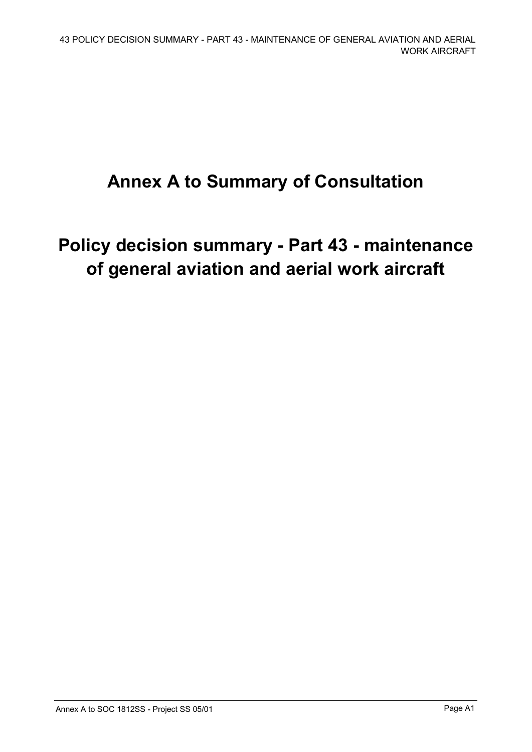# Annex A to Summary of Consultation

# Policy decision summary - Part 43 - maintenance of general aviation and aerial work aircraft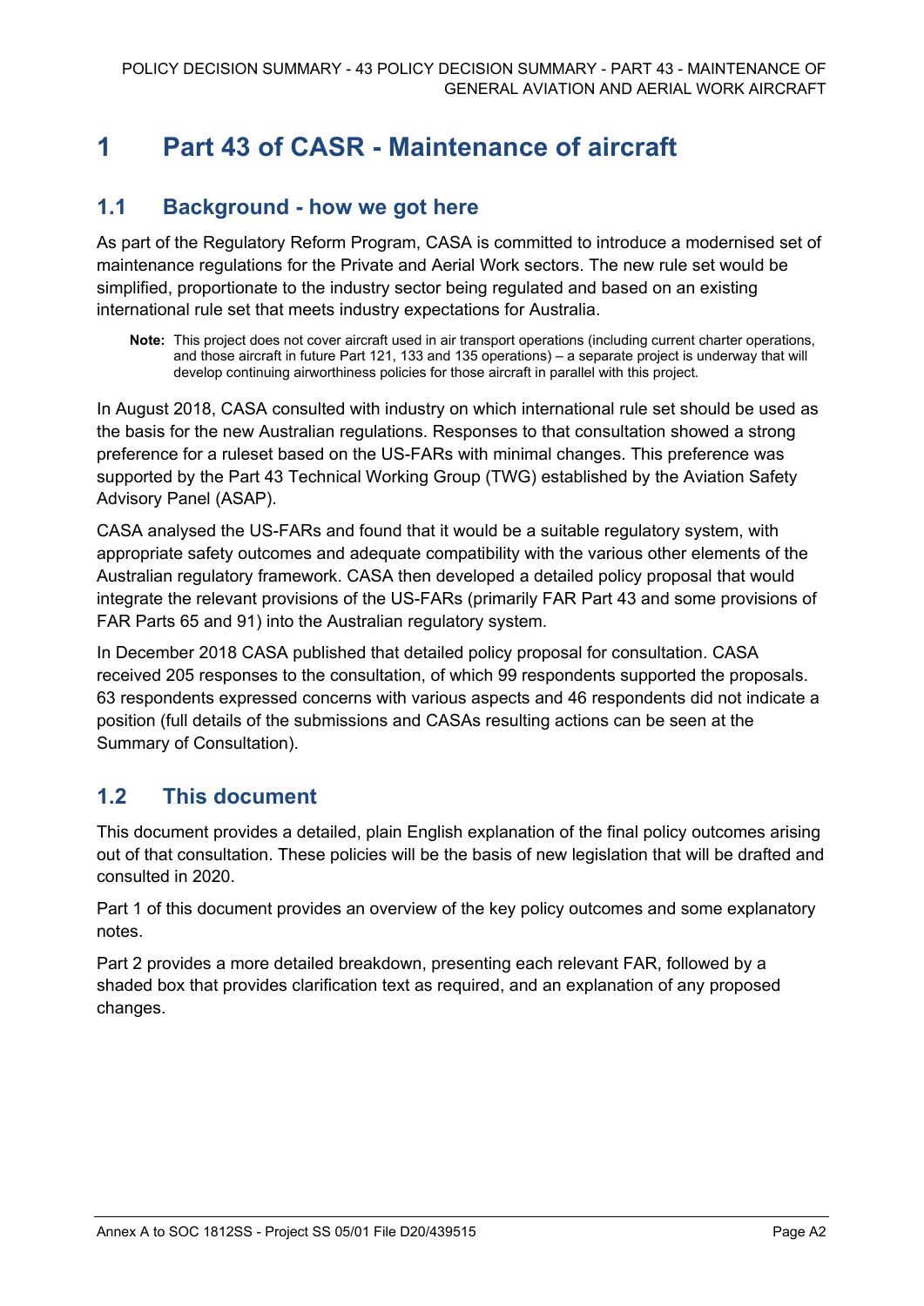# 1 Part 43 of CASR - Maintenance of aircraft

## 1.1 Background - how we got here

As part of the Regulatory Reform Program, CASA is committed to introduce a modernised set of maintenance regulations for the Private and Aerial Work sectors. The new rule set would be simplified, proportionate to the industry sector being regulated and based on an existing international rule set that meets industry expectations for Australia.

> **Note:** This project does not cover aircraft used in air transport operations (including current charter operations, and those aircraft in future Part 121, 133 and 135 operations) – a separate project is underway that will develop continuing airworthiness policies for those aircraft in parallel with this project.

In August 2018, CASA consulted with industry on which international rule set should be used as the basis for the new Australian regulations. Responses to that consultation showed a strong preference for a ruleset based on the US-FARs with minimal changes. This preference was supported by the Part 43 Technical Working Group (TWG) established by the Aviation Safety Advisory Panel (ASAP).

CASA analysed the US-FARs and found that it would be a suitable regulatory system, with appropriate safety outcomes and adequate compatibility with the various other elements of the Australian regulatory framework. CASA then developed a detailed policy proposal that would integrate the relevant provisions of the US-FARs (primarily FAR Part 43 and some provisions of FAR Parts 65 and 91) into the Australian regulatory system.

In December 2018 CASA published that detailed policy proposal for consultation. CASA received 205 responses to the consultation, of which 99 respondents supported the proposals. 63 respondents expressed concerns with various aspects and 46 respondents did not indicate a position (full details of the submissions and CASAs resulting actions can be seen at the Summary of Consultation).

## 1.2 This document

This document provides a detailed, plain English explanation of the final policy outcomes arising out of that consultation. These policies will be the basis of new legislation that will be drafted and consulted in 2020.

Part 1 of this document provides an overview of the key policy outcomes and some explanatory notes.

Part 2 provides a more detailed breakdown, presenting each relevant FAR, followed by a shaded box that provides clarification text as required, and an explanation of any proposed changes.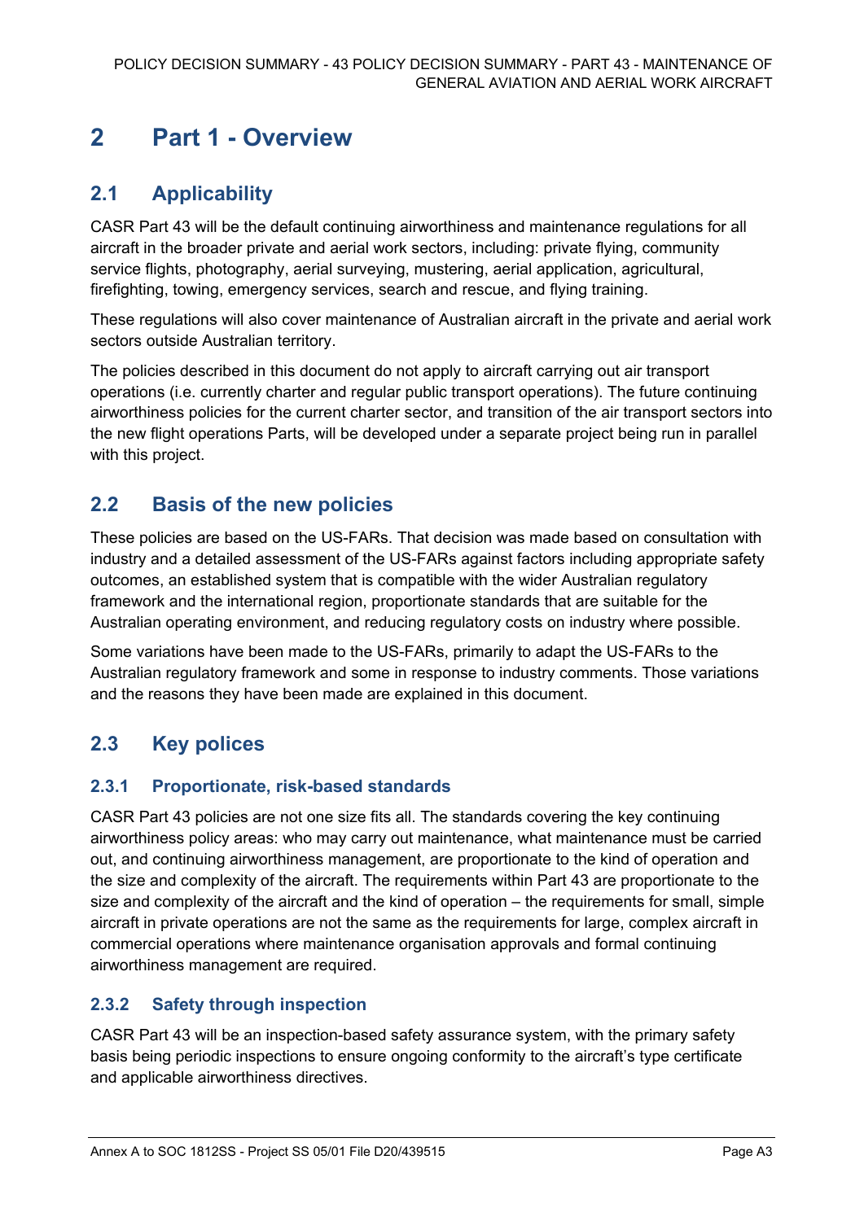# 2 Part 1 - Overview

## 2.1 Applicability

CASR Part 43 will be the default continuing airworthiness and maintenance regulations for all aircraft in the broader private and aerial work sectors, including: private flying, community service flights, photography, aerial surveying, mustering, aerial application, agricultural, firefighting, towing, emergency services, search and rescue, and flying training.

These regulations will also cover maintenance of Australian aircraft in the private and aerial work sectors outside Australian territory.

The policies described in this document do not apply to aircraft carrying out air transport operations (i.e. currently charter and regular public transport operations). The future continuing airworthiness policies for the current charter sector, and transition of the air transport sectors into the new flight operations Parts, will be developed under a separate project being run in parallel with this project.

## 2.2 Basis of the new policies

These policies are based on the US-FARs. That decision was made based on consultation with industry and a detailed assessment of the US-FARs against factors including appropriate safety outcomes, an established system that is compatible with the wider Australian regulatory framework and the international region, proportionate standards that are suitable for the Australian operating environment, and reducing regulatory costs on industry where possible.

Some variations have been made to the US-FARs, primarily to adapt the US-FARs to the Australian regulatory framework and some in response to industry comments. Those variations and the reasons they have been made are explained in this document.

## 2.3 Key polices

### 2.3.1 Proportionate, risk-based standards

CASR Part 43 policies are not one size fits all. The standards covering the key continuing airworthiness policy areas: who may carry out maintenance, what maintenance must be carried out, and continuing airworthiness management, are proportionate to the kind of operation and the size and complexity of the aircraft. The requirements within Part 43 are proportionate to the size and complexity of the aircraft and the kind of operation – the requirements for small, simple aircraft in private operations are not the same as the requirements for large, complex aircraft in commercial operations where maintenance organisation approvals and formal continuing airworthiness management are required.

### 2.3.2 Safety through inspection

CASR Part 43 will be an inspection-based safety assurance system, with the primary safety basis being periodic inspections to ensure ongoing conformity to the aircraft's type certificate and applicable airworthiness directives.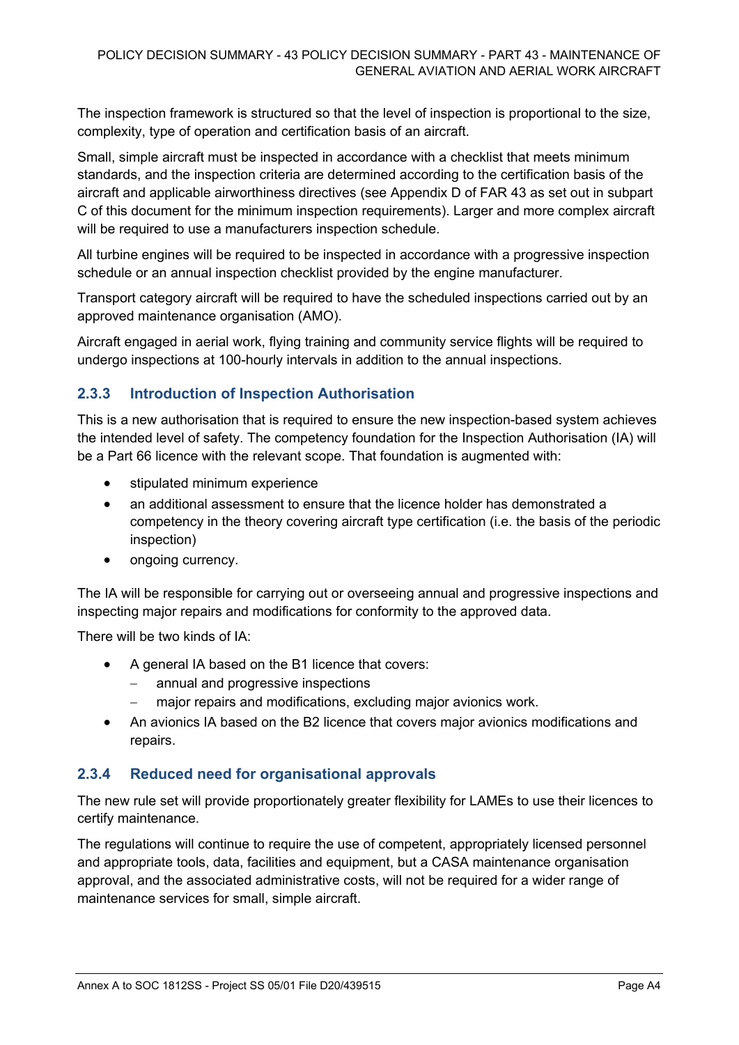The inspection framework is structured so that the level of inspection is proportional to the size, complexity, type of operation and certification basis of an aircraft.

Small, simple aircraft must be inspected in accordance with a checklist that meets minimum standards, and the inspection criteria are determined according to the certification basis of the aircraft and applicable airworthiness directives (see Appendix D of FAR 43 as set out in subpart C of this document for the minimum inspection requirements). Larger and more complex aircraft will be required to use a manufacturers inspection schedule.

All turbine engines will be required to be inspected in accordance with a progressive inspection schedule or an annual inspection checklist provided by the engine manufacturer.

Transport category aircraft will be required to have the scheduled inspections carried out by an approved maintenance organisation (AMO).

Aircraft engaged in aerial work, flying training and community service flights will be required to undergo inspections at 100-hourly intervals in addition to the annual inspections.

### 2.3.3 Introduction of Inspection Authorisation

This is a new authorisation that is required to ensure the new inspection-based system achieves the intended level of safety. The competency foundation for the Inspection Authorisation (IA) will be a Part 66 licence with the relevant scope. That foundation is augmented with:

- stipulated minimum experience
- an additional assessment to ensure that the licence holder has demonstrated a competency in the theory covering aircraft type certification (i.e. the basis of the periodic inspection)
- ongoing currency.

The IA will be responsible for carrying out or overseeing annual and progressive inspections and inspecting major repairs and modifications for conformity to the approved data.

There will be two kinds of IA:

- A general IA based on the B1 licence that covers:
  - annual and progressive inspections
  - major repairs and modifications, excluding major avionics work.
- An avionics IA based on the B2 licence that covers major avionics modifications and repairs.

### 2.3.4 Reduced need for organisational approvals

The new rule set will provide proportionately greater flexibility for LAMEs to use their licences to certify maintenance.

The regulations will continue to require the use of competent, appropriately licensed personnel and appropriate tools, data, facilities and equipment, but a CASA maintenance organisation approval, and the associated administrative costs, will not be required for a wider range of maintenance services for small, simple aircraft.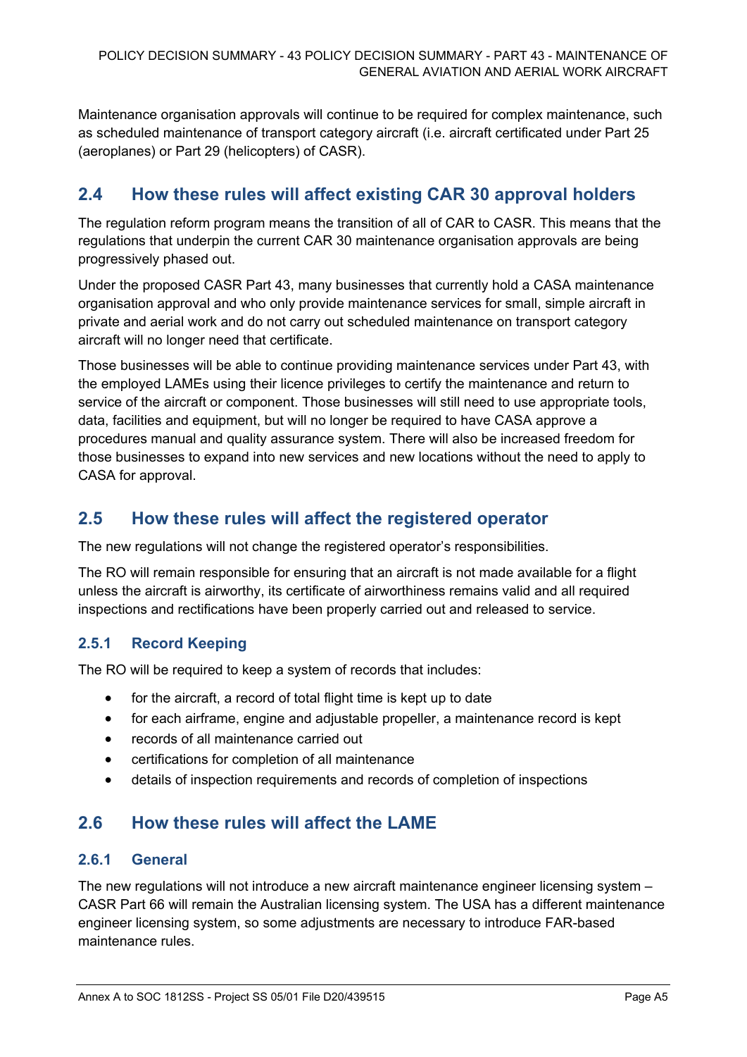Maintenance organisation approvals will continue to be required for complex maintenance, such as scheduled maintenance of transport category aircraft (i.e. aircraft certificated under Part 25 (aeroplanes) or Part 29 (helicopters) of CASR).

## 2.4 How these rules will affect existing CAR 30 approval holders

The regulation reform program means the transition of all of CAR to CASR. This means that the regulations that underpin the current CAR 30 maintenance organisation approvals are being progressively phased out.

Under the proposed CASR Part 43, many businesses that currently hold a CASA maintenance organisation approval and who only provide maintenance services for small, simple aircraft in private and aerial work and do not carry out scheduled maintenance on transport category aircraft will no longer need that certificate.

Those businesses will be able to continue providing maintenance services under Part 43, with the employed LAMEs using their licence privileges to certify the maintenance and return to service of the aircraft or component. Those businesses will still need to use appropriate tools, data, facilities and equipment, but will no longer be required to have CASA approve a procedures manual and quality assurance system. There will also be increased freedom for those businesses to expand into new services and new locations without the need to apply to CASA for approval.

## 2.5 How these rules will affect the registered operator

The new regulations will not change the registered operator's responsibilities.

The RO will remain responsible for ensuring that an aircraft is not made available for a flight unless the aircraft is airworthy, its certificate of airworthiness remains valid and all required inspections and rectifications have been properly carried out and released to service.

### 2.5.1 Record Keeping

The RO will be required to keep a system of records that includes:

- for the aircraft, a record of total flight time is kept up to date
- for each airframe, engine and adjustable propeller, a maintenance record is kept
- records of all maintenance carried out
- certifications for completion of all maintenance
- details of inspection requirements and records of completion of inspections

## 2.6 How these rules will affect the LAME

### 2.6.1 General

The new regulations will not introduce a new aircraft maintenance engineer licensing system – CASR Part 66 will remain the Australian licensing system. The USA has a different maintenance engineer licensing system, so some adjustments are necessary to introduce FAR-based maintenance rules.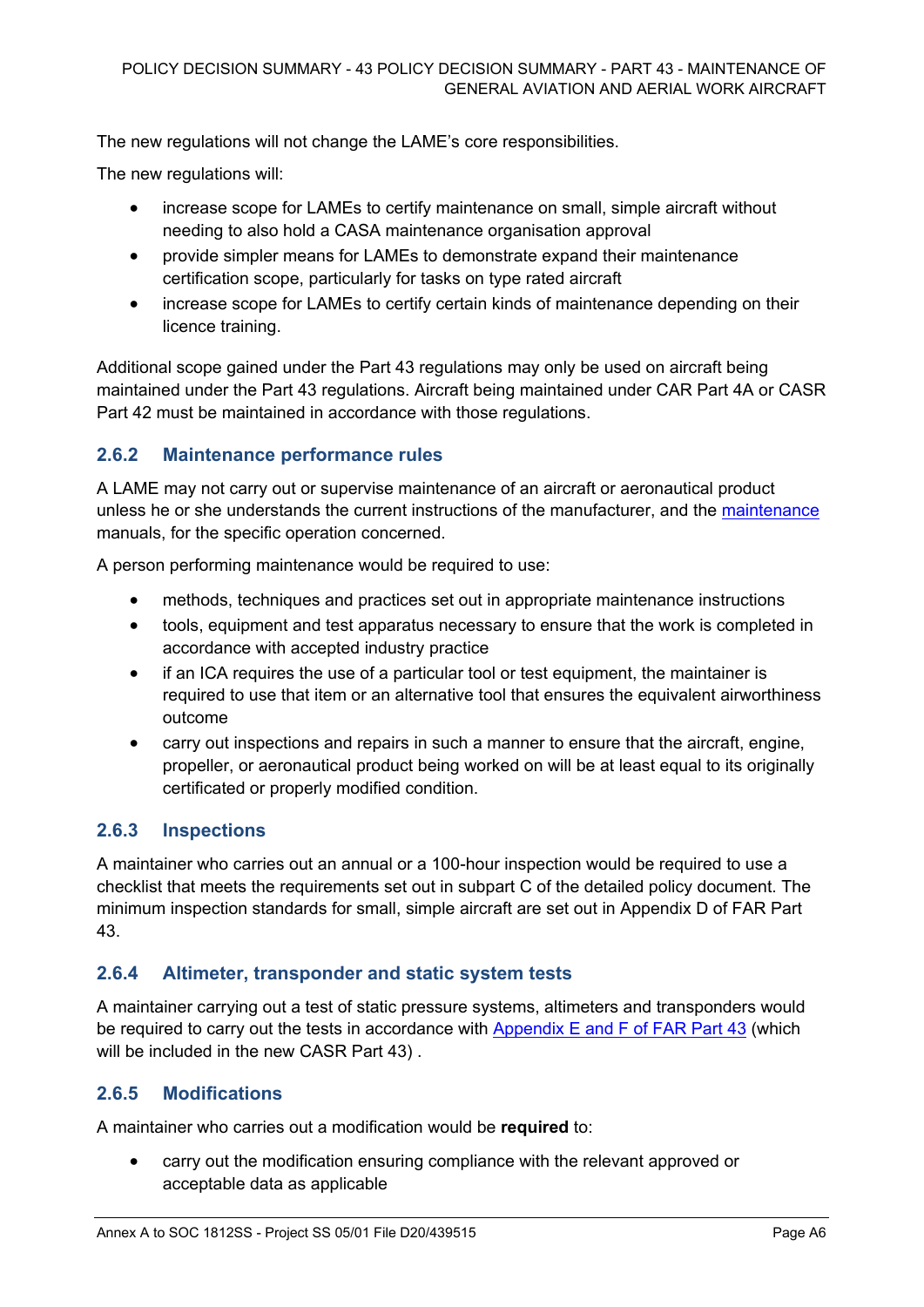The new regulations will not change the LAME's core responsibilities.

The new regulations will:

- increase scope for LAMEs to certify maintenance on small, simple aircraft without needing to also hold a CASA maintenance organisation approval
- provide simpler means for LAMEs to demonstrate expand their maintenance certification scope, particularly for tasks on type rated aircraft
- increase scope for LAMEs to certify certain kinds of maintenance depending on their licence training.

Additional scope gained under the Part 43 regulations may only be used on aircraft being maintained under the Part 43 regulations. Aircraft being maintained under CAR Part 4A or CASR Part 42 must be maintained in accordance with those regulations.

### 2.6.2 Maintenance performance rules

A LAME may not carry out or supervise maintenance of an aircraft or aeronautical product unless he or she understands the current instructions of the manufacturer, and the maintenance manuals, for the specific operation concerned.

A person performing maintenance would be required to use:

- methods, techniques and practices set out in appropriate maintenance instructions
- tools, equipment and test apparatus necessary to ensure that the work is completed in accordance with accepted industry practice
- if an ICA requires the use of a particular tool or test equipment, the maintainer is required to use that item or an alternative tool that ensures the equivalent airworthiness outcome
- carry out inspections and repairs in such a manner to ensure that the aircraft, engine, propeller, or aeronautical product being worked on will be at least equal to its originally certificated or properly modified condition.

### 2.6.3 Inspections

A maintainer who carries out an annual or a 100-hour inspection would be required to use a checklist that meets the requirements set out in subpart C of the detailed policy document. The minimum inspection standards for small, simple aircraft are set out in Appendix D of FAR Part 43.

### 2.6.4 Altimeter, transponder and static system tests

A maintainer carrying out a test of static pressure systems, altimeters and transponders would be required to carry out the tests in accordance with Appendix E and F of FAR Part 43 (which will be included in the new CASR Part 43) .

### 2.6.5 Modifications

A maintainer who carries out a modification would be **required** to:

- carry out the modification ensuring compliance with the relevant approved or acceptable data as applicable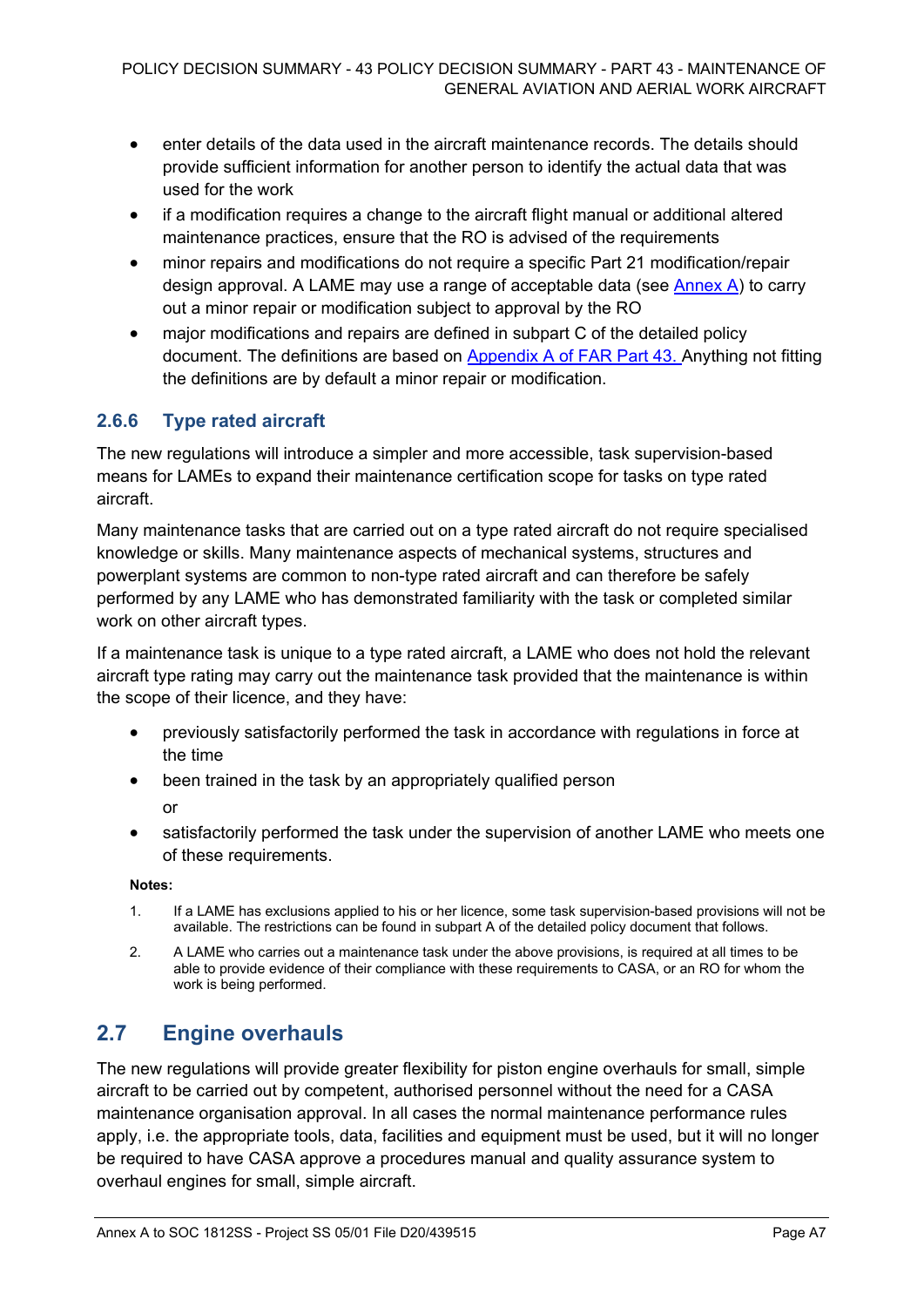- enter details of the data used in the aircraft maintenance records. The details should provide sufficient information for another person to identify the actual data that was used for the work
- if a modification requires a change to the aircraft flight manual or additional altered maintenance practices, ensure that the RO is advised of the requirements
- minor repairs and modifications do not require a specific Part 21 modification/repair design approval. A LAME may use a range of acceptable data (see Annex A) to carry out a minor repair or modification subject to approval by the RO
- major modifications and repairs are defined in subpart C of the detailed policy document. The definitions are based on Appendix A of FAR Part 43. Anything not fitting the definitions are by default a minor repair or modification.

### 2.6.6 Type rated aircraft

The new regulations will introduce a simpler and more accessible, task supervision-based means for LAMEs to expand their maintenance certification scope for tasks on type rated aircraft.

Many maintenance tasks that are carried out on a type rated aircraft do not require specialised knowledge or skills. Many maintenance aspects of mechanical systems, structures and powerplant systems are common to non-type rated aircraft and can therefore be safely performed by any LAME who has demonstrated familiarity with the task or completed similar work on other aircraft types.

If a maintenance task is unique to a type rated aircraft, a LAME who does not hold the relevant aircraft type rating may carry out the maintenance task provided that the maintenance is within the scope of their licence, and they have:

- previously satisfactorily performed the task in accordance with regulations in force at the time
- been trained in the task by an appropriately qualified person

  or
- satisfactorily performed the task under the supervision of another LAME who meets one of these requirements.

**Notes:**

1. If a LAME has exclusions applied to his or her licence, some task supervision-based provisions will not be available. The restrictions can be found in subpart A of the detailed policy document that follows.
2. A LAME who carries out a maintenance task under the above provisions, is required at all times to be able to provide evidence of their compliance with these requirements to CASA, or an RO for whom the work is being performed.

## 2.7 Engine overhauls

The new regulations will provide greater flexibility for piston engine overhauls for small, simple aircraft to be carried out by competent, authorised personnel without the need for a CASA maintenance organisation approval. In all cases the normal maintenance performance rules apply, i.e. the appropriate tools, data, facilities and equipment must be used, but it will no longer be required to have CASA approve a procedures manual and quality assurance system to overhaul engines for small, simple aircraft.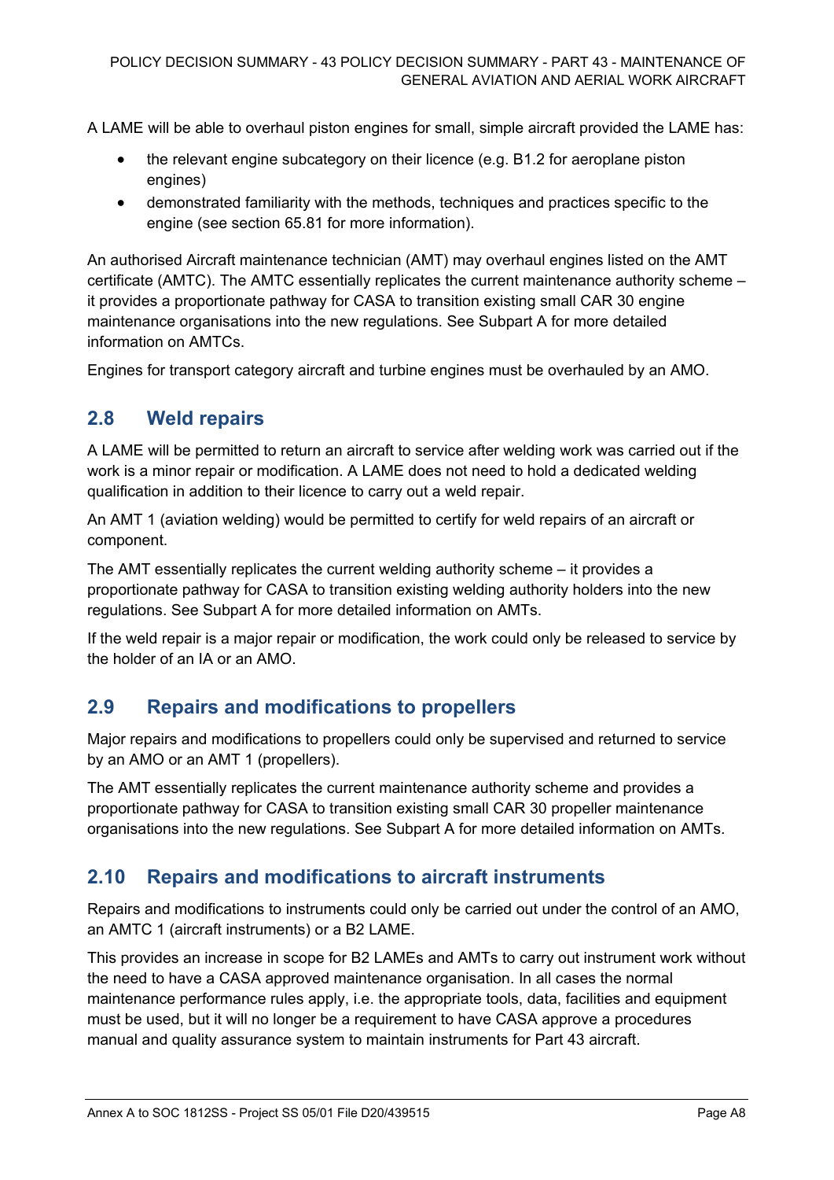A LAME will be able to overhaul piston engines for small, simple aircraft provided the LAME has:

- the relevant engine subcategory on their licence (e.g. B1.2 for aeroplane piston engines)
- demonstrated familiarity with the methods, techniques and practices specific to the engine (see section 65.81 for more information).

An authorised Aircraft maintenance technician (AMT) may overhaul engines listed on the AMT certificate (AMTC). The AMTC essentially replicates the current maintenance authority scheme – it provides a proportionate pathway for CASA to transition existing small CAR 30 engine maintenance organisations into the new regulations. See Subpart A for more detailed information on AMTCs.

Engines for transport category aircraft and turbine engines must be overhauled by an AMO.

## 2.8 Weld repairs

A LAME will be permitted to return an aircraft to service after welding work was carried out if the work is a minor repair or modification. A LAME does not need to hold a dedicated welding qualification in addition to their licence to carry out a weld repair.

An AMT 1 (aviation welding) would be permitted to certify for weld repairs of an aircraft or component.

The AMT essentially replicates the current welding authority scheme – it provides a proportionate pathway for CASA to transition existing welding authority holders into the new regulations. See Subpart A for more detailed information on AMTs.

If the weld repair is a major repair or modification, the work could only be released to service by the holder of an IA or an AMO.

## 2.9 Repairs and modifications to propellers

Major repairs and modifications to propellers could only be supervised and returned to service by an AMO or an AMT 1 (propellers).

The AMT essentially replicates the current maintenance authority scheme and provides a proportionate pathway for CASA to transition existing small CAR 30 propeller maintenance organisations into the new regulations. See Subpart A for more detailed information on AMTs.

## 2.10 Repairs and modifications to aircraft instruments

Repairs and modifications to instruments could only be carried out under the control of an AMO, an AMTC 1 (aircraft instruments) or a B2 LAME.

This provides an increase in scope for B2 LAMEs and AMTs to carry out instrument work without the need to have a CASA approved maintenance organisation. In all cases the normal maintenance performance rules apply, i.e. the appropriate tools, data, facilities and equipment must be used, but it will no longer be a requirement to have CASA approve a procedures manual and quality assurance system to maintain instruments for Part 43 aircraft.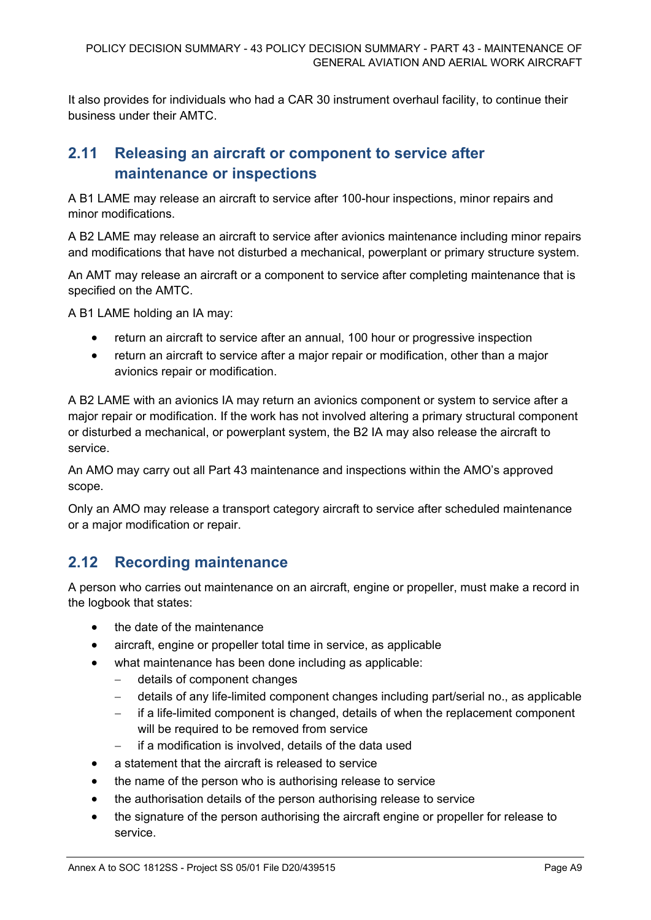It also provides for individuals who had a CAR 30 instrument overhaul facility, to continue their business under their AMTC.

## 2.11 Releasing an aircraft or component to service after maintenance or inspections

A B1 LAME may release an aircraft to service after 100-hour inspections, minor repairs and minor modifications.

A B2 LAME may release an aircraft to service after avionics maintenance including minor repairs and modifications that have not disturbed a mechanical, powerplant or primary structure system.

An AMT may release an aircraft or a component to service after completing maintenance that is specified on the AMTC.

A B1 LAME holding an IA may:

- return an aircraft to service after an annual, 100 hour or progressive inspection
- return an aircraft to service after a major repair or modification, other than a major avionics repair or modification.

A B2 LAME with an avionics IA may return an avionics component or system to service after a major repair or modification. If the work has not involved altering a primary structural component or disturbed a mechanical, or powerplant system, the B2 IA may also release the aircraft to service.

An AMO may carry out all Part 43 maintenance and inspections within the AMO's approved scope.

Only an AMO may release a transport category aircraft to service after scheduled maintenance or a major modification or repair.

## 2.12 Recording maintenance

A person who carries out maintenance on an aircraft, engine or propeller, must make a record in the logbook that states:

- the date of the maintenance
- aircraft, engine or propeller total time in service, as applicable
- what maintenance has been done including as applicable:
  - details of component changes
  - details of any life-limited component changes including part/serial no., as applicable
  - if a life-limited component is changed, details of when the replacement component will be required to be removed from service
  - if a modification is involved, details of the data used
- a statement that the aircraft is released to service
- the name of the person who is authorising release to service
- the authorisation details of the person authorising release to service
- the signature of the person authorising the aircraft engine or propeller for release to service.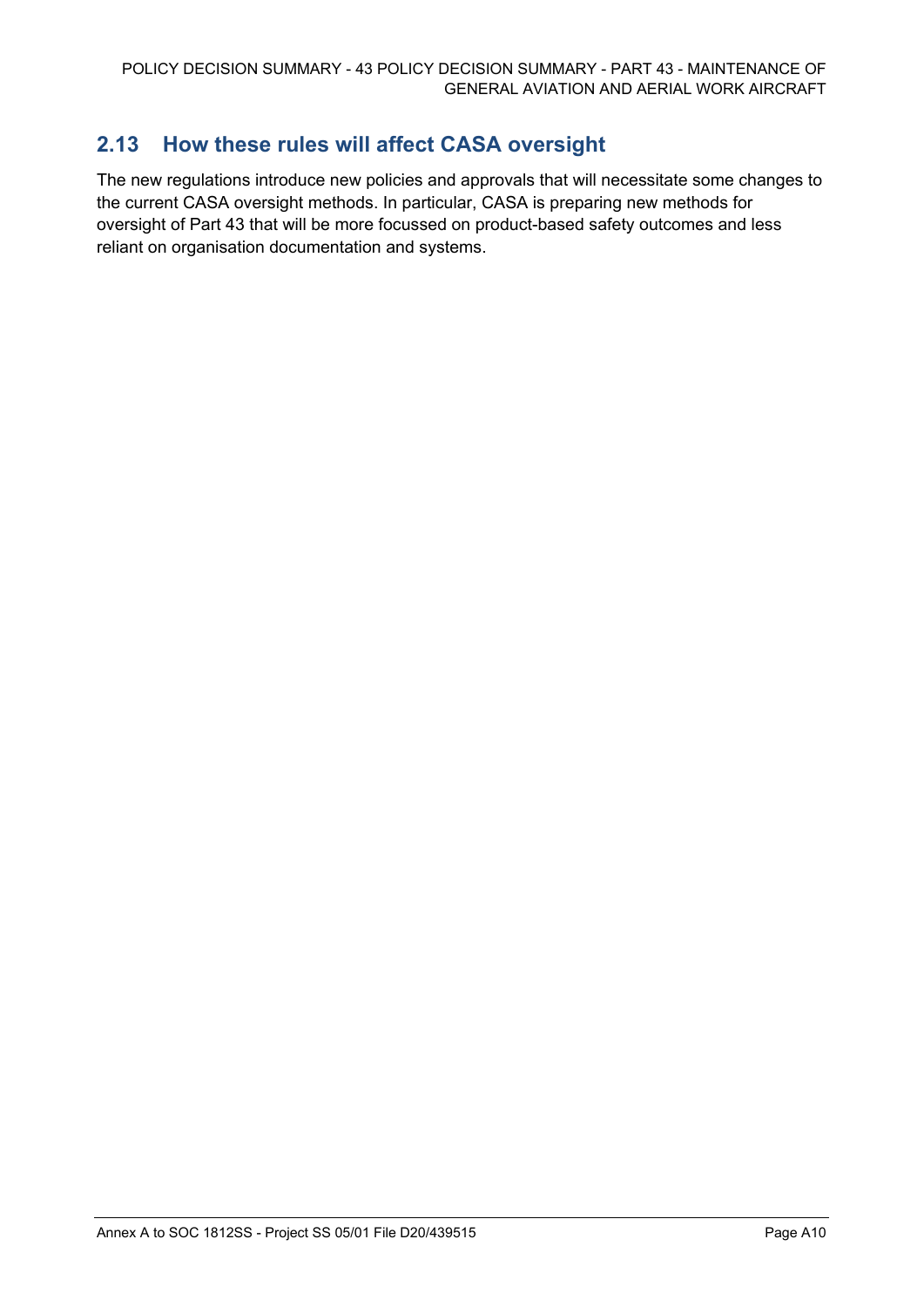## 2.13 How these rules will affect CASA oversight

The new regulations introduce new policies and approvals that will necessitate some changes to the current CASA oversight methods. In particular, CASA is preparing new methods for oversight of Part 43 that will be more focussed on product-based safety outcomes and less reliant on organisation documentation and systems.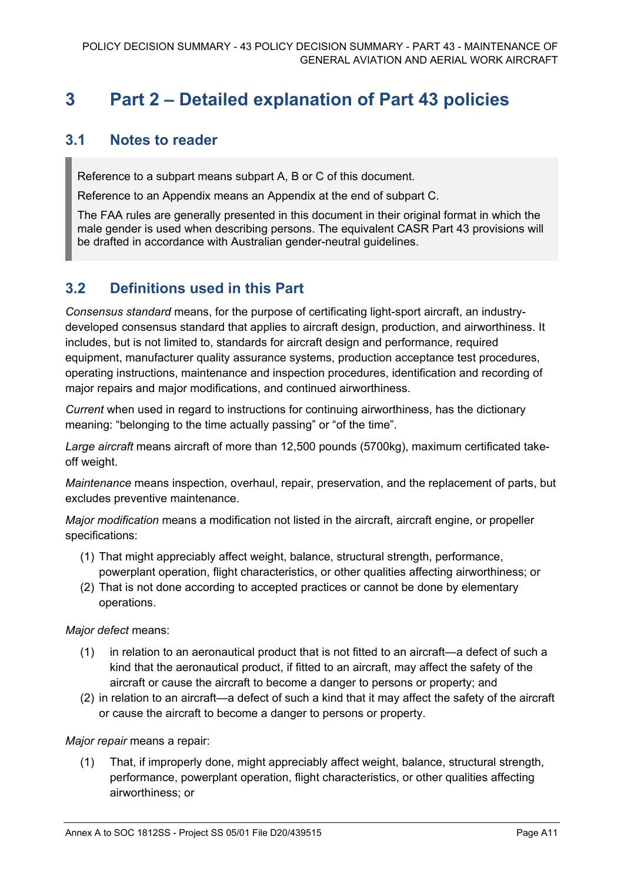# 3 Part 2 – Detailed explanation of Part 43 policies

## 3.1 Notes to reader

> Reference to a subpart means subpart A, B or C of this document.
>
> Reference to an Appendix means an Appendix at the end of subpart C.
>
> The FAA rules are generally presented in this document in their original format in which the male gender is used when describing persons. The equivalent CASR Part 43 provisions will be drafted in accordance with Australian gender-neutral guidelines.

## 3.2 Definitions used in this Part

*Consensus standard* means, for the purpose of certificating light-sport aircraft, an industry-developed consensus standard that applies to aircraft design, production, and airworthiness. It includes, but is not limited to, standards for aircraft design and performance, required equipment, manufacturer quality assurance systems, production acceptance test procedures, operating instructions, maintenance and inspection procedures, identification and recording of major repairs and major modifications, and continued airworthiness.

*Current* when used in regard to instructions for continuing airworthiness, has the dictionary meaning: "belonging to the time actually passing" or "of the time".

*Large aircraft* means aircraft of more than 12,500 pounds (5700kg), maximum certificated take-off weight.

*Maintenance* means inspection, overhaul, repair, preservation, and the replacement of parts, but excludes preventive maintenance.

*Major modification* means a modification not listed in the aircraft, aircraft engine, or propeller specifications:

(1) That might appreciably affect weight, balance, structural strength, performance, powerplant operation, flight characteristics, or other qualities affecting airworthiness; or
(2) That is not done according to accepted practices or cannot be done by elementary operations.

*Major defect* means:

(1) in relation to an aeronautical product that is not fitted to an aircraft—a defect of such a kind that the aeronautical product, if fitted to an aircraft, may affect the safety of the aircraft or cause the aircraft to become a danger to persons or property; and
(2) in relation to an aircraft—a defect of such a kind that it may affect the safety of the aircraft or cause the aircraft to become a danger to persons or property.

*Major repair* means a repair:

(1) That, if improperly done, might appreciably affect weight, balance, structural strength, performance, powerplant operation, flight characteristics, or other qualities affecting airworthiness; or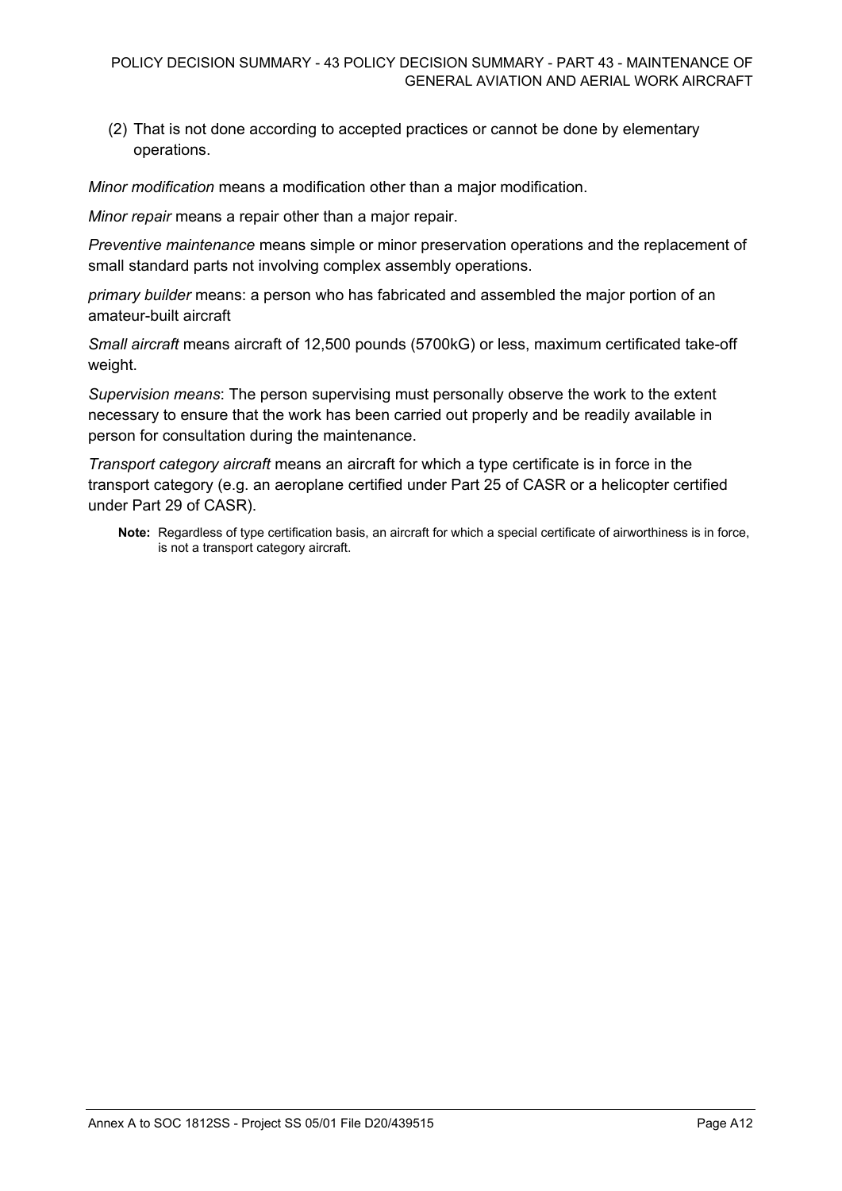(2) That is not done according to accepted practices or cannot be done by elementary operations.

*Minor modification* means a modification other than a major modification.

*Minor repair* means a repair other than a major repair.

*Preventive maintenance* means simple or minor preservation operations and the replacement of small standard parts not involving complex assembly operations.

*primary builder* means: a person who has fabricated and assembled the major portion of an amateur-built aircraft

*Small aircraft* means aircraft of 12,500 pounds (5700kG) or less, maximum certificated take-off weight.

*Supervision means*: The person supervising must personally observe the work to the extent necessary to ensure that the work has been carried out properly and be readily available in person for consultation during the maintenance.

*Transport category aircraft* means an aircraft for which a type certificate is in force in the transport category (e.g. an aeroplane certified under Part 25 of CASR or a helicopter certified under Part 29 of CASR).

**Note:** Regardless of type certification basis, an aircraft for which a special certificate of airworthiness is in force, is not a transport category aircraft.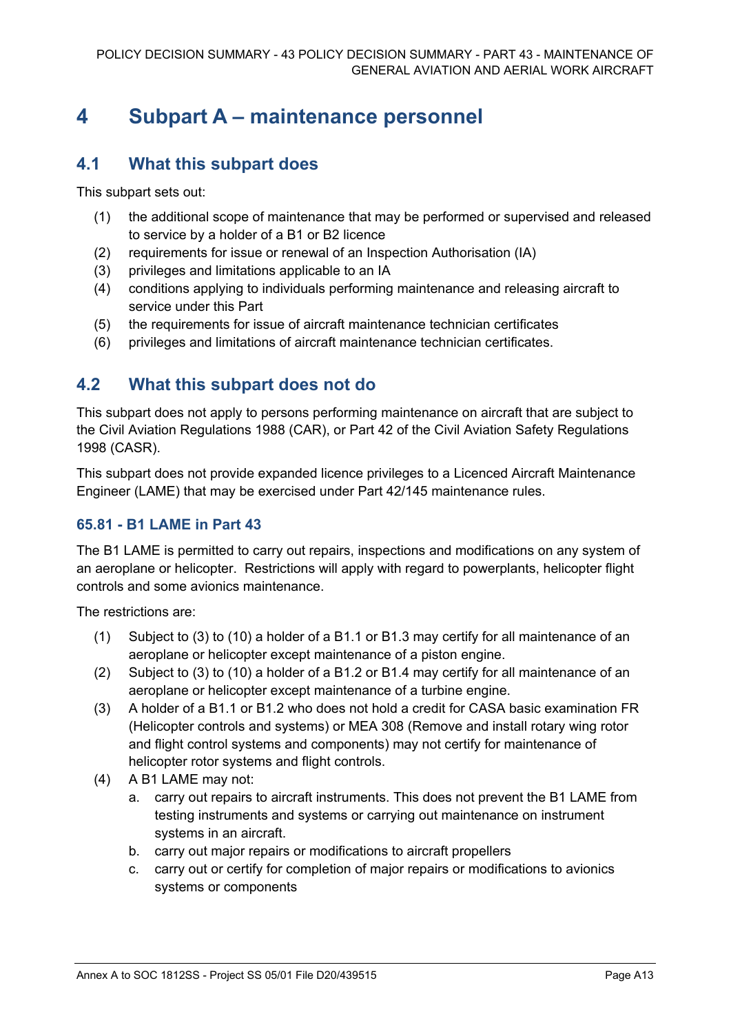# 4 Subpart A – maintenance personnel

## 4.1 What this subpart does

This subpart sets out:

(1) the additional scope of maintenance that may be performed or supervised and released to service by a holder of a B1 or B2 licence
(2) requirements for issue or renewal of an Inspection Authorisation (IA)
(3) privileges and limitations applicable to an IA
(4) conditions applying to individuals performing maintenance and releasing aircraft to service under this Part
(5) the requirements for issue of aircraft maintenance technician certificates
(6) privileges and limitations of aircraft maintenance technician certificates.

## 4.2 What this subpart does not do

This subpart does not apply to persons performing maintenance on aircraft that are subject to the Civil Aviation Regulations 1988 (CAR), or Part 42 of the Civil Aviation Safety Regulations 1998 (CASR).

This subpart does not provide expanded licence privileges to a Licenced Aircraft Maintenance Engineer (LAME) that may be exercised under Part 42/145 maintenance rules.

### 65.81 - B1 LAME in Part 43

The B1 LAME is permitted to carry out repairs, inspections and modifications on any system of an aeroplane or helicopter. Restrictions will apply with regard to powerplants, helicopter flight controls and some avionics maintenance.

The restrictions are:

(1) Subject to (3) to (10) a holder of a B1.1 or B1.3 may certify for all maintenance of an aeroplane or helicopter except maintenance of a piston engine.
(2) Subject to (3) to (10) a holder of a B1.2 or B1.4 may certify for all maintenance of an aeroplane or helicopter except maintenance of a turbine engine.
(3) A holder of a B1.1 or B1.2 who does not hold a credit for CASA basic examination FR (Helicopter controls and systems) or MEA 308 (Remove and install rotary wing rotor and flight control systems and components) may not certify for maintenance of helicopter rotor systems and flight controls.
(4) A B1 LAME may not:
    a. carry out repairs to aircraft instruments. This does not prevent the B1 LAME from testing instruments and systems or carrying out maintenance on instrument systems in an aircraft.
    b. carry out major repairs or modifications to aircraft propellers
    c. carry out or certify for completion of major repairs or modifications to avionics systems or components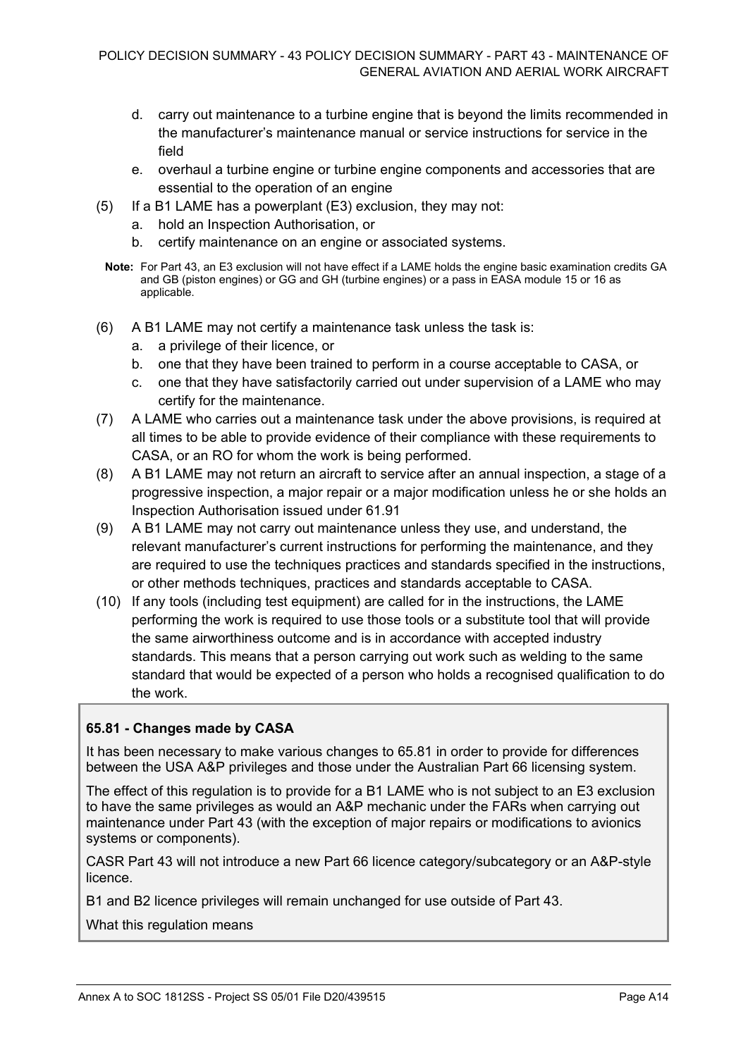d. carry out maintenance to a turbine engine that is beyond the limits recommended in the manufacturer's maintenance manual or service instructions for service in the field

e. overhaul a turbine engine or turbine engine components and accessories that are essential to the operation of an engine

(5) If a B1 LAME has a powerplant (E3) exclusion, they may not:

   a. hold an Inspection Authorisation, or

   b. certify maintenance on an engine or associated systems.

**Note:** For Part 43, an E3 exclusion will not have effect if a LAME holds the engine basic examination credits GA and GB (piston engines) or GG and GH (turbine engines) or a pass in EASA module 15 or 16 as applicable.

(6) A B1 LAME may not certify a maintenance task unless the task is:

   a. a privilege of their licence, or

   b. one that they have been trained to perform in a course acceptable to CASA, or

   c. one that they have satisfactorily carried out under supervision of a LAME who may certify for the maintenance.

(7) A LAME who carries out a maintenance task under the above provisions, is required at all times to be able to provide evidence of their compliance with these requirements to CASA, or an RO for whom the work is being performed.

(8) A B1 LAME may not return an aircraft to service after an annual inspection, a stage of a progressive inspection, a major repair or a major modification unless he or she holds an Inspection Authorisation issued under 61.91

(9) A B1 LAME may not carry out maintenance unless they use, and understand, the relevant manufacturer's current instructions for performing the maintenance, and they are required to use the techniques practices and standards specified in the instructions, or other methods techniques, practices and standards acceptable to CASA.

(10) If any tools (including test equipment) are called for in the instructions, the LAME performing the work is required to use those tools or a substitute tool that will provide the same airworthiness outcome and is in accordance with accepted industry standards. This means that a person carrying out work such as welding to the same standard that would be expected of a person who holds a recognised qualification to do the work.

**65.81 - Changes made by CASA**

It has been necessary to make various changes to 65.81 in order to provide for differences between the USA A&P privileges and those under the Australian Part 66 licensing system.

The effect of this regulation is to provide for a B1 LAME who is not subject to an E3 exclusion to have the same privileges as would an A&P mechanic under the FARs when carrying out maintenance under Part 43 (with the exception of major repairs or modifications to avionics systems or components).

CASR Part 43 will not introduce a new Part 66 licence category/subcategory or an A&P-style licence.

B1 and B2 licence privileges will remain unchanged for use outside of Part 43.

What this regulation means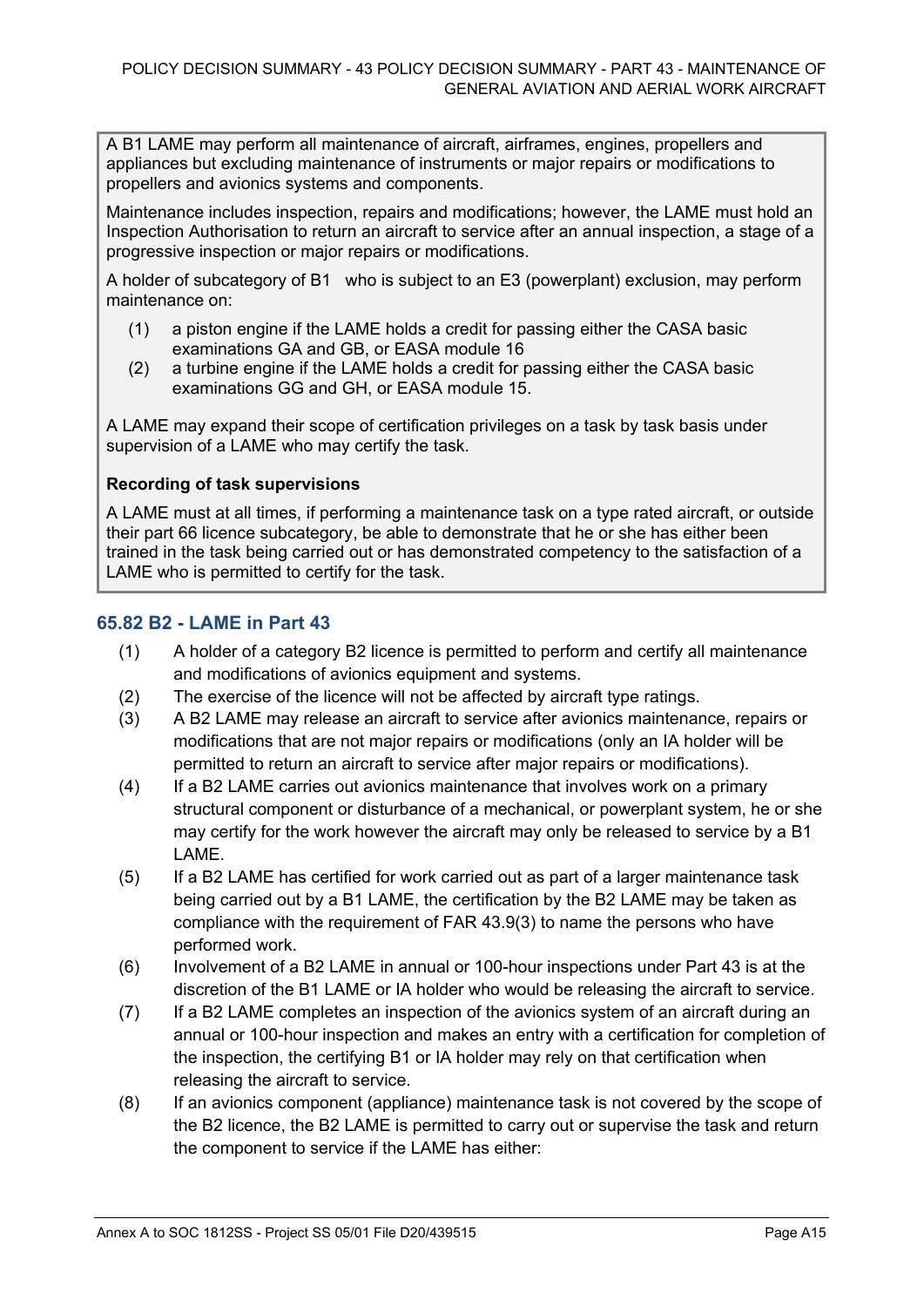A B1 LAME may perform all maintenance of aircraft, airframes, engines, propellers and appliances but excluding maintenance of instruments or major repairs or modifications to propellers and avionics systems and components.

Maintenance includes inspection, repairs and modifications; however, the LAME must hold an Inspection Authorisation to return an aircraft to service after an annual inspection, a stage of a progressive inspection or major repairs or modifications.

A holder of subcategory of B1 who is subject to an E3 (powerplant) exclusion, may perform maintenance on:

(1) a piston engine if the LAME holds a credit for passing either the CASA basic examinations GA and GB, or EASA module 16
(2) a turbine engine if the LAME holds a credit for passing either the CASA basic examinations GG and GH, or EASA module 15.

A LAME may expand their scope of certification privileges on a task by task basis under supervision of a LAME who may certify the task.

**Recording of task supervisions**

A LAME must at all times, if performing a maintenance task on a type rated aircraft, or outside their part 66 licence subcategory, be able to demonstrate that he or she has either been trained in the task being carried out or has demonstrated competency to the satisfaction of a LAME who is permitted to certify for the task.

## 65.82 B2 - LAME in Part 43

(1) A holder of a category B2 licence is permitted to perform and certify all maintenance and modifications of avionics equipment and systems.
(2) The exercise of the licence will not be affected by aircraft type ratings.
(3) A B2 LAME may release an aircraft to service after avionics maintenance, repairs or modifications that are not major repairs or modifications (only an IA holder will be permitted to return an aircraft to service after major repairs or modifications).
(4) If a B2 LAME carries out avionics maintenance that involves work on a primary structural component or disturbance of a mechanical, or powerplant system, he or she may certify for the work however the aircraft may only be released to service by a B1 LAME.
(5) If a B2 LAME has certified for work carried out as part of a larger maintenance task being carried out by a B1 LAME, the certification by the B2 LAME may be taken as compliance with the requirement of FAR 43.9(3) to name the persons who have performed work.
(6) Involvement of a B2 LAME in annual or 100-hour inspections under Part 43 is at the discretion of the B1 LAME or IA holder who would be releasing the aircraft to service.
(7) If a B2 LAME completes an inspection of the avionics system of an aircraft during an annual or 100-hour inspection and makes an entry with a certification for completion of the inspection, the certifying B1 or IA holder may rely on that certification when releasing the aircraft to service.
(8) If an avionics component (appliance) maintenance task is not covered by the scope of the B2 licence, the B2 LAME is permitted to carry out or supervise the task and return the component to service if the LAME has either: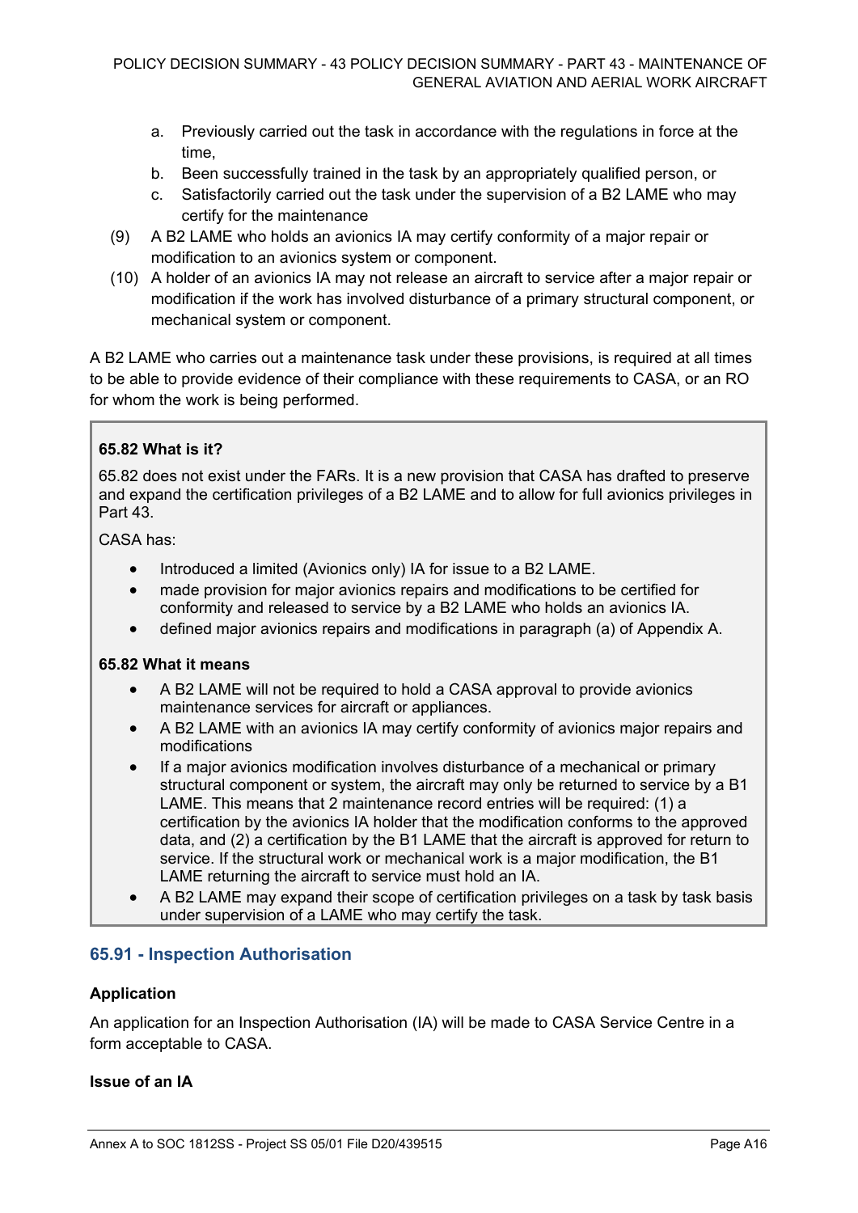a. Previously carried out the task in accordance with the regulations in force at the time,
b. Been successfully trained in the task by an appropriately qualified person, or
c. Satisfactorily carried out the task under the supervision of a B2 LAME who may certify for the maintenance

(9) A B2 LAME who holds an avionics IA may certify conformity of a major repair or modification to an avionics system or component.

(10) A holder of an avionics IA may not release an aircraft to service after a major repair or modification if the work has involved disturbance of a primary structural component, or mechanical system or component.

A B2 LAME who carries out a maintenance task under these provisions, is required at all times to be able to provide evidence of their compliance with these requirements to CASA, or an RO for whom the work is being performed.

**65.82 What is it?**

65.82 does not exist under the FARs. It is a new provision that CASA has drafted to preserve and expand the certification privileges of a B2 LAME and to allow for full avionics privileges in Part 43.

CASA has:

- Introduced a limited (Avionics only) IA for issue to a B2 LAME.
- made provision for major avionics repairs and modifications to be certified for conformity and released to service by a B2 LAME who holds an avionics IA.
- defined major avionics repairs and modifications in paragraph (a) of Appendix A.

**65.82 What it means**

- A B2 LAME will not be required to hold a CASA approval to provide avionics maintenance services for aircraft or appliances.
- A B2 LAME with an avionics IA may certify conformity of avionics major repairs and modifications
- If a major avionics modification involves disturbance of a mechanical or primary structural component or system, the aircraft may only be returned to service by a B1 LAME. This means that 2 maintenance record entries will be required: (1) a certification by the avionics IA holder that the modification conforms to the approved data, and (2) a certification by the B1 LAME that the aircraft is approved for return to service. If the structural work or mechanical work is a major modification, the B1 LAME returning the aircraft to service must hold an IA.
- A B2 LAME may expand their scope of certification privileges on a task by task basis under supervision of a LAME who may certify the task.

## 65.91 - Inspection Authorisation

**Application**

An application for an Inspection Authorisation (IA) will be made to CASA Service Centre in a form acceptable to CASA.

**Issue of an IA**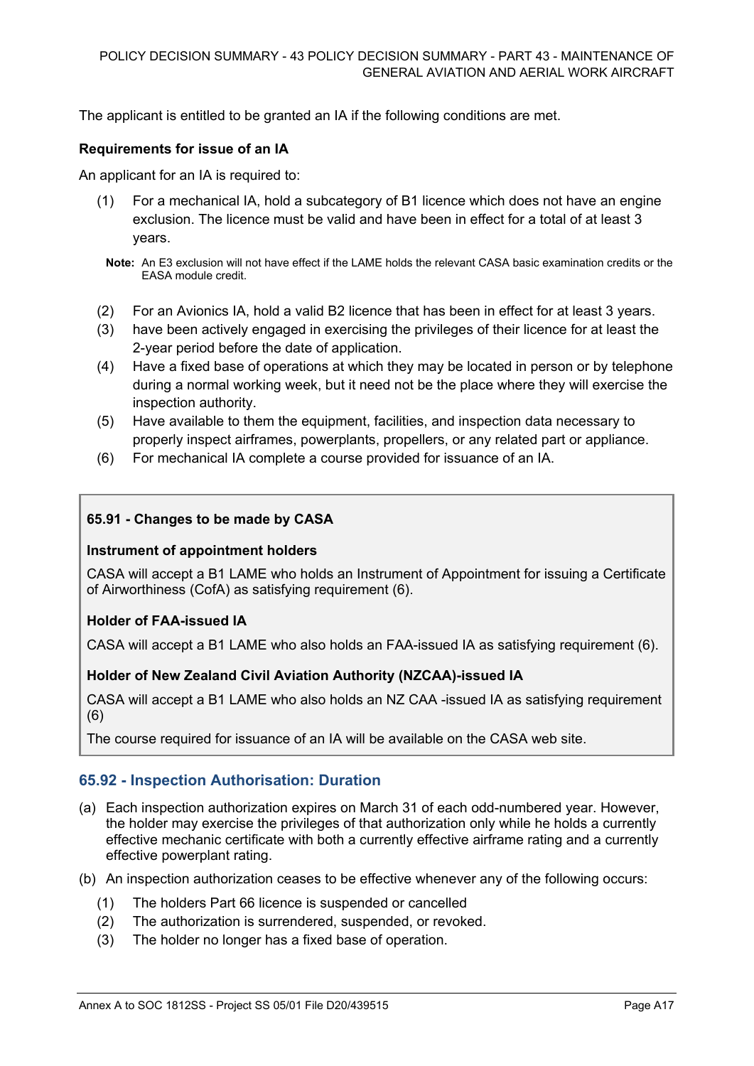The applicant is entitled to be granted an IA if the following conditions are met.

**Requirements for issue of an IA**

An applicant for an IA is required to:

(1) For a mechanical IA, hold a subcategory of B1 licence which does not have an engine exclusion. The licence must be valid and have been in effect for a total of at least 3 years.

**Note:** An E3 exclusion will not have effect if the LAME holds the relevant CASA basic examination credits or the EASA module credit.

(2) For an Avionics IA, hold a valid B2 licence that has been in effect for at least 3 years.

(3) have been actively engaged in exercising the privileges of their licence for at least the 2-year period before the date of application.

(4) Have a fixed base of operations at which they may be located in person or by telephone during a normal working week, but it need not be the place where they will exercise the inspection authority.

(5) Have available to them the equipment, facilities, and inspection data necessary to properly inspect airframes, powerplants, propellers, or any related part or appliance.

(6) For mechanical IA complete a course provided for issuance of an IA.

**65.91 - Changes to be made by CASA**

**Instrument of appointment holders**

CASA will accept a B1 LAME who holds an Instrument of Appointment for issuing a Certificate of Airworthiness (CofA) as satisfying requirement (6).

**Holder of FAA-issued IA**

CASA will accept a B1 LAME who also holds an FAA-issued IA as satisfying requirement (6).

**Holder of New Zealand Civil Aviation Authority (NZCAA)-issued IA**

CASA will accept a B1 LAME who also holds an NZ CAA -issued IA as satisfying requirement (6)

The course required for issuance of an IA will be available on the CASA web site.

## 65.92 - Inspection Authorisation: Duration

(a) Each inspection authorization expires on March 31 of each odd-numbered year. However, the holder may exercise the privileges of that authorization only while he holds a currently effective mechanic certificate with both a currently effective airframe rating and a currently effective powerplant rating.

(b) An inspection authorization ceases to be effective whenever any of the following occurs:

(1) The holders Part 66 licence is suspended or cancelled

(2) The authorization is surrendered, suspended, or revoked.

(3) The holder no longer has a fixed base of operation.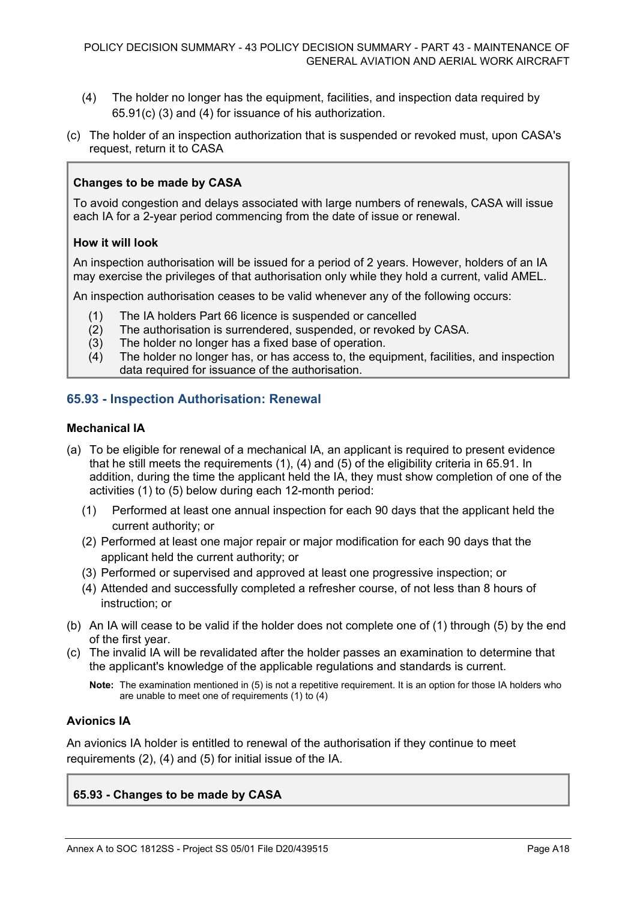(4) The holder no longer has the equipment, facilities, and inspection data required by 65.91(c) (3) and (4) for issuance of his authorization.

(c) The holder of an inspection authorization that is suspended or revoked must, upon CASA's request, return it to CASA

**Changes to be made by CASA**

To avoid congestion and delays associated with large numbers of renewals, CASA will issue each IA for a 2-year period commencing from the date of issue or renewal.

**How it will look**

An inspection authorisation will be issued for a period of 2 years. However, holders of an IA may exercise the privileges of that authorisation only while they hold a current, valid AMEL.

An inspection authorisation ceases to be valid whenever any of the following occurs:

(1) The IA holders Part 66 licence is suspended or cancelled
(2) The authorisation is surrendered, suspended, or revoked by CASA.
(3) The holder no longer has a fixed base of operation.
(4) The holder no longer has, or has access to, the equipment, facilities, and inspection data required for issuance of the authorisation.

### 65.93 - Inspection Authorisation: Renewal

**Mechanical IA**

(a) To be eligible for renewal of a mechanical IA, an applicant is required to present evidence that he still meets the requirements (1), (4) and (5) of the eligibility criteria in 65.91. In addition, during the time the applicant held the IA, they must show completion of one of the activities (1) to (5) below during each 12-month period:

(1) Performed at least one annual inspection for each 90 days that the applicant held the current authority; or
(2) Performed at least one major repair or major modification for each 90 days that the applicant held the current authority; or
(3) Performed or supervised and approved at least one progressive inspection; or
(4) Attended and successfully completed a refresher course, of not less than 8 hours of instruction; or

(b) An IA will cease to be valid if the holder does not complete one of (1) through (5) by the end of the first year.

(c) The invalid IA will be revalidated after the holder passes an examination to determine that the applicant's knowledge of the applicable regulations and standards is current.

**Note:** The examination mentioned in (5) is not a repetitive requirement. It is an option for those IA holders who are unable to meet one of requirements (1) to (4)

**Avionics IA**

An avionics IA holder is entitled to renewal of the authorisation if they continue to meet requirements (2), (4) and (5) for initial issue of the IA.

**65.93 - Changes to be made by CASA**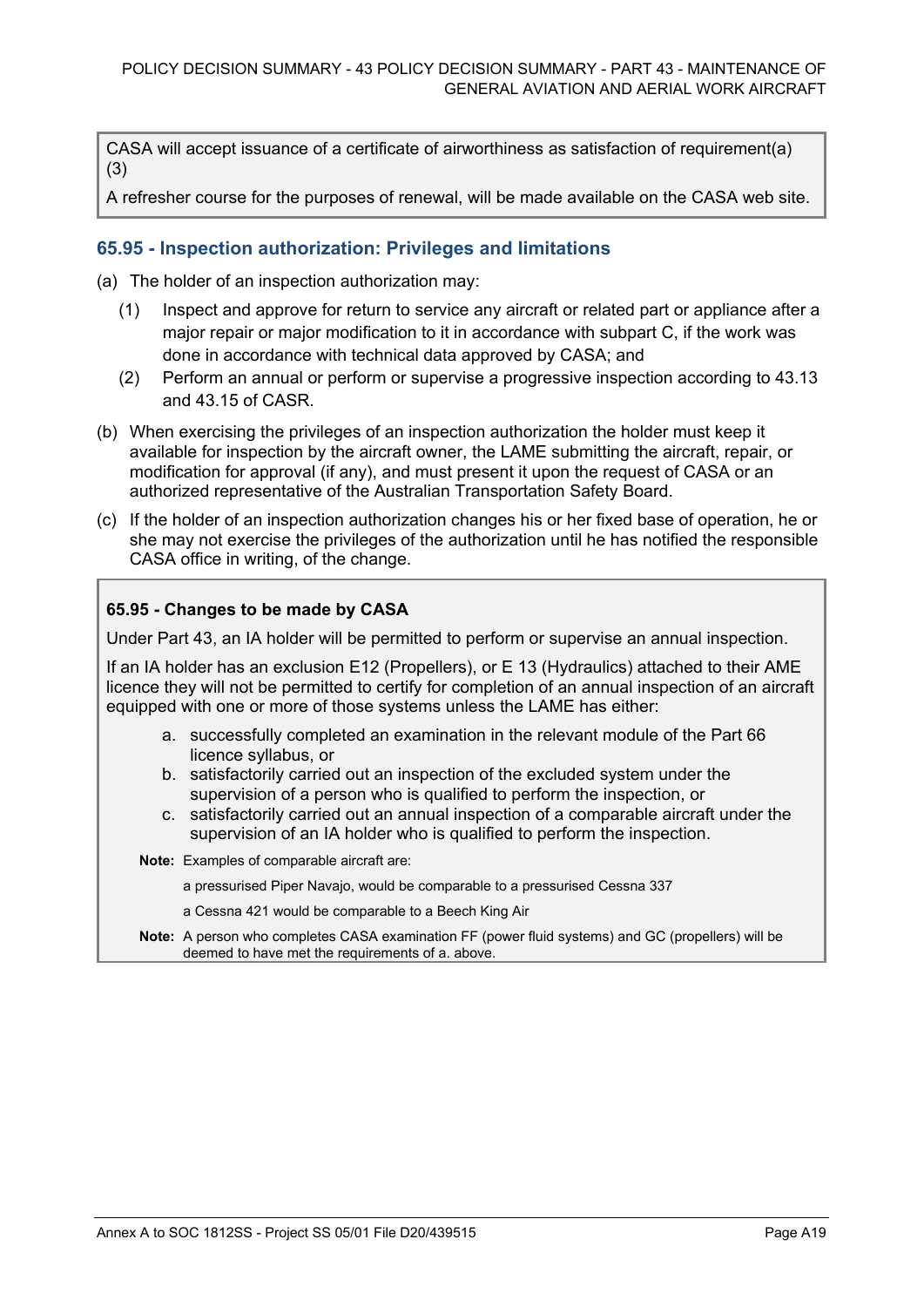CASA will accept issuance of a certificate of airworthiness as satisfaction of requirement(a)(3)

A refresher course for the purposes of renewal, will be made available on the CASA web site.

### 65.95 - Inspection authorization: Privileges and limitations

(a) The holder of an inspection authorization may:

   (1) Inspect and approve for return to service any aircraft or related part or appliance after a major repair or major modification to it in accordance with subpart C, if the work was done in accordance with technical data approved by CASA; and

   (2) Perform an annual or perform or supervise a progressive inspection according to 43.13 and 43.15 of CASR.

(b) When exercising the privileges of an inspection authorization the holder must keep it available for inspection by the aircraft owner, the LAME submitting the aircraft, repair, or modification for approval (if any), and must present it upon the request of CASA or an authorized representative of the Australian Transportation Safety Board.

(c) If the holder of an inspection authorization changes his or her fixed base of operation, he or she may not exercise the privileges of the authorization until he has notified the responsible CASA office in writing, of the change.

**65.95 - Changes to be made by CASA**

Under Part 43, an IA holder will be permitted to perform or supervise an annual inspection.

If an IA holder has an exclusion E12 (Propellers), or E 13 (Hydraulics) attached to their AME licence they will not be permitted to certify for completion of an annual inspection of an aircraft equipped with one or more of those systems unless the LAME has either:

a. successfully completed an examination in the relevant module of the Part 66 licence syllabus, or
b. satisfactorily carried out an inspection of the excluded system under the supervision of a person who is qualified to perform the inspection, or
c. satisfactorily carried out an annual inspection of a comparable aircraft under the supervision of an IA holder who is qualified to perform the inspection.

**Note:** Examples of comparable aircraft are:

a pressurised Piper Navajo, would be comparable to a pressurised Cessna 337

a Cessna 421 would be comparable to a Beech King Air

**Note:** A person who completes CASA examination FF (power fluid systems) and GC (propellers) will be deemed to have met the requirements of a. above.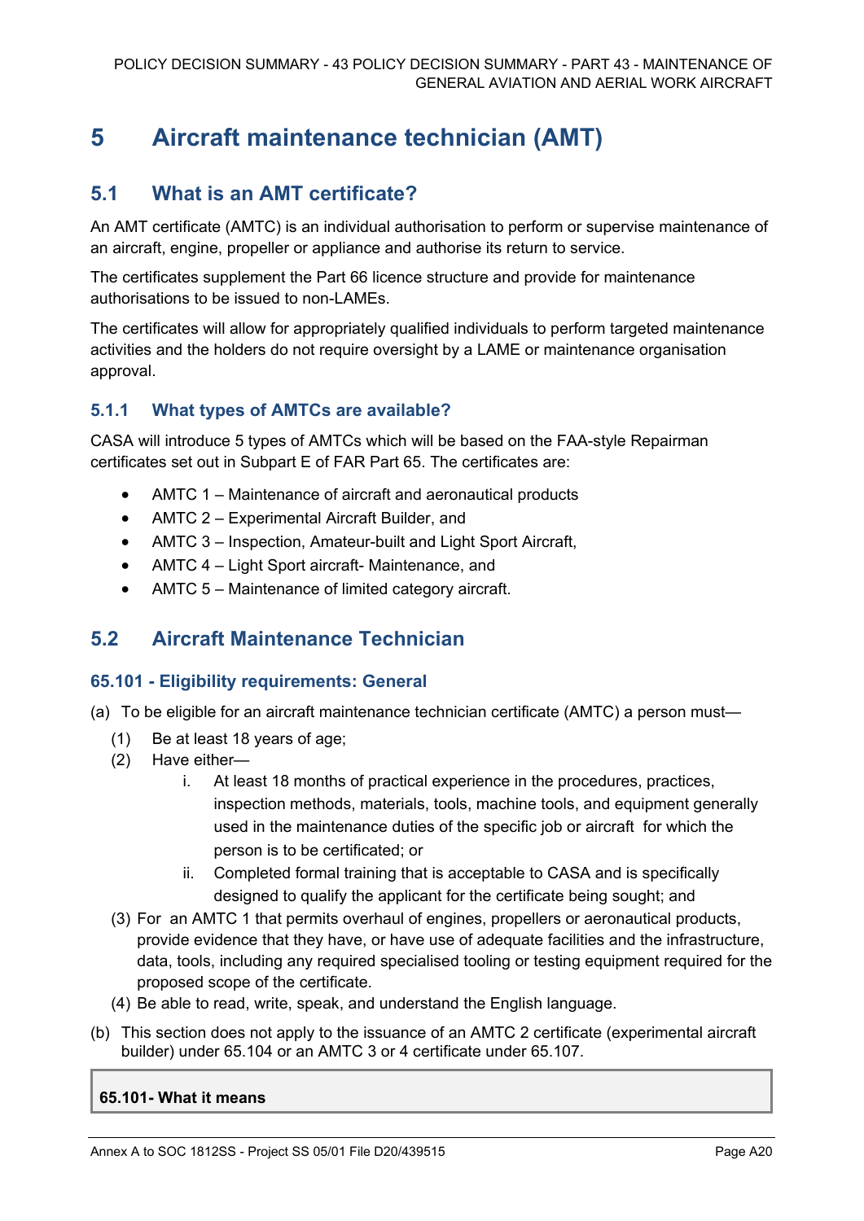# 5 Aircraft maintenance technician (AMT)

## 5.1 What is an AMT certificate?

An AMT certificate (AMTC) is an individual authorisation to perform or supervise maintenance of an aircraft, engine, propeller or appliance and authorise its return to service.

The certificates supplement the Part 66 licence structure and provide for maintenance authorisations to be issued to non-LAMEs.

The certificates will allow for appropriately qualified individuals to perform targeted maintenance activities and the holders do not require oversight by a LAME or maintenance organisation approval.

### 5.1.1 What types of AMTCs are available?

CASA will introduce 5 types of AMTCs which will be based on the FAA-style Repairman certificates set out in Subpart E of FAR Part 65. The certificates are:

- AMTC 1 – Maintenance of aircraft and aeronautical products
- AMTC 2 – Experimental Aircraft Builder, and
- AMTC 3 – Inspection, Amateur-built and Light Sport Aircraft,
- AMTC 4 – Light Sport aircraft- Maintenance, and
- AMTC 5 – Maintenance of limited category aircraft.

## 5.2 Aircraft Maintenance Technician

### 65.101 - Eligibility requirements: General

(a) To be eligible for an aircraft maintenance technician certificate (AMTC) a person must—

  (1) Be at least 18 years of age;

  (2) Have either—

    i. At least 18 months of practical experience in the procedures, practices, inspection methods, materials, tools, machine tools, and equipment generally used in the maintenance duties of the specific job or aircraft for which the person is to be certificated; or

    ii. Completed formal training that is acceptable to CASA and is specifically designed to qualify the applicant for the certificate being sought; and

  (3) For an AMTC 1 that permits overhaul of engines, propellers or aeronautical products, provide evidence that they have, or have use of adequate facilities and the infrastructure, data, tools, including any required specialised tooling or testing equipment required for the proposed scope of the certificate.

  (4) Be able to read, write, speak, and understand the English language.

(b) This section does not apply to the issuance of an AMTC 2 certificate (experimental aircraft builder) under 65.104 or an AMTC 3 or 4 certificate under 65.107.

**65.101- What it means**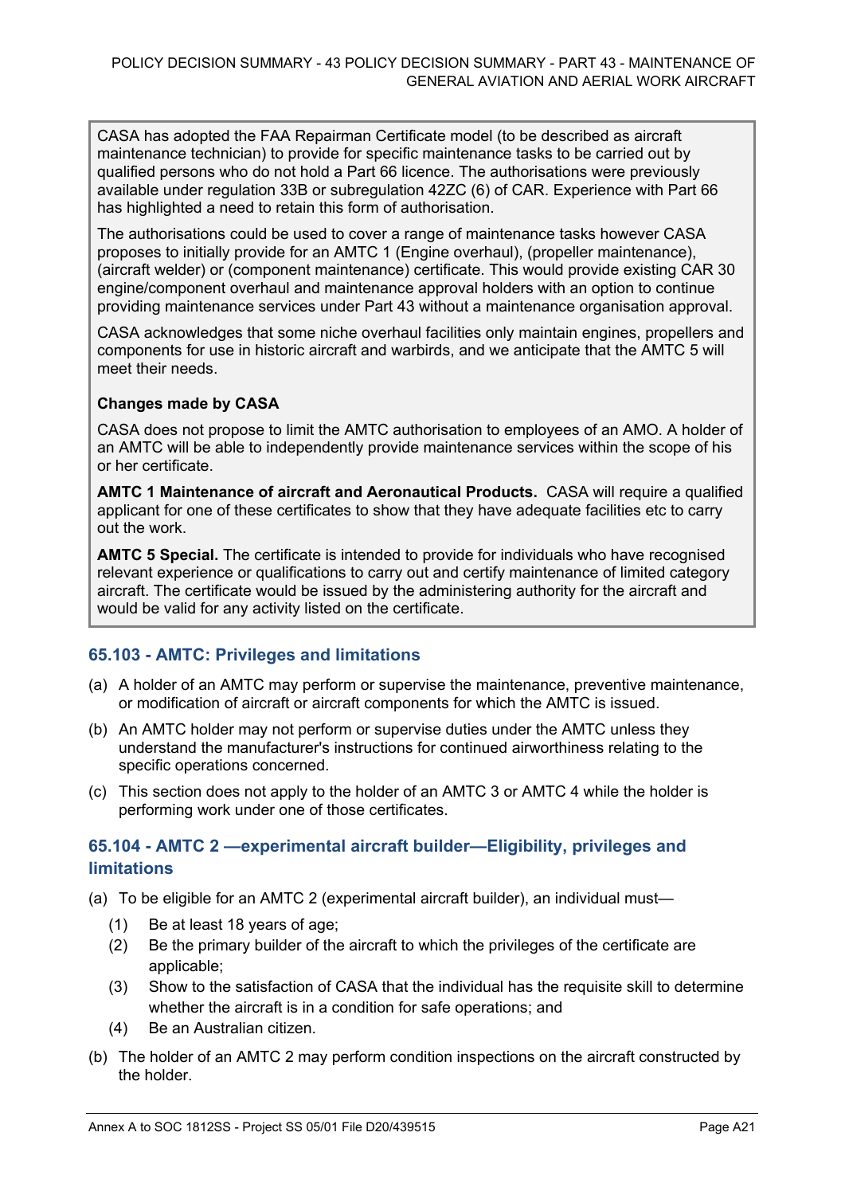CASA has adopted the FAA Repairman Certificate model (to be described as aircraft maintenance technician) to provide for specific maintenance tasks to be carried out by qualified persons who do not hold a Part 66 licence. The authorisations were previously available under regulation 33B or subregulation 42ZC (6) of CAR. Experience with Part 66 has highlighted a need to retain this form of authorisation.

The authorisations could be used to cover a range of maintenance tasks however CASA proposes to initially provide for an AMTC 1 (Engine overhaul), (propeller maintenance), (aircraft welder) or (component maintenance) certificate. This would provide existing CAR 30 engine/component overhaul and maintenance approval holders with an option to continue providing maintenance services under Part 43 without a maintenance organisation approval.

CASA acknowledges that some niche overhaul facilities only maintain engines, propellers and components for use in historic aircraft and warbirds, and we anticipate that the AMTC 5 will meet their needs.

**Changes made by CASA**

CASA does not propose to limit the AMTC authorisation to employees of an AMO. A holder of an AMTC will be able to independently provide maintenance services within the scope of his or her certificate.

**AMTC 1 Maintenance of aircraft and Aeronautical Products.** CASA will require a qualified applicant for one of these certificates to show that they have adequate facilities etc to carry out the work.

**AMTC 5 Special.** The certificate is intended to provide for individuals who have recognised relevant experience or qualifications to carry out and certify maintenance of limited category aircraft. The certificate would be issued by the administering authority for the aircraft and would be valid for any activity listed on the certificate.

## 65.103 - AMTC: Privileges and limitations

(a) A holder of an AMTC may perform or supervise the maintenance, preventive maintenance, or modification of aircraft or aircraft components for which the AMTC is issued.

(b) An AMTC holder may not perform or supervise duties under the AMTC unless they understand the manufacturer's instructions for continued airworthiness relating to the specific operations concerned.

(c) This section does not apply to the holder of an AMTC 3 or AMTC 4 while the holder is performing work under one of those certificates.

## 65.104 - AMTC 2 —experimental aircraft builder—Eligibility, privileges and limitations

(a) To be eligible for an AMTC 2 (experimental aircraft builder), an individual must—

   (1) Be at least 18 years of age;

   (2) Be the primary builder of the aircraft to which the privileges of the certificate are applicable;

   (3) Show to the satisfaction of CASA that the individual has the requisite skill to determine whether the aircraft is in a condition for safe operations; and

   (4) Be an Australian citizen.

(b) The holder of an AMTC 2 may perform condition inspections on the aircraft constructed by the holder.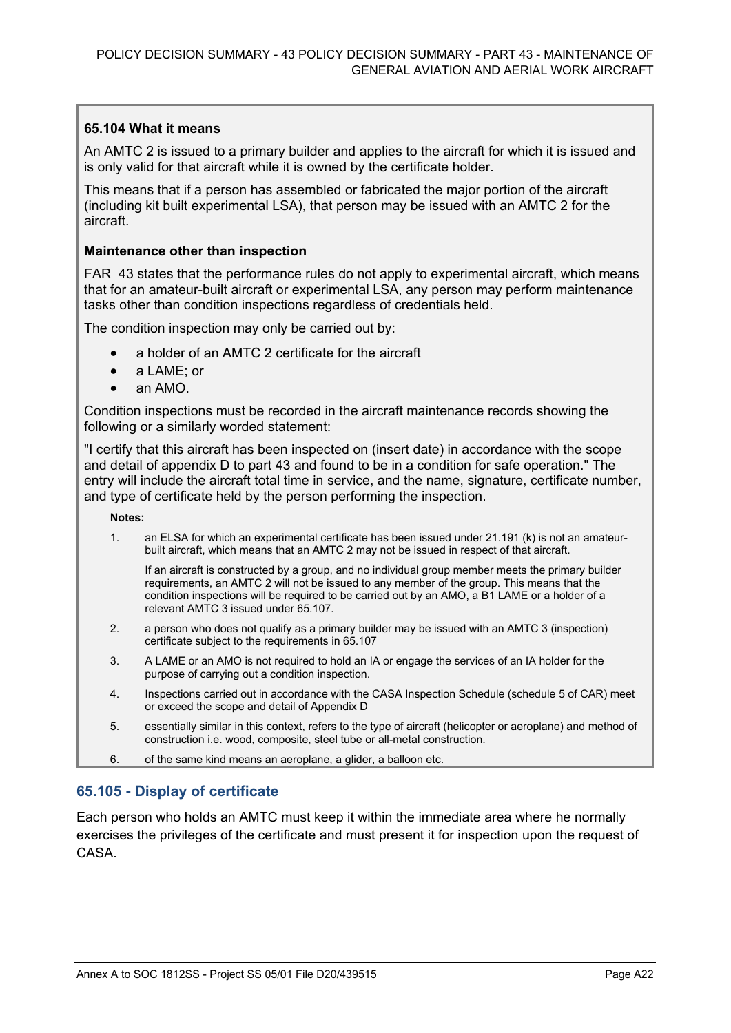**65.104 What it means**

An AMTC 2 is issued to a primary builder and applies to the aircraft for which it is issued and is only valid for that aircraft while it is owned by the certificate holder.

This means that if a person has assembled or fabricated the major portion of the aircraft (including kit built experimental LSA), that person may be issued with an AMTC 2 for the aircraft.

**Maintenance other than inspection**

FAR 43 states that the performance rules do not apply to experimental aircraft, which means that for an amateur-built aircraft or experimental LSA, any person may perform maintenance tasks other than condition inspections regardless of credentials held.

The condition inspection may only be carried out by:

- a holder of an AMTC 2 certificate for the aircraft
- a LAME; or
- an AMO.

Condition inspections must be recorded in the aircraft maintenance records showing the following or a similarly worded statement:

"I certify that this aircraft has been inspected on (insert date) in accordance with the scope and detail of appendix D to part 43 and found to be in a condition for safe operation." The entry will include the aircraft total time in service, and the name, signature, certificate number, and type of certificate held by the person performing the inspection.

**Notes:**

1. an ELSA for which an experimental certificate has been issued under 21.191 (k) is not an amateur-built aircraft, which means that an AMTC 2 may not be issued in respect of that aircraft.

   If an aircraft is constructed by a group, and no individual group member meets the primary builder requirements, an AMTC 2 will not be issued to any member of the group. This means that the condition inspections will be required to be carried out by an AMO, a B1 LAME or a holder of a relevant AMTC 3 issued under 65.107.

2. a person who does not qualify as a primary builder may be issued with an AMTC 3 (inspection) certificate subject to the requirements in 65.107
3. A LAME or an AMO is not required to hold an IA or engage the services of an IA holder for the purpose of carrying out a condition inspection.
4. Inspections carried out in accordance with the CASA Inspection Schedule (schedule 5 of CAR) meet or exceed the scope and detail of Appendix D
5. essentially similar in this context, refers to the type of aircraft (helicopter or aeroplane) and method of construction i.e. wood, composite, steel tube or all-metal construction.
6. of the same kind means an aeroplane, a glider, a balloon etc.

## 65.105 - Display of certificate

Each person who holds an AMTC must keep it within the immediate area where he normally exercises the privileges of the certificate and must present it for inspection upon the request of CASA.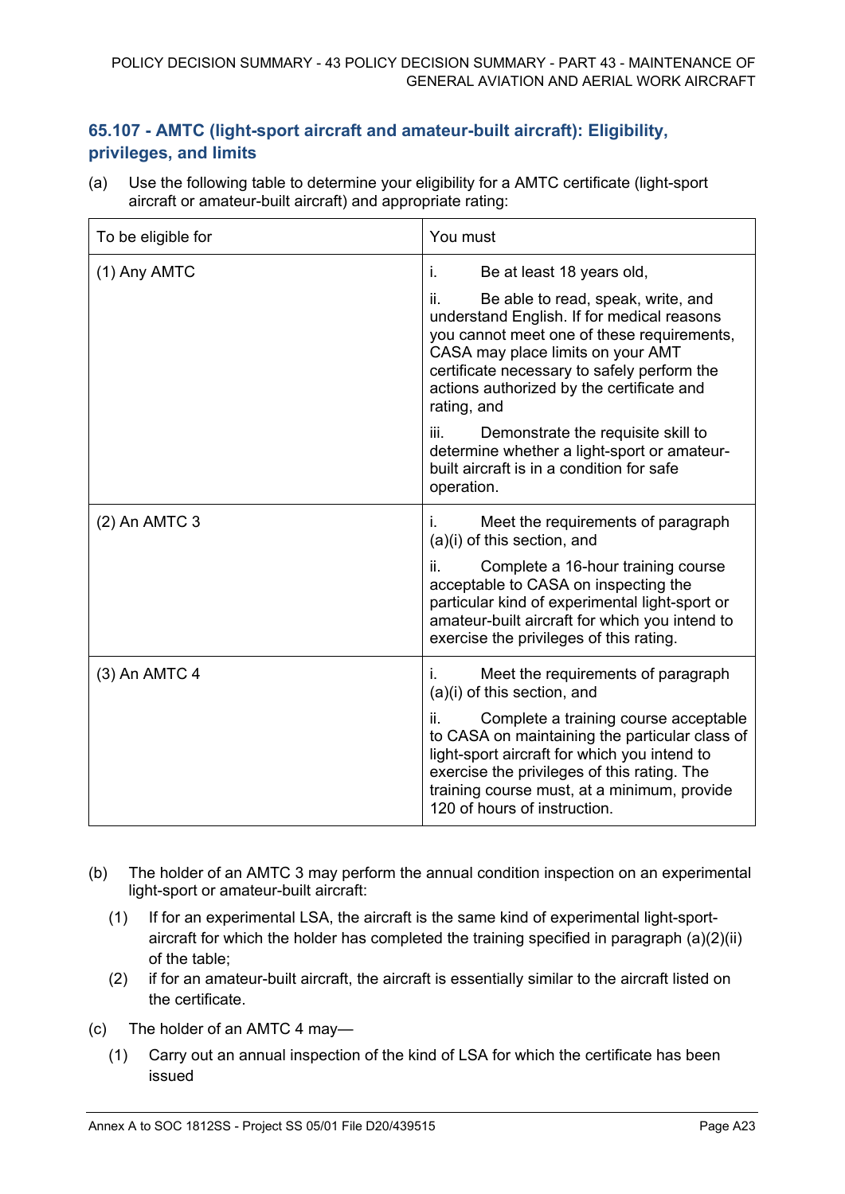### 65.107 - AMTC (light-sport aircraft and amateur-built aircraft): Eligibility, privileges, and limits

(a) Use the following table to determine your eligibility for a AMTC certificate (light-sport aircraft or amateur-built aircraft) and appropriate rating:

| To be eligible for | You must |
|---|---|
| (1) Any AMTC | i. Be at least 18 years old,<br><br>ii. Be able to read, speak, write, and understand English. If for medical reasons you cannot meet one of these requirements, CASA may place limits on your AMT certificate necessary to safely perform the actions authorized by the certificate and rating, and<br><br>iii. Demonstrate the requisite skill to determine whether a light-sport or amateur-built aircraft is in a condition for safe operation. |
| (2) An AMTC 3 | i. Meet the requirements of paragraph (a)(i) of this section, and<br><br>ii. Complete a 16-hour training course acceptable to CASA on inspecting the particular kind of experimental light-sport or amateur-built aircraft for which you intend to exercise the privileges of this rating. |
| (3) An AMTC 4 | i. Meet the requirements of paragraph (a)(i) of this section, and<br><br>ii. Complete a training course acceptable to CASA on maintaining the particular class of light-sport aircraft for which you intend to exercise the privileges of this rating. The training course must, at a minimum, provide 120 of hours of instruction. |

(b) The holder of an AMTC 3 may perform the annual condition inspection on an experimental light-sport or amateur-built aircraft:

(1) If for an experimental LSA, the aircraft is the same kind of experimental light-sport-aircraft for which the holder has completed the training specified in paragraph (a)(2)(ii) of the table;

(2) if for an amateur-built aircraft, the aircraft is essentially similar to the aircraft listed on the certificate.

(c) The holder of an AMTC 4 may—

(1) Carry out an annual inspection of the kind of LSA for which the certificate has been issued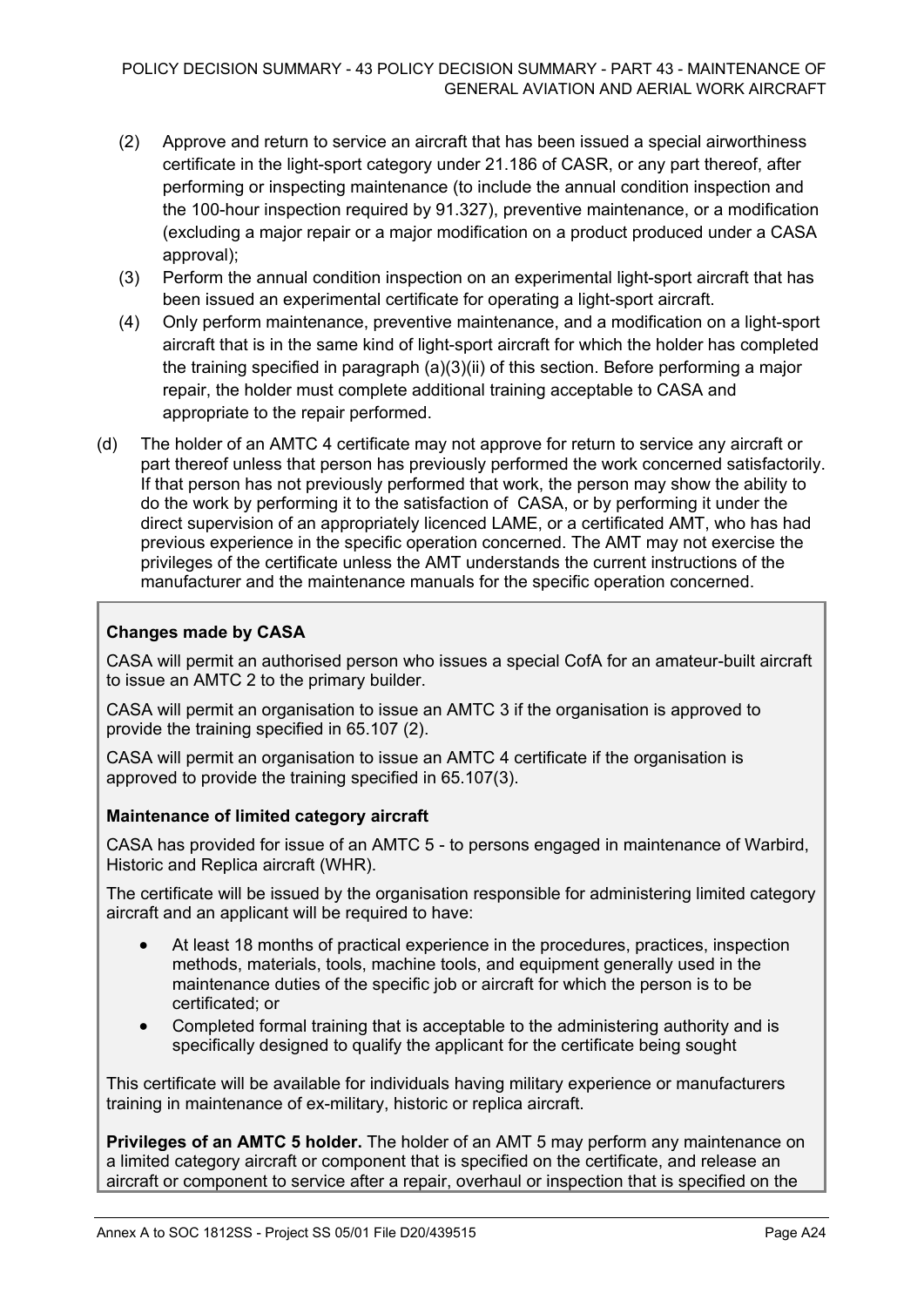(2) Approve and return to service an aircraft that has been issued a special airworthiness certificate in the light-sport category under 21.186 of CASR, or any part thereof, after performing or inspecting maintenance (to include the annual condition inspection and the 100-hour inspection required by 91.327), preventive maintenance, or a modification (excluding a major repair or a major modification on a product produced under a CASA approval);

(3) Perform the annual condition inspection on an experimental light-sport aircraft that has been issued an experimental certificate for operating a light-sport aircraft.

(4) Only perform maintenance, preventive maintenance, and a modification on a light-sport aircraft that is in the same kind of light-sport aircraft for which the holder has completed the training specified in paragraph (a)(3)(ii) of this section. Before performing a major repair, the holder must complete additional training acceptable to CASA and appropriate to the repair performed.

(d) The holder of an AMTC 4 certificate may not approve for return to service any aircraft or part thereof unless that person has previously performed the work concerned satisfactorily. If that person has not previously performed that work, the person may show the ability to do the work by performing it to the satisfaction of CASA, or by performing it under the direct supervision of an appropriately licenced LAME, or a certificated AMT, who has had previous experience in the specific operation concerned. The AMT may not exercise the privileges of the certificate unless the AMT understands the current instructions of the manufacturer and the maintenance manuals for the specific operation concerned.

**Changes made by CASA**

CASA will permit an authorised person who issues a special CofA for an amateur-built aircraft to issue an AMTC 2 to the primary builder.

CASA will permit an organisation to issue an AMTC 3 if the organisation is approved to provide the training specified in 65.107 (2).

CASA will permit an organisation to issue an AMTC 4 certificate if the organisation is approved to provide the training specified in 65.107(3).

**Maintenance of limited category aircraft**

CASA has provided for issue of an AMTC 5 - to persons engaged in maintenance of Warbird, Historic and Replica aircraft (WHR).

The certificate will be issued by the organisation responsible for administering limited category aircraft and an applicant will be required to have:

- At least 18 months of practical experience in the procedures, practices, inspection methods, materials, tools, machine tools, and equipment generally used in the maintenance duties of the specific job or aircraft for which the person is to be certificated; or
- Completed formal training that is acceptable to the administering authority and is specifically designed to qualify the applicant for the certificate being sought

This certificate will be available for individuals having military experience or manufacturers training in maintenance of ex-military, historic or replica aircraft.

**Privileges of an AMTC 5 holder.** The holder of an AMT 5 may perform any maintenance on a limited category aircraft or component that is specified on the certificate, and release an aircraft or component to service after a repair, overhaul or inspection that is specified on the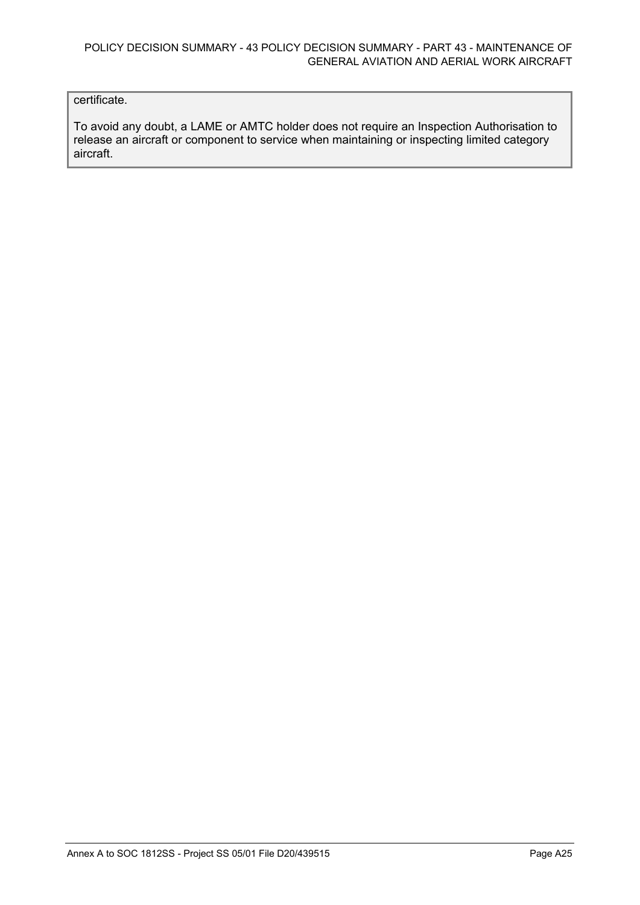certificate.

To avoid any doubt, a LAME or AMTC holder does not require an Inspection Authorisation to release an aircraft or component to service when maintaining or inspecting limited category aircraft.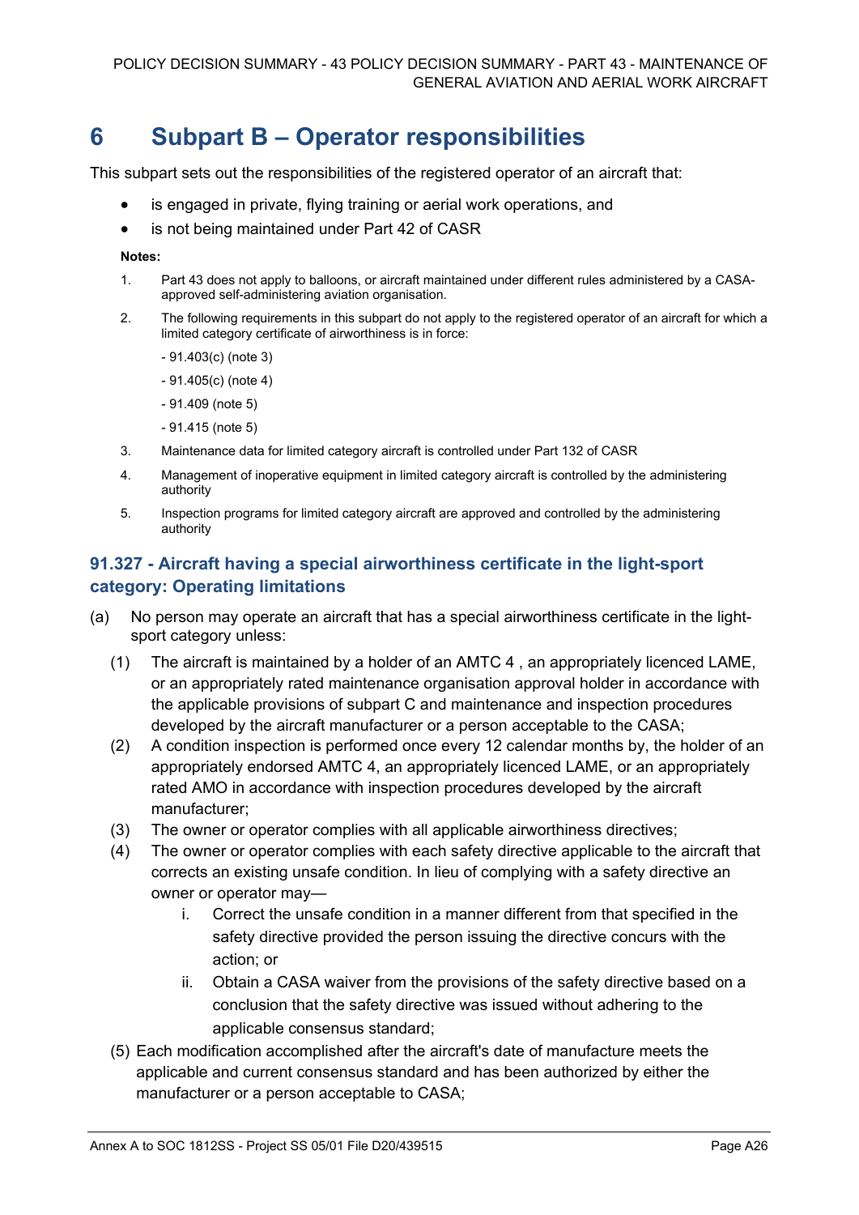# 6 Subpart B – Operator responsibilities

This subpart sets out the responsibilities of the registered operator of an aircraft that:

- is engaged in private, flying training or aerial work operations, and
- is not being maintained under Part 42 of CASR

**Notes:**

1. Part 43 does not apply to balloons, or aircraft maintained under different rules administered by a CASA-approved self-administering aviation organisation.
2. The following requirements in this subpart do not apply to the registered operator of an aircraft for which a limited category certificate of airworthiness is in force:

   - 91.403(c) (note 3)

   - 91.405(c) (note 4)

   - 91.409 (note 5)

   - 91.415 (note 5)
3. Maintenance data for limited category aircraft is controlled under Part 132 of CASR
4. Management of inoperative equipment in limited category aircraft is controlled by the administering authority
5. Inspection programs for limited category aircraft are approved and controlled by the administering authority

### 91.327 - Aircraft having a special airworthiness certificate in the light-sport category: Operating limitations

(a) No person may operate an aircraft that has a special airworthiness certificate in the light-sport category unless:

   (1) The aircraft is maintained by a holder of an AMTC 4 , an appropriately licenced LAME, or an appropriately rated maintenance organisation approval holder in accordance with the applicable provisions of subpart C and maintenance and inspection procedures developed by the aircraft manufacturer or a person acceptable to the CASA;

   (2) A condition inspection is performed once every 12 calendar months by, the holder of an appropriately endorsed AMTC 4, an appropriately licenced LAME, or an appropriately rated AMO in accordance with inspection procedures developed by the aircraft manufacturer;

   (3) The owner or operator complies with all applicable airworthiness directives;

   (4) The owner or operator complies with each safety directive applicable to the aircraft that corrects an existing unsafe condition. In lieu of complying with a safety directive an owner or operator may—

      i. Correct the unsafe condition in a manner different from that specified in the safety directive provided the person issuing the directive concurs with the action; or

      ii. Obtain a CASA waiver from the provisions of the safety directive based on a conclusion that the safety directive was issued without adhering to the applicable consensus standard;

   (5) Each modification accomplished after the aircraft's date of manufacture meets the applicable and current consensus standard and has been authorized by either the manufacturer or a person acceptable to CASA;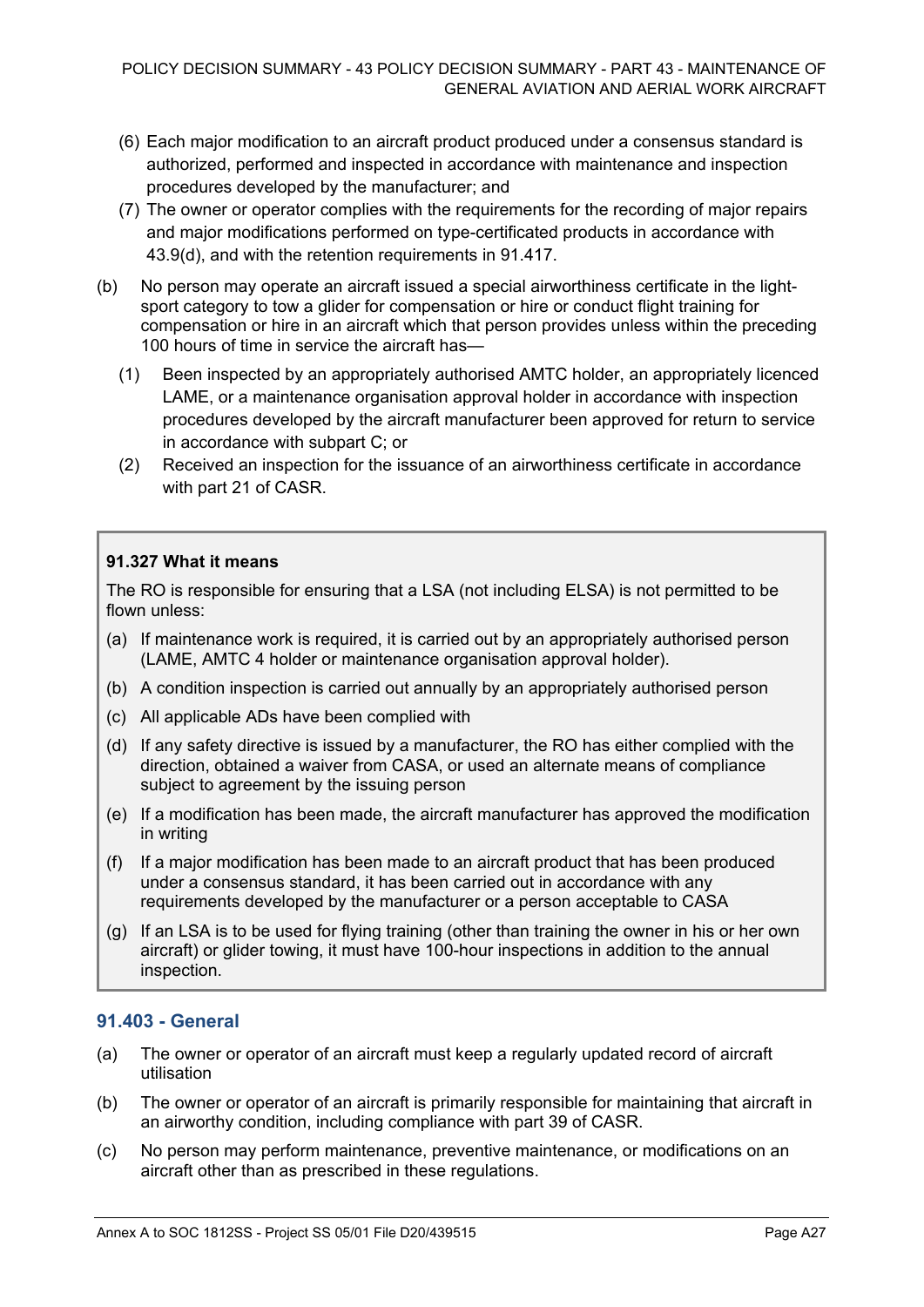(6) Each major modification to an aircraft product produced under a consensus standard is authorized, performed and inspected in accordance with maintenance and inspection procedures developed by the manufacturer; and

(7) The owner or operator complies with the requirements for the recording of major repairs and major modifications performed on type-certificated products in accordance with 43.9(d), and with the retention requirements in 91.417.

(b) No person may operate an aircraft issued a special airworthiness certificate in the light-sport category to tow a glider for compensation or hire or conduct flight training for compensation or hire in an aircraft which that person provides unless within the preceding 100 hours of time in service the aircraft has—

(1) Been inspected by an appropriately authorised AMTC holder, an appropriately licenced LAME, or a maintenance organisation approval holder in accordance with inspection procedures developed by the aircraft manufacturer been approved for return to service in accordance with subpart C; or

(2) Received an inspection for the issuance of an airworthiness certificate in accordance with part 21 of CASR.

> **91.327 What it means**
>
> The RO is responsible for ensuring that a LSA (not including ELSA) is not permitted to be flown unless:
>
> (a) If maintenance work is required, it is carried out by an appropriately authorised person (LAME, AMTC 4 holder or maintenance organisation approval holder).
>
> (b) A condition inspection is carried out annually by an appropriately authorised person
>
> (c) All applicable ADs have been complied with
>
> (d) If any safety directive is issued by a manufacturer, the RO has either complied with the direction, obtained a waiver from CASA, or used an alternate means of compliance subject to agreement by the issuing person
>
> (e) If a modification has been made, the aircraft manufacturer has approved the modification in writing
>
> (f) If a major modification has been made to an aircraft product that has been produced under a consensus standard, it has been carried out in accordance with any requirements developed by the manufacturer or a person acceptable to CASA
>
> (g) If an LSA is to be used for flying training (other than training the owner in his or her own aircraft) or glider towing, it must have 100-hour inspections in addition to the annual inspection.

### 91.403 - General

(a) The owner or operator of an aircraft must keep a regularly updated record of aircraft utilisation

(b) The owner or operator of an aircraft is primarily responsible for maintaining that aircraft in an airworthy condition, including compliance with part 39 of CASR.

(c) No person may perform maintenance, preventive maintenance, or modifications on an aircraft other than as prescribed in these regulations.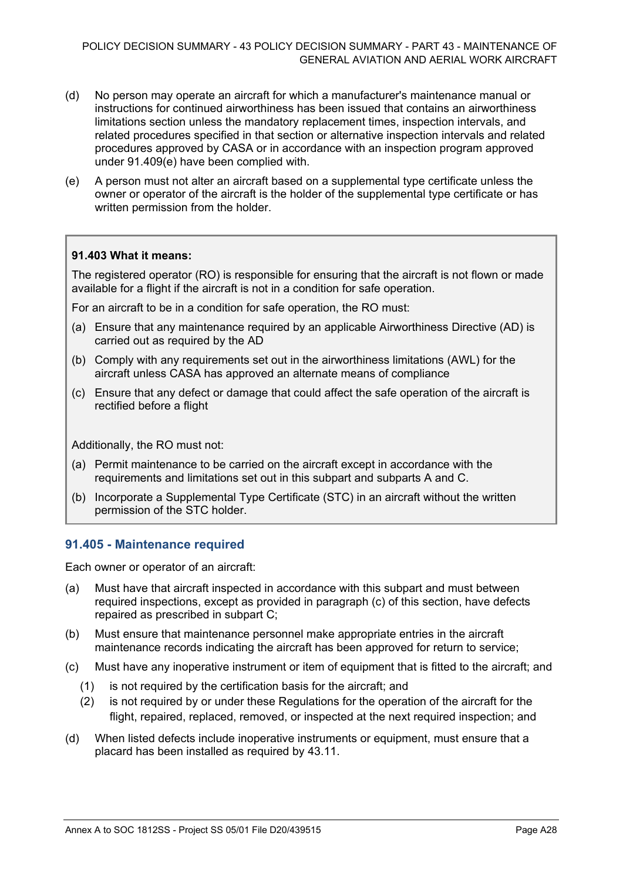(d) No person may operate an aircraft for which a manufacturer's maintenance manual or instructions for continued airworthiness has been issued that contains an airworthiness limitations section unless the mandatory replacement times, inspection intervals, and related procedures specified in that section or alternative inspection intervals and related procedures approved by CASA or in accordance with an inspection program approved under 91.409(e) have been complied with.

(e) A person must not alter an aircraft based on a supplemental type certificate unless the owner or operator of the aircraft is the holder of the supplemental type certificate or has written permission from the holder.

> **91.403 What it means:**
>
> The registered operator (RO) is responsible for ensuring that the aircraft is not flown or made available for a flight if the aircraft is not in a condition for safe operation.
>
> For an aircraft to be in a condition for safe operation, the RO must:
>
> (a) Ensure that any maintenance required by an applicable Airworthiness Directive (AD) is carried out as required by the AD
>
> (b) Comply with any requirements set out in the airworthiness limitations (AWL) for the aircraft unless CASA has approved an alternate means of compliance
>
> (c) Ensure that any defect or damage that could affect the safe operation of the aircraft is rectified before a flight
>
> Additionally, the RO must not:
>
> (a) Permit maintenance to be carried on the aircraft except in accordance with the requirements and limitations set out in this subpart and subparts A and C.
>
> (b) Incorporate a Supplemental Type Certificate (STC) in an aircraft without the written permission of the STC holder.

### 91.405 - Maintenance required

Each owner or operator of an aircraft:

(a) Must have that aircraft inspected in accordance with this subpart and must between required inspections, except as provided in paragraph (c) of this section, have defects repaired as prescribed in subpart C;

(b) Must ensure that maintenance personnel make appropriate entries in the aircraft maintenance records indicating the aircraft has been approved for return to service;

(c) Must have any inoperative instrument or item of equipment that is fitted to the aircraft; and

- (1) is not required by the certification basis for the aircraft; and
- (2) is not required by or under these Regulations for the operation of the aircraft for the flight, repaired, replaced, removed, or inspected at the next required inspection; and

(d) When listed defects include inoperative instruments or equipment, must ensure that a placard has been installed as required by 43.11.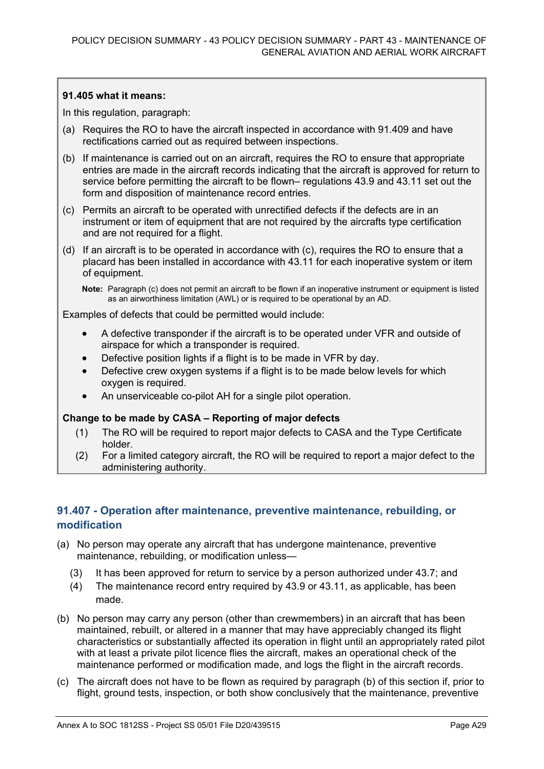**91.405 what it means:**

In this regulation, paragraph:

(a) Requires the RO to have the aircraft inspected in accordance with 91.409 and have rectifications carried out as required between inspections.

(b) If maintenance is carried out on an aircraft, requires the RO to ensure that appropriate entries are made in the aircraft records indicating that the aircraft is approved for return to service before permitting the aircraft to be flown– regulations 43.9 and 43.11 set out the form and disposition of maintenance record entries.

(c) Permits an aircraft to be operated with unrectified defects if the defects are in an instrument or item of equipment that are not required by the aircrafts type certification and are not required for a flight.

(d) If an aircraft is to be operated in accordance with (c), requires the RO to ensure that a placard has been installed in accordance with 43.11 for each inoperative system or item of equipment.

**Note:** Paragraph (c) does not permit an aircraft to be flown if an inoperative instrument or equipment is listed as an airworthiness limitation (AWL) or is required to be operational by an AD.

Examples of defects that could be permitted would include:

- A defective transponder if the aircraft is to be operated under VFR and outside of airspace for which a transponder is required.
- Defective position lights if a flight is to be made in VFR by day.
- Defective crew oxygen systems if a flight is to be made below levels for which oxygen is required.
- An unserviceable co-pilot AH for a single pilot operation.

**Change to be made by CASA – Reporting of major defects**

(1) The RO will be required to report major defects to CASA and the Type Certificate holder.

(2) For a limited category aircraft, the RO will be required to report a major defect to the administering authority.

## 91.407 - Operation after maintenance, preventive maintenance, rebuilding, or modification

(a) No person may operate any aircraft that has undergone maintenance, preventive maintenance, rebuilding, or modification unless—

(3) It has been approved for return to service by a person authorized under 43.7; and

(4) The maintenance record entry required by 43.9 or 43.11, as applicable, has been made.

(b) No person may carry any person (other than crewmembers) in an aircraft that has been maintained, rebuilt, or altered in a manner that may have appreciably changed its flight characteristics or substantially affected its operation in flight until an appropriately rated pilot with at least a private pilot licence flies the aircraft, makes an operational check of the maintenance performed or modification made, and logs the flight in the aircraft records.

(c) The aircraft does not have to be flown as required by paragraph (b) of this section if, prior to flight, ground tests, inspection, or both show conclusively that the maintenance, preventive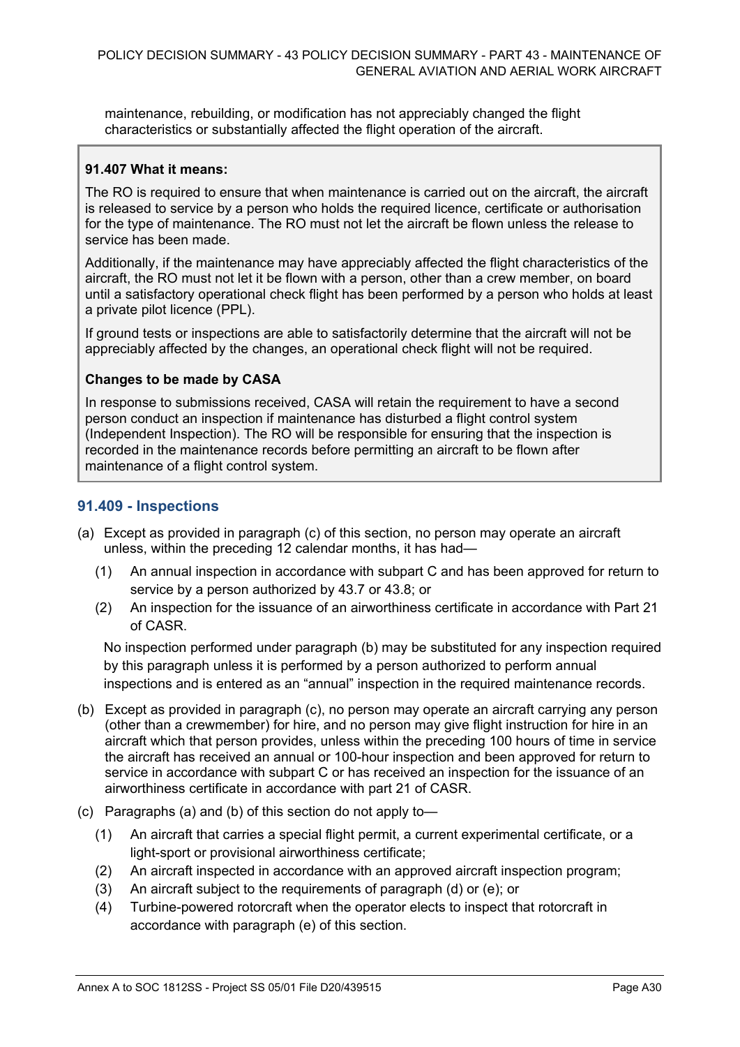maintenance, rebuilding, or modification has not appreciably changed the flight characteristics or substantially affected the flight operation of the aircraft.

**91.407 What it means:**

The RO is required to ensure that when maintenance is carried out on the aircraft, the aircraft is released to service by a person who holds the required licence, certificate or authorisation for the type of maintenance. The RO must not let the aircraft be flown unless the release to service has been made.

Additionally, if the maintenance may have appreciably affected the flight characteristics of the aircraft, the RO must not let it be flown with a person, other than a crew member, on board until a satisfactory operational check flight has been performed by a person who holds at least a private pilot licence (PPL).

If ground tests or inspections are able to satisfactorily determine that the aircraft will not be appreciably affected by the changes, an operational check flight will not be required.

**Changes to be made by CASA**

In response to submissions received, CASA will retain the requirement to have a second person conduct an inspection if maintenance has disturbed a flight control system (Independent Inspection). The RO will be responsible for ensuring that the inspection is recorded in the maintenance records before permitting an aircraft to be flown after maintenance of a flight control system.

### 91.409 - Inspections

(a) Except as provided in paragraph (c) of this section, no person may operate an aircraft unless, within the preceding 12 calendar months, it has had—

  (1) An annual inspection in accordance with subpart C and has been approved for return to service by a person authorized by 43.7 or 43.8; or

  (2) An inspection for the issuance of an airworthiness certificate in accordance with Part 21 of CASR.

  No inspection performed under paragraph (b) may be substituted for any inspection required by this paragraph unless it is performed by a person authorized to perform annual inspections and is entered as an “annual” inspection in the required maintenance records.

(b) Except as provided in paragraph (c), no person may operate an aircraft carrying any person (other than a crewmember) for hire, and no person may give flight instruction for hire in an aircraft which that person provides, unless within the preceding 100 hours of time in service the aircraft has received an annual or 100-hour inspection and been approved for return to service in accordance with subpart C or has received an inspection for the issuance of an airworthiness certificate in accordance with part 21 of CASR.

(c) Paragraphs (a) and (b) of this section do not apply to—

  (1) An aircraft that carries a special flight permit, a current experimental certificate, or a light-sport or provisional airworthiness certificate;

  (2) An aircraft inspected in accordance with an approved aircraft inspection program;

  (3) An aircraft subject to the requirements of paragraph (d) or (e); or

  (4) Turbine-powered rotorcraft when the operator elects to inspect that rotorcraft in accordance with paragraph (e) of this section.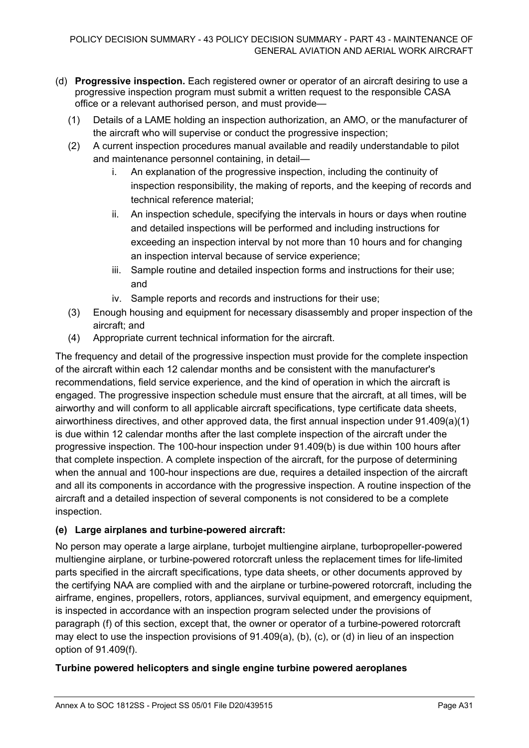- (d) **Progressive inspection.** Each registered owner or operator of an aircraft desiring to use a progressive inspection program must submit a written request to the responsible CASA office or a relevant authorised person, and must provide—
  - (1) Details of a LAME holding an inspection authorization, an AMO, or the manufacturer of the aircraft who will supervise or conduct the progressive inspection;
  - (2) A current inspection procedures manual available and readily understandable to pilot and maintenance personnel containing, in detail—
    - i. An explanation of the progressive inspection, including the continuity of inspection responsibility, the making of reports, and the keeping of records and technical reference material;
    - ii. An inspection schedule, specifying the intervals in hours or days when routine and detailed inspections will be performed and including instructions for exceeding an inspection interval by not more than 10 hours and for changing an inspection interval because of service experience;
    - iii. Sample routine and detailed inspection forms and instructions for their use; and
    - iv. Sample reports and records and instructions for their use;
  - (3) Enough housing and equipment for necessary disassembly and proper inspection of the aircraft; and
  - (4) Appropriate current technical information for the aircraft.

The frequency and detail of the progressive inspection must provide for the complete inspection of the aircraft within each 12 calendar months and be consistent with the manufacturer's recommendations, field service experience, and the kind of operation in which the aircraft is engaged. The progressive inspection schedule must ensure that the aircraft, at all times, will be airworthy and will conform to all applicable aircraft specifications, type certificate data sheets, airworthiness directives, and other approved data, the first annual inspection under 91.409(a)(1) is due within 12 calendar months after the last complete inspection of the aircraft under the progressive inspection. The 100-hour inspection under 91.409(b) is due within 100 hours after that complete inspection. A complete inspection of the aircraft, for the purpose of determining when the annual and 100-hour inspections are due, requires a detailed inspection of the aircraft and all its components in accordance with the progressive inspection. A routine inspection of the aircraft and a detailed inspection of several components is not considered to be a complete inspection.

**(e) Large airplanes and turbine-powered aircraft:**

No person may operate a large airplane, turbojet multiengine airplane, turbopropeller-powered multiengine airplane, or turbine-powered rotorcraft unless the replacement times for life-limited parts specified in the aircraft specifications, type data sheets, or other documents approved by the certifying NAA are complied with and the airplane or turbine-powered rotorcraft, including the airframe, engines, propellers, rotors, appliances, survival equipment, and emergency equipment, is inspected in accordance with an inspection program selected under the provisions of paragraph (f) of this section, except that, the owner or operator of a turbine-powered rotorcraft may elect to use the inspection provisions of 91.409(a), (b), (c), or (d) in lieu of an inspection option of 91.409(f).

**Turbine powered helicopters and single engine turbine powered aeroplanes**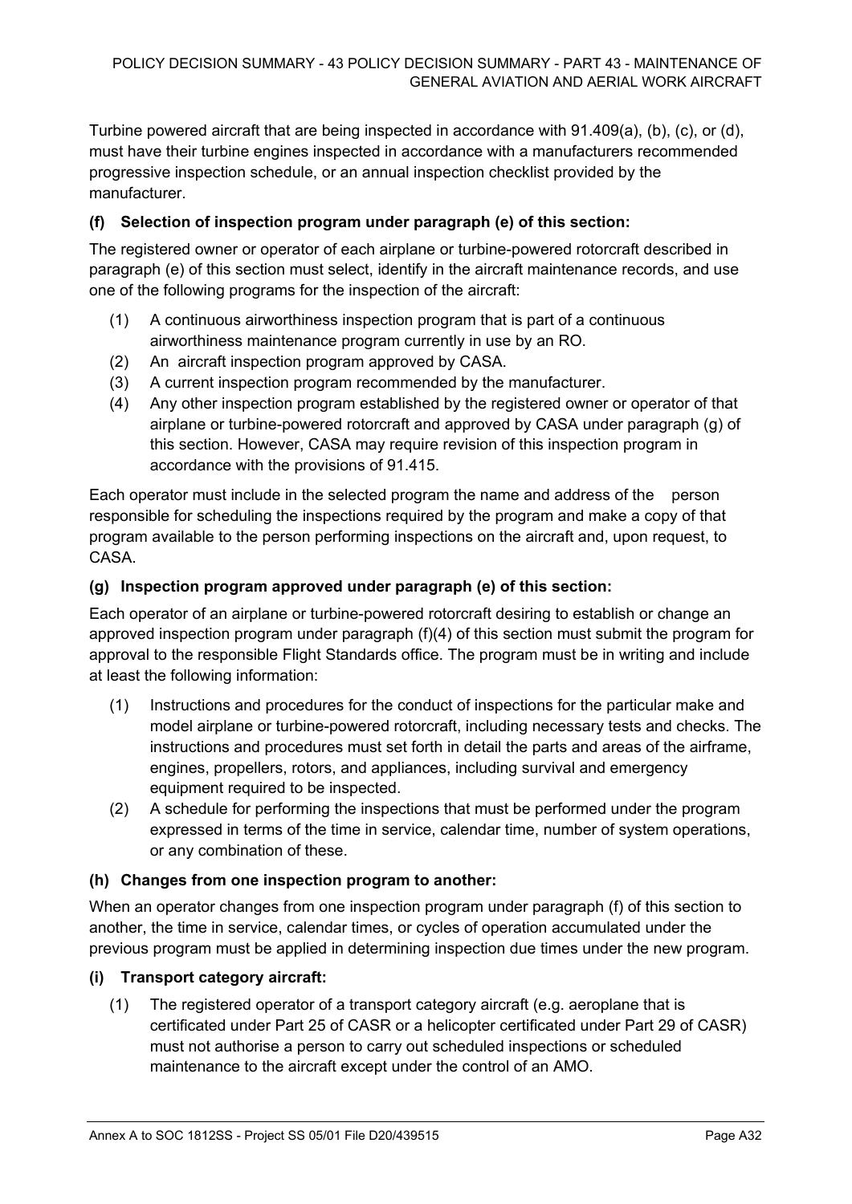Turbine powered aircraft that are being inspected in accordance with 91.409(a), (b), (c), or (d), must have their turbine engines inspected in accordance with a manufacturers recommended progressive inspection schedule, or an annual inspection checklist provided by the manufacturer.

**(f) Selection of inspection program under paragraph (e) of this section:**

The registered owner or operator of each airplane or turbine-powered rotorcraft described in paragraph (e) of this section must select, identify in the aircraft maintenance records, and use one of the following programs for the inspection of the aircraft:

(1) A continuous airworthiness inspection program that is part of a continuous airworthiness maintenance program currently in use by an RO.
(2) An aircraft inspection program approved by CASA.
(3) A current inspection program recommended by the manufacturer.
(4) Any other inspection program established by the registered owner or operator of that airplane or turbine-powered rotorcraft and approved by CASA under paragraph (g) of this section. However, CASA may require revision of this inspection program in accordance with the provisions of 91.415.

Each operator must include in the selected program the name and address of the person responsible for scheduling the inspections required by the program and make a copy of that program available to the person performing inspections on the aircraft and, upon request, to CASA.

**(g) Inspection program approved under paragraph (e) of this section:**

Each operator of an airplane or turbine-powered rotorcraft desiring to establish or change an approved inspection program under paragraph (f)(4) of this section must submit the program for approval to the responsible Flight Standards office. The program must be in writing and include at least the following information:

(1) Instructions and procedures for the conduct of inspections for the particular make and model airplane or turbine-powered rotorcraft, including necessary tests and checks. The instructions and procedures must set forth in detail the parts and areas of the airframe, engines, propellers, rotors, and appliances, including survival and emergency equipment required to be inspected.
(2) A schedule for performing the inspections that must be performed under the program expressed in terms of the time in service, calendar time, number of system operations, or any combination of these.

**(h) Changes from one inspection program to another:**

When an operator changes from one inspection program under paragraph (f) of this section to another, the time in service, calendar times, or cycles of operation accumulated under the previous program must be applied in determining inspection due times under the new program.

**(i) Transport category aircraft:**

(1) The registered operator of a transport category aircraft (e.g. aeroplane that is certificated under Part 25 of CASR or a helicopter certificated under Part 29 of CASR) must not authorise a person to carry out scheduled inspections or scheduled maintenance to the aircraft except under the control of an AMO.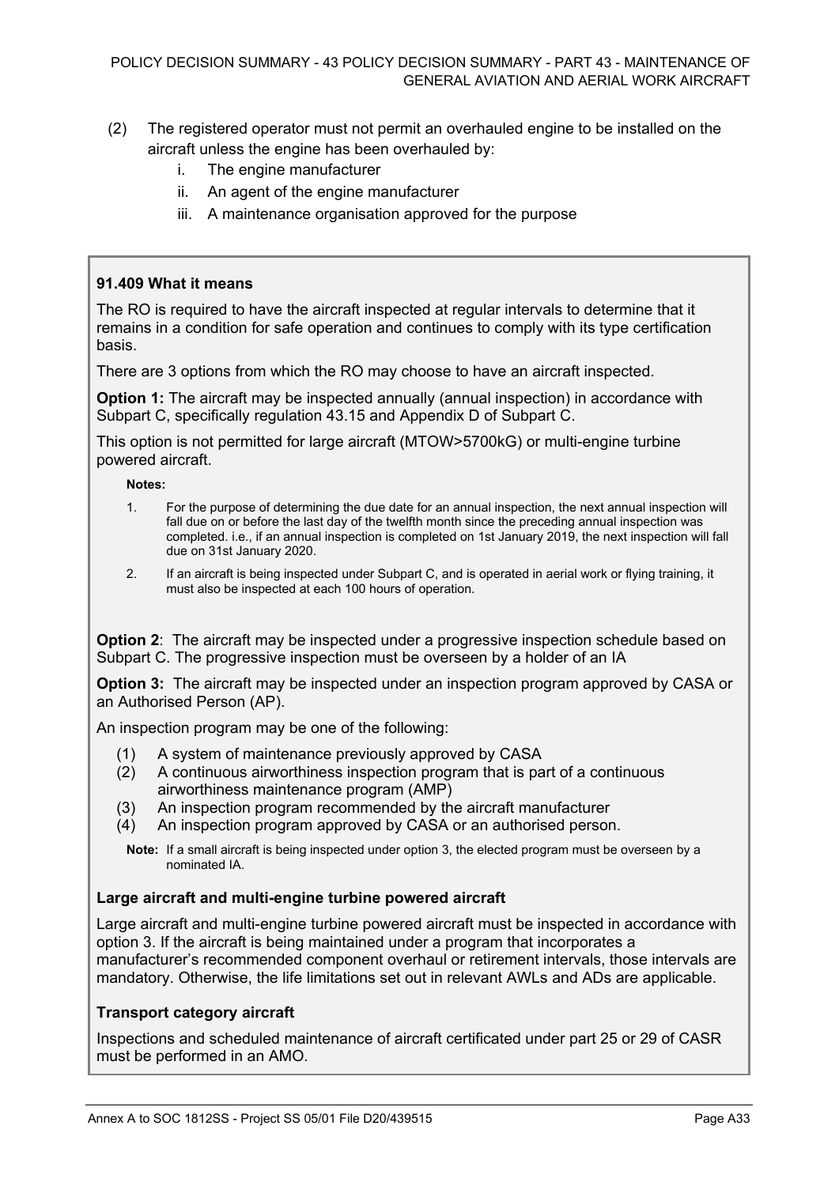(2) The registered operator must not permit an overhauled engine to be installed on the aircraft unless the engine has been overhauled by:

   i. The engine manufacturer
   ii. An agent of the engine manufacturer
   iii. A maintenance organisation approved for the purpose

**91.409 What it means**

The RO is required to have the aircraft inspected at regular intervals to determine that it remains in a condition for safe operation and continues to comply with its type certification basis.

There are 3 options from which the RO may choose to have an aircraft inspected.

**Option 1:** The aircraft may be inspected annually (annual inspection) in accordance with Subpart C, specifically regulation 43.15 and Appendix D of Subpart C.

This option is not permitted for large aircraft (MTOW>5700kG) or multi-engine turbine powered aircraft.

**Notes:**

1. For the purpose of determining the due date for an annual inspection, the next annual inspection will fall due on or before the last day of the twelfth month since the preceding annual inspection was completed. i.e., if an annual inspection is completed on 1st January 2019, the next inspection will fall due on 31st January 2020.
2. If an aircraft is being inspected under Subpart C, and is operated in aerial work or flying training, it must also be inspected at each 100 hours of operation.

**Option 2**: The aircraft may be inspected under a progressive inspection schedule based on Subpart C. The progressive inspection must be overseen by a holder of an IA

**Option 3:** The aircraft may be inspected under an inspection program approved by CASA or an Authorised Person (AP).

An inspection program may be one of the following:

(1) A system of maintenance previously approved by CASA
(2) A continuous airworthiness inspection program that is part of a continuous airworthiness maintenance program (AMP)
(3) An inspection program recommended by the aircraft manufacturer
(4) An inspection program approved by CASA or an authorised person.

**Note:** If a small aircraft is being inspected under option 3, the elected program must be overseen by a nominated IA.

**Large aircraft and multi-engine turbine powered aircraft**

Large aircraft and multi-engine turbine powered aircraft must be inspected in accordance with option 3. If the aircraft is being maintained under a program that incorporates a manufacturer's recommended component overhaul or retirement intervals, those intervals are mandatory. Otherwise, the life limitations set out in relevant AWLs and ADs are applicable.

**Transport category aircraft**

Inspections and scheduled maintenance of aircraft certificated under part 25 or 29 of CASR must be performed in an AMO.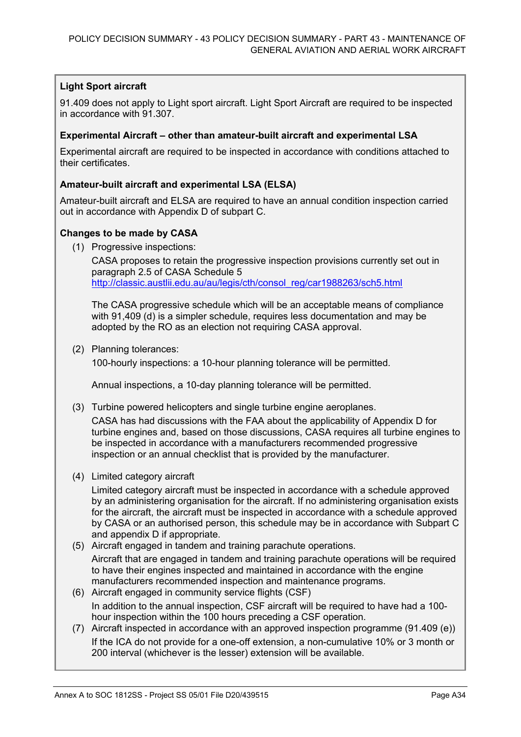**Light Sport aircraft**

91.409 does not apply to Light sport aircraft. Light Sport Aircraft are required to be inspected in accordance with 91.307.

**Experimental Aircraft – other than amateur-built aircraft and experimental LSA**

Experimental aircraft are required to be inspected in accordance with conditions attached to their certificates.

**Amateur-built aircraft and experimental LSA (ELSA)**

Amateur-built aircraft and ELSA are required to have an annual condition inspection carried out in accordance with Appendix D of subpart C.

**Changes to be made by CASA**

(1) Progressive inspections:

CASA proposes to retain the progressive inspection provisions currently set out in paragraph 2.5 of CASA Schedule 5 http://classic.austlii.edu.au/au/legis/cth/consol_reg/car1988263/sch5.html

The CASA progressive schedule which will be an acceptable means of compliance with 91,409 (d) is a simpler schedule, requires less documentation and may be adopted by the RO as an election not requiring CASA approval.

(2) Planning tolerances:

100-hourly inspections: a 10-hour planning tolerance will be permitted.

Annual inspections, a 10-day planning tolerance will be permitted.

(3) Turbine powered helicopters and single turbine engine aeroplanes.

CASA has had discussions with the FAA about the applicability of Appendix D for turbine engines and, based on those discussions, CASA requires all turbine engines to be inspected in accordance with a manufacturers recommended progressive inspection or an annual checklist that is provided by the manufacturer.

(4) Limited category aircraft

Limited category aircraft must be inspected in accordance with a schedule approved by an administering organisation for the aircraft. If no administering organisation exists for the aircraft, the aircraft must be inspected in accordance with a schedule approved by CASA or an authorised person, this schedule may be in accordance with Subpart C and appendix D if appropriate.

(5) Aircraft engaged in tandem and training parachute operations.

Aircraft that are engaged in tandem and training parachute operations will be required to have their engines inspected and maintained in accordance with the engine manufacturers recommended inspection and maintenance programs.

(6) Aircraft engaged in community service flights (CSF)

In addition to the annual inspection, CSF aircraft will be required to have had a 100-hour inspection within the 100 hours preceding a CSF operation.

(7) Aircraft inspected in accordance with an approved inspection programme (91.409 (e))

If the ICA do not provide for a one-off extension, a non-cumulative 10% or 3 month or 200 interval (whichever is the lesser) extension will be available.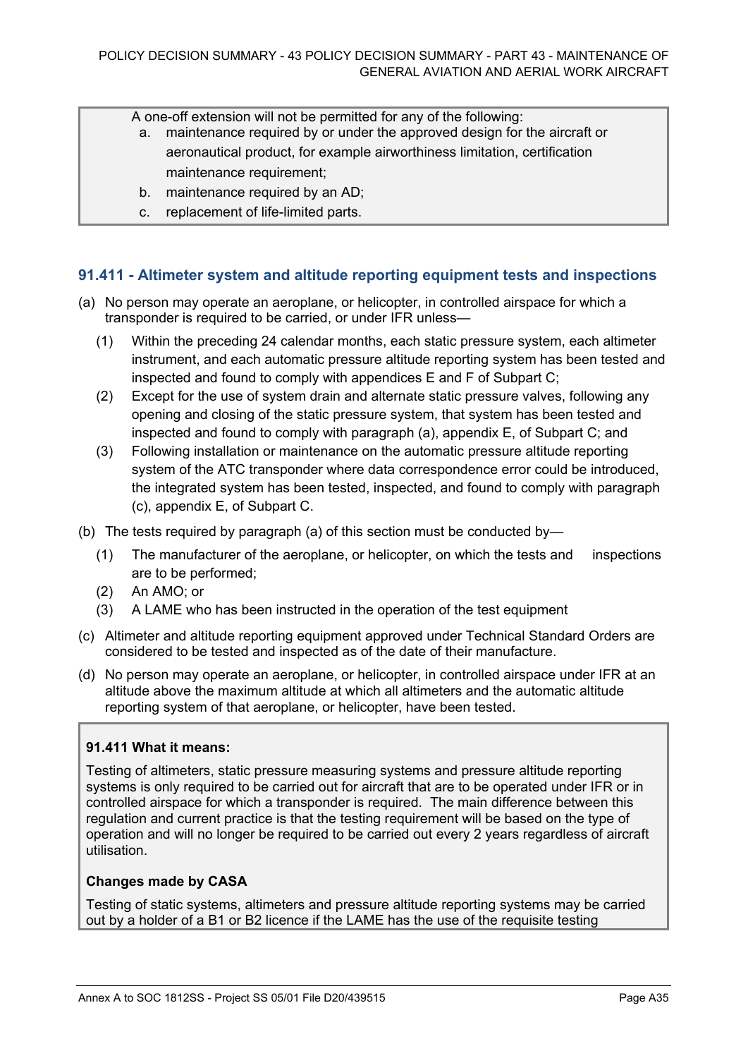A one-off extension will not be permitted for any of the following:

a. maintenance required by or under the approved design for the aircraft or aeronautical product, for example airworthiness limitation, certification maintenance requirement;
b. maintenance required by an AD;
c. replacement of life-limited parts.

### 91.411 - Altimeter system and altitude reporting equipment tests and inspections

(a) No person may operate an aeroplane, or helicopter, in controlled airspace for which a transponder is required to be carried, or under IFR unless—

(1) Within the preceding 24 calendar months, each static pressure system, each altimeter instrument, and each automatic pressure altitude reporting system has been tested and inspected and found to comply with appendices E and F of Subpart C;

(2) Except for the use of system drain and alternate static pressure valves, following any opening and closing of the static pressure system, that system has been tested and inspected and found to comply with paragraph (a), appendix E, of Subpart C; and

(3) Following installation or maintenance on the automatic pressure altitude reporting system of the ATC transponder where data correspondence error could be introduced, the integrated system has been tested, inspected, and found to comply with paragraph (c), appendix E, of Subpart C.

(b) The tests required by paragraph (a) of this section must be conducted by—

(1) The manufacturer of the aeroplane, or helicopter, on which the tests and inspections are to be performed;

(2) An AMO; or

(3) A LAME who has been instructed in the operation of the test equipment

(c) Altimeter and altitude reporting equipment approved under Technical Standard Orders are considered to be tested and inspected as of the date of their manufacture.

(d) No person may operate an aeroplane, or helicopter, in controlled airspace under IFR at an altitude above the maximum altitude at which all altimeters and the automatic altitude reporting system of that aeroplane, or helicopter, have been tested.

**91.411 What it means:**

Testing of altimeters, static pressure measuring systems and pressure altitude reporting systems is only required to be carried out for aircraft that are to be operated under IFR or in controlled airspace for which a transponder is required. The main difference between this regulation and current practice is that the testing requirement will be based on the type of operation and will no longer be required to be carried out every 2 years regardless of aircraft utilisation.

**Changes made by CASA**

Testing of static systems, altimeters and pressure altitude reporting systems may be carried out by a holder of a B1 or B2 licence if the LAME has the use of the requisite testing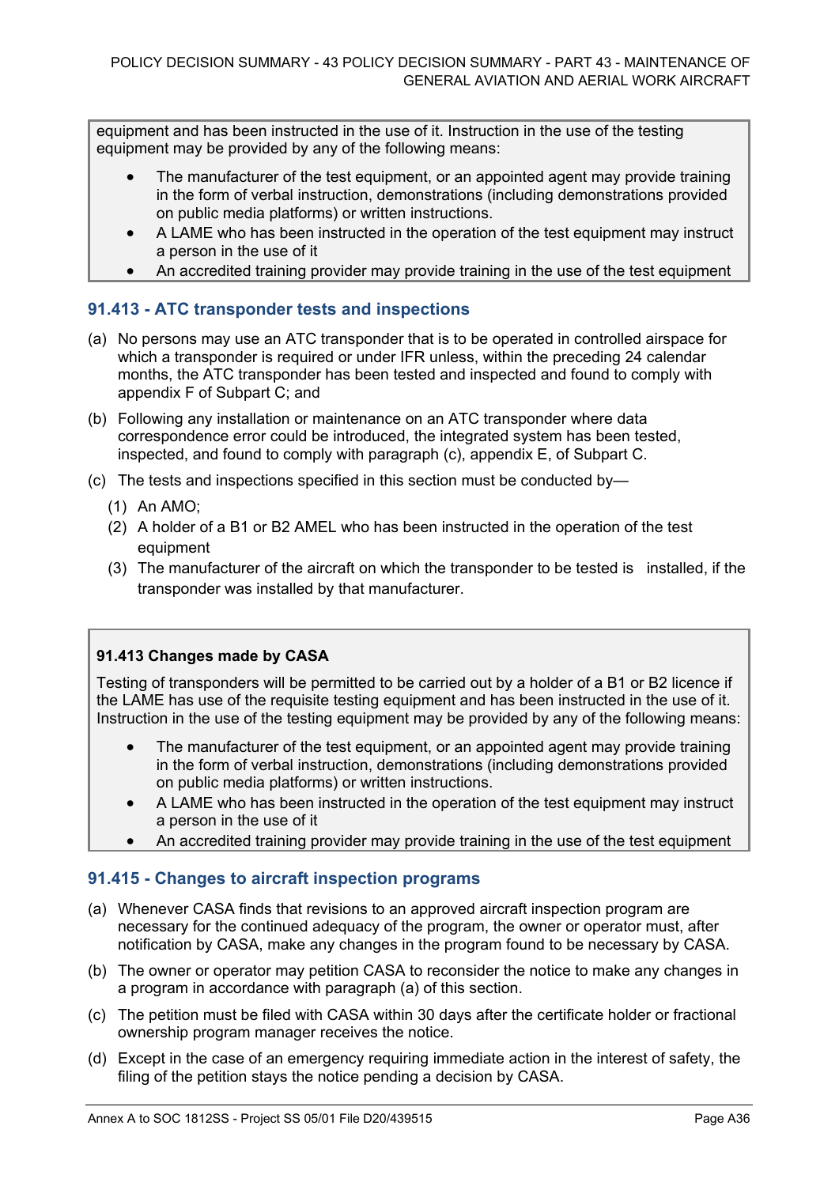equipment and has been instructed in the use of it. Instruction in the use of the testing equipment may be provided by any of the following means:

- The manufacturer of the test equipment, or an appointed agent may provide training in the form of verbal instruction, demonstrations (including demonstrations provided on public media platforms) or written instructions.
- A LAME who has been instructed in the operation of the test equipment may instruct a person in the use of it
- An accredited training provider may provide training in the use of the test equipment

## 91.413 - ATC transponder tests and inspections

(a) No persons may use an ATC transponder that is to be operated in controlled airspace for which a transponder is required or under IFR unless, within the preceding 24 calendar months, the ATC transponder has been tested and inspected and found to comply with appendix F of Subpart C; and

(b) Following any installation or maintenance on an ATC transponder where data correspondence error could be introduced, the integrated system has been tested, inspected, and found to comply with paragraph (c), appendix E, of Subpart C.

(c) The tests and inspections specified in this section must be conducted by—

  (1) An AMO;

  (2) A holder of a B1 or B2 AMEL who has been instructed in the operation of the test equipment

  (3) The manufacturer of the aircraft on which the transponder to be tested is installed, if the transponder was installed by that manufacturer.

**91.413 Changes made by CASA**

Testing of transponders will be permitted to be carried out by a holder of a B1 or B2 licence if the LAME has use of the requisite testing equipment and has been instructed in the use of it. Instruction in the use of the testing equipment may be provided by any of the following means:

- The manufacturer of the test equipment, or an appointed agent may provide training in the form of verbal instruction, demonstrations (including demonstrations provided on public media platforms) or written instructions.
- A LAME who has been instructed in the operation of the test equipment may instruct a person in the use of it
- An accredited training provider may provide training in the use of the test equipment

## 91.415 - Changes to aircraft inspection programs

(a) Whenever CASA finds that revisions to an approved aircraft inspection program are necessary for the continued adequacy of the program, the owner or operator must, after notification by CASA, make any changes in the program found to be necessary by CASA.

(b) The owner or operator may petition CASA to reconsider the notice to make any changes in a program in accordance with paragraph (a) of this section.

(c) The petition must be filed with CASA within 30 days after the certificate holder or fractional ownership program manager receives the notice.

(d) Except in the case of an emergency requiring immediate action in the interest of safety, the filing of the petition stays the notice pending a decision by CASA.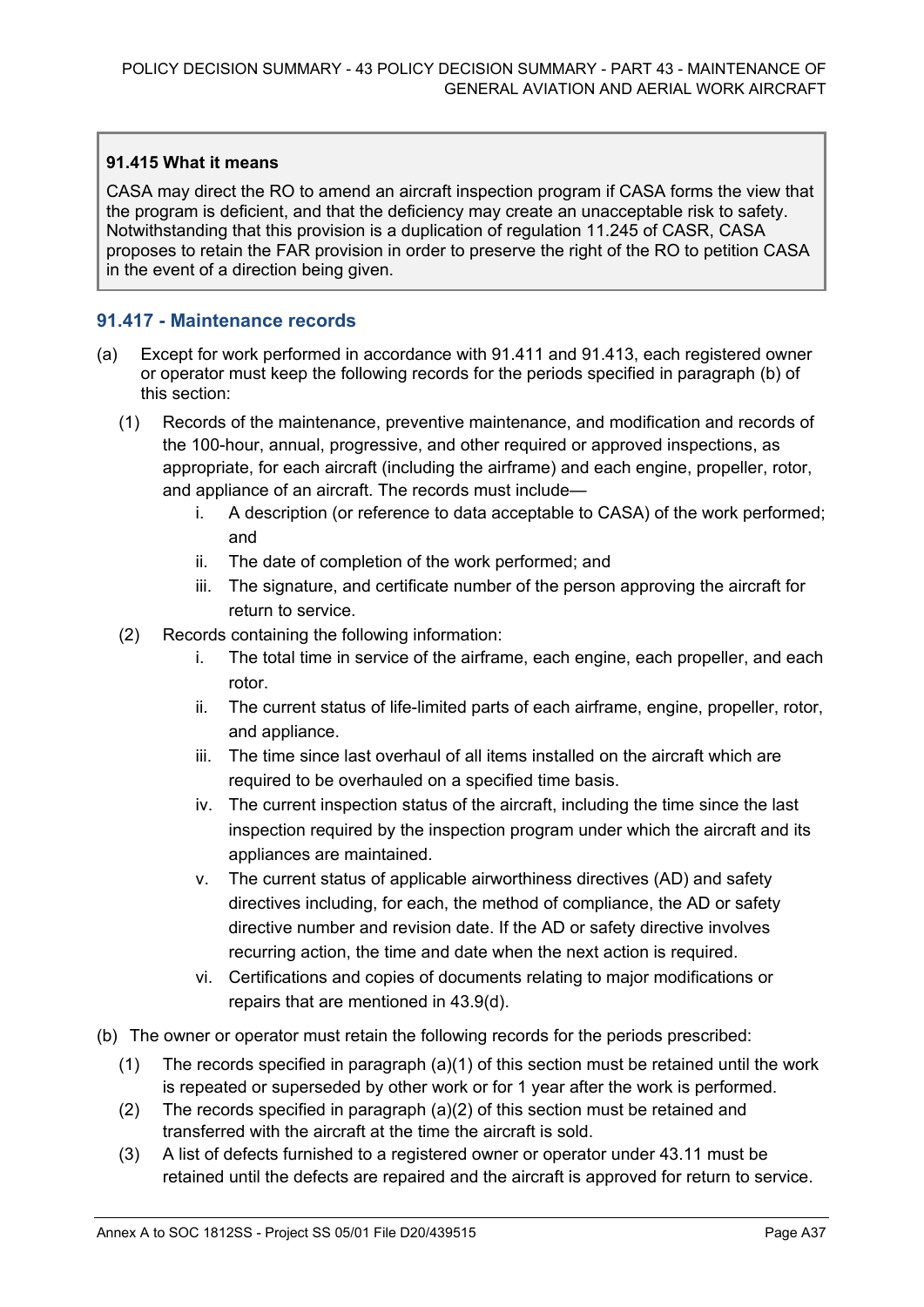**91.415 What it means**

CASA may direct the RO to amend an aircraft inspection program if CASA forms the view that the program is deficient, and that the deficiency may create an unacceptable risk to safety. Notwithstanding that this provision is a duplication of regulation 11.245 of CASR, CASA proposes to retain the FAR provision in order to preserve the right of the RO to petition CASA in the event of a direction being given.

### 91.417 - Maintenance records

(a) Except for work performed in accordance with 91.411 and 91.413, each registered owner or operator must keep the following records for the periods specified in paragraph (b) of this section:

   (1) Records of the maintenance, preventive maintenance, and modification and records of the 100-hour, annual, progressive, and other required or approved inspections, as appropriate, for each aircraft (including the airframe) and each engine, propeller, rotor, and appliance of an aircraft. The records must include—

      i. A description (or reference to data acceptable to CASA) of the work performed; and

      ii. The date of completion of the work performed; and

      iii. The signature, and certificate number of the person approving the aircraft for return to service.

   (2) Records containing the following information:

      i. The total time in service of the airframe, each engine, each propeller, and each rotor.

      ii. The current status of life-limited parts of each airframe, engine, propeller, rotor, and appliance.

      iii. The time since last overhaul of all items installed on the aircraft which are required to be overhauled on a specified time basis.

      iv. The current inspection status of the aircraft, including the time since the last inspection required by the inspection program under which the aircraft and its appliances are maintained.

      v. The current status of applicable airworthiness directives (AD) and safety directives including, for each, the method of compliance, the AD or safety directive number and revision date. If the AD or safety directive involves recurring action, the time and date when the next action is required.

      vi. Certifications and copies of documents relating to major modifications or repairs that are mentioned in 43.9(d).

(b) The owner or operator must retain the following records for the periods prescribed:

   (1) The records specified in paragraph (a)(1) of this section must be retained until the work is repeated or superseded by other work or for 1 year after the work is performed.

   (2) The records specified in paragraph (a)(2) of this section must be retained and transferred with the aircraft at the time the aircraft is sold.

   (3) A list of defects furnished to a registered owner or operator under 43.11 must be retained until the defects are repaired and the aircraft is approved for return to service.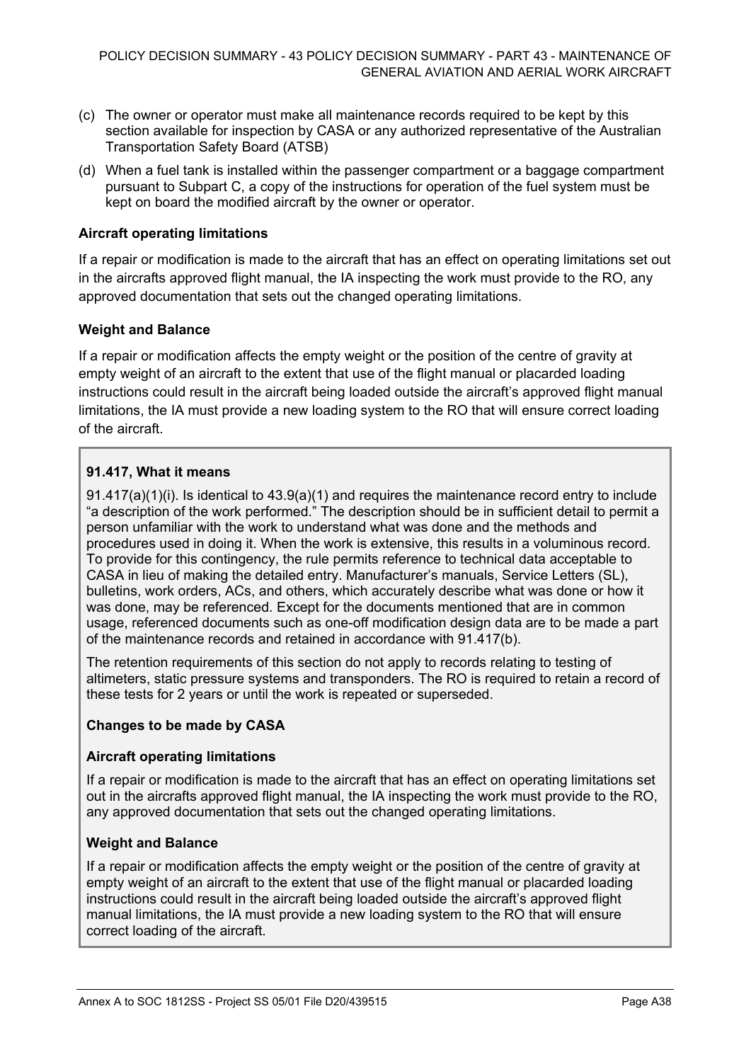(c) The owner or operator must make all maintenance records required to be kept by this section available for inspection by CASA or any authorized representative of the Australian Transportation Safety Board (ATSB)

(d) When a fuel tank is installed within the passenger compartment or a baggage compartment pursuant to Subpart C, a copy of the instructions for operation of the fuel system must be kept on board the modified aircraft by the owner or operator.

**Aircraft operating limitations**

If a repair or modification is made to the aircraft that has an effect on operating limitations set out in the aircrafts approved flight manual, the IA inspecting the work must provide to the RO, any approved documentation that sets out the changed operating limitations.

**Weight and Balance**

If a repair or modification affects the empty weight or the position of the centre of gravity at empty weight of an aircraft to the extent that use of the flight manual or placarded loading instructions could result in the aircraft being loaded outside the aircraft's approved flight manual limitations, the IA must provide a new loading system to the RO that will ensure correct loading of the aircraft.

**91.417, What it means**

91.417(a)(1)(i). Is identical to 43.9(a)(1) and requires the maintenance record entry to include "a description of the work performed." The description should be in sufficient detail to permit a person unfamiliar with the work to understand what was done and the methods and procedures used in doing it. When the work is extensive, this results in a voluminous record. To provide for this contingency, the rule permits reference to technical data acceptable to CASA in lieu of making the detailed entry. Manufacturer's manuals, Service Letters (SL), bulletins, work orders, ACs, and others, which accurately describe what was done or how it was done, may be referenced. Except for the documents mentioned that are in common usage, referenced documents such as one-off modification design data are to be made a part of the maintenance records and retained in accordance with 91.417(b).

The retention requirements of this section do not apply to records relating to testing of altimeters, static pressure systems and transponders. The RO is required to retain a record of these tests for 2 years or until the work is repeated or superseded.

**Changes to be made by CASA**

**Aircraft operating limitations**

If a repair or modification is made to the aircraft that has an effect on operating limitations set out in the aircrafts approved flight manual, the IA inspecting the work must provide to the RO, any approved documentation that sets out the changed operating limitations.

**Weight and Balance**

If a repair or modification affects the empty weight or the position of the centre of gravity at empty weight of an aircraft to the extent that use of the flight manual or placarded loading instructions could result in the aircraft being loaded outside the aircraft's approved flight manual limitations, the IA must provide a new loading system to the RO that will ensure correct loading of the aircraft.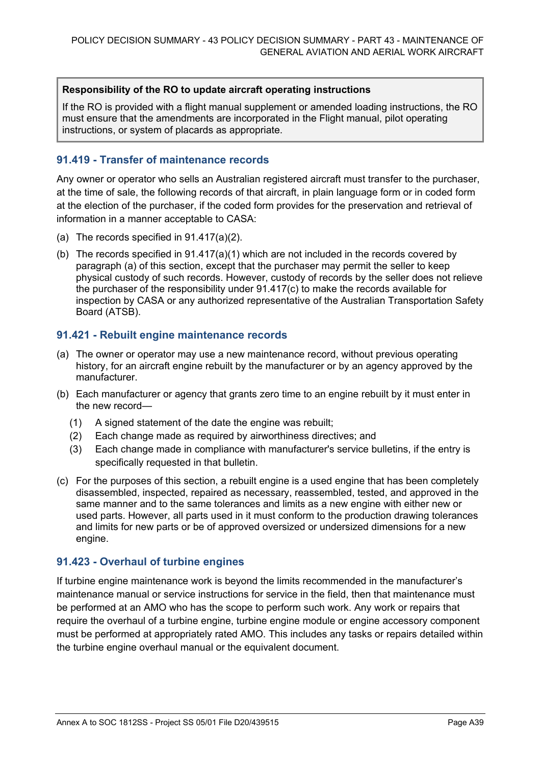**Responsibility of the RO to update aircraft operating instructions**

If the RO is provided with a flight manual supplement or amended loading instructions, the RO must ensure that the amendments are incorporated in the Flight manual, pilot operating instructions, or system of placards as appropriate.

### 91.419 - Transfer of maintenance records

Any owner or operator who sells an Australian registered aircraft must transfer to the purchaser, at the time of sale, the following records of that aircraft, in plain language form or in coded form at the election of the purchaser, if the coded form provides for the preservation and retrieval of information in a manner acceptable to CASA:

(a) The records specified in 91.417(a)(2).

(b) The records specified in 91.417(a)(1) which are not included in the records covered by paragraph (a) of this section, except that the purchaser may permit the seller to keep physical custody of such records. However, custody of records by the seller does not relieve the purchaser of the responsibility under 91.417(c) to make the records available for inspection by CASA or any authorized representative of the Australian Transportation Safety Board (ATSB).

### 91.421 - Rebuilt engine maintenance records

(a) The owner or operator may use a new maintenance record, without previous operating history, for an aircraft engine rebuilt by the manufacturer or by an agency approved by the manufacturer.

(b) Each manufacturer or agency that grants zero time to an engine rebuilt by it must enter in the new record—

   (1) A signed statement of the date the engine was rebuilt;

   (2) Each change made as required by airworthiness directives; and

   (3) Each change made in compliance with manufacturer's service bulletins, if the entry is specifically requested in that bulletin.

(c) For the purposes of this section, a rebuilt engine is a used engine that has been completely disassembled, inspected, repaired as necessary, reassembled, tested, and approved in the same manner and to the same tolerances and limits as a new engine with either new or used parts. However, all parts used in it must conform to the production drawing tolerances and limits for new parts or be of approved oversized or undersized dimensions for a new engine.

### 91.423 - Overhaul of turbine engines

If turbine engine maintenance work is beyond the limits recommended in the manufacturer's maintenance manual or service instructions for service in the field, then that maintenance must be performed at an AMO who has the scope to perform such work. Any work or repairs that require the overhaul of a turbine engine, turbine engine module or engine accessory component must be performed at appropriately rated AMO. This includes any tasks or repairs detailed within the turbine engine overhaul manual or the equivalent document.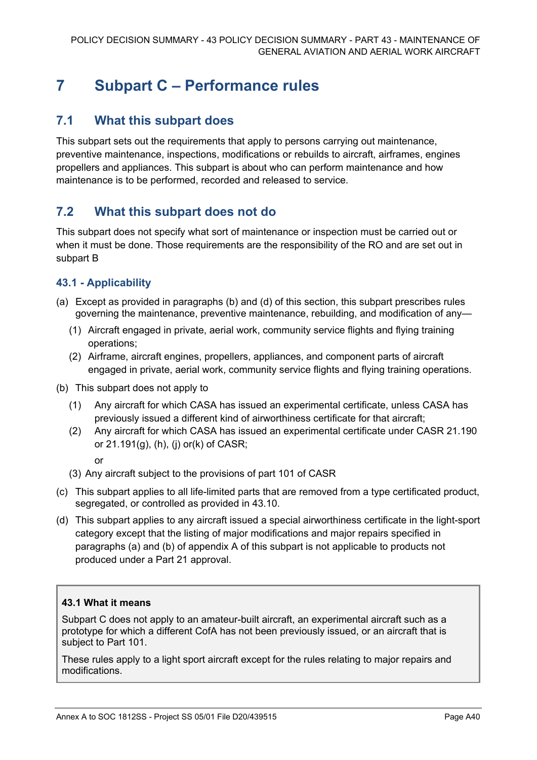# 7 Subpart C – Performance rules

## 7.1 What this subpart does

This subpart sets out the requirements that apply to persons carrying out maintenance, preventive maintenance, inspections, modifications or rebuilds to aircraft, airframes, engines propellers and appliances. This subpart is about who can perform maintenance and how maintenance is to be performed, recorded and released to service.

## 7.2 What this subpart does not do

This subpart does not specify what sort of maintenance or inspection must be carried out or when it must be done. Those requirements are the responsibility of the RO and are set out in subpart B

### 43.1 - Applicability

(a) Except as provided in paragraphs (b) and (d) of this section, this subpart prescribes rules governing the maintenance, preventive maintenance, rebuilding, and modification of any—

(1) Aircraft engaged in private, aerial work, community service flights and flying training operations;

(2) Airframe, aircraft engines, propellers, appliances, and component parts of aircraft engaged in private, aerial work, community service flights and flying training operations.

(b) This subpart does not apply to

(1) Any aircraft for which CASA has issued an experimental certificate, unless CASA has previously issued a different kind of airworthiness certificate for that aircraft;

(2) Any aircraft for which CASA has issued an experimental certificate under CASR 21.190 or 21.191(g), (h), (j) or(k) of CASR;

or

(3) Any aircraft subject to the provisions of part 101 of CASR

(c) This subpart applies to all life-limited parts that are removed from a type certificated product, segregated, or controlled as provided in 43.10.

(d) This subpart applies to any aircraft issued a special airworthiness certificate in the light-sport category except that the listing of major modifications and major repairs specified in paragraphs (a) and (b) of appendix A of this subpart is not applicable to products not produced under a Part 21 approval.

**43.1 What it means**

Subpart C does not apply to an amateur-built aircraft, an experimental aircraft such as a prototype for which a different CofA has not been previously issued, or an aircraft that is subject to Part 101.

These rules apply to a light sport aircraft except for the rules relating to major repairs and modifications.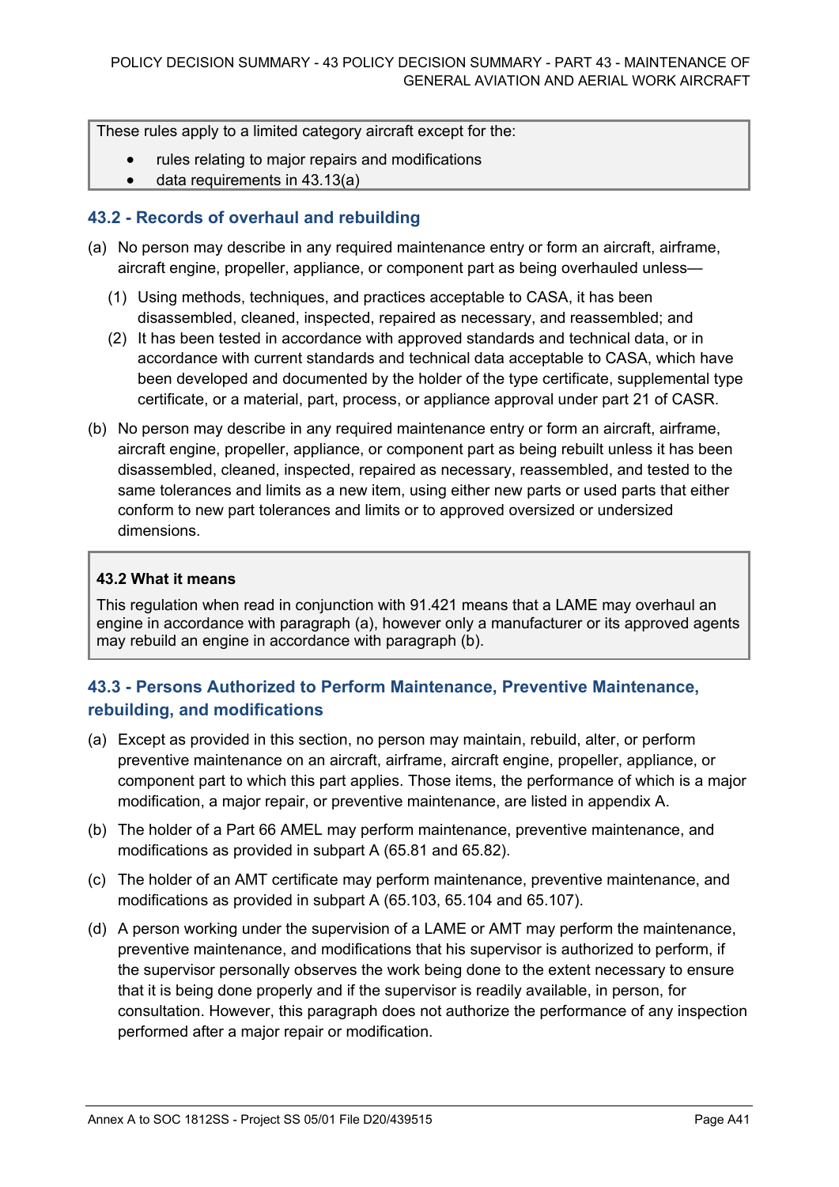These rules apply to a limited category aircraft except for the:

- rules relating to major repairs and modifications
- data requirements in 43.13(a)

### 43.2 - Records of overhaul and rebuilding

(a) No person may describe in any required maintenance entry or form an aircraft, airframe, aircraft engine, propeller, appliance, or component part as being overhauled unless—

(1) Using methods, techniques, and practices acceptable to CASA, it has been disassembled, cleaned, inspected, repaired as necessary, and reassembled; and

(2) It has been tested in accordance with approved standards and technical data, or in accordance with current standards and technical data acceptable to CASA, which have been developed and documented by the holder of the type certificate, supplemental type certificate, or a material, part, process, or appliance approval under part 21 of CASR.

(b) No person may describe in any required maintenance entry or form an aircraft, airframe, aircraft engine, propeller, appliance, or component part as being rebuilt unless it has been disassembled, cleaned, inspected, repaired as necessary, reassembled, and tested to the same tolerances and limits as a new item, using either new parts or used parts that either conform to new part tolerances and limits or to approved oversized or undersized dimensions.

**43.2 What it means**

This regulation when read in conjunction with 91.421 means that a LAME may overhaul an engine in accordance with paragraph (a), however only a manufacturer or its approved agents may rebuild an engine in accordance with paragraph (b).

### 43.3 - Persons Authorized to Perform Maintenance, Preventive Maintenance, rebuilding, and modifications

(a) Except as provided in this section, no person may maintain, rebuild, alter, or perform preventive maintenance on an aircraft, airframe, aircraft engine, propeller, appliance, or component part to which this part applies. Those items, the performance of which is a major modification, a major repair, or preventive maintenance, are listed in appendix A.

(b) The holder of a Part 66 AMEL may perform maintenance, preventive maintenance, and modifications as provided in subpart A (65.81 and 65.82).

(c) The holder of an AMT certificate may perform maintenance, preventive maintenance, and modifications as provided in subpart A (65.103, 65.104 and 65.107).

(d) A person working under the supervision of a LAME or AMT may perform the maintenance, preventive maintenance, and modifications that his supervisor is authorized to perform, if the supervisor personally observes the work being done to the extent necessary to ensure that it is being done properly and if the supervisor is readily available, in person, for consultation. However, this paragraph does not authorize the performance of any inspection performed after a major repair or modification.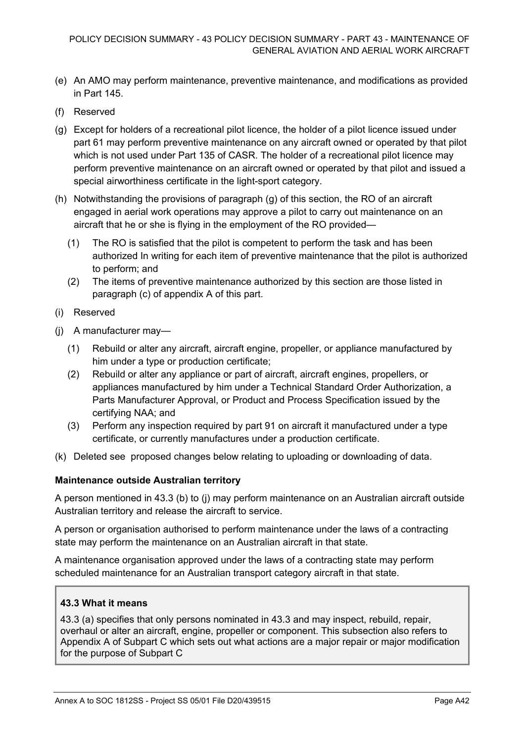(e) An AMO may perform maintenance, preventive maintenance, and modifications as provided in Part 145.

(f) Reserved

(g) Except for holders of a recreational pilot licence, the holder of a pilot licence issued under part 61 may perform preventive maintenance on any aircraft owned or operated by that pilot which is not used under Part 135 of CASR. The holder of a recreational pilot licence may perform preventive maintenance on an aircraft owned or operated by that pilot and issued a special airworthiness certificate in the light-sport category.

(h) Notwithstanding the provisions of paragraph (g) of this section, the RO of an aircraft engaged in aerial work operations may approve a pilot to carry out maintenance on an aircraft that he or she is flying in the employment of the RO provided—

   (1) The RO is satisfied that the pilot is competent to perform the task and has been authorized In writing for each item of preventive maintenance that the pilot is authorized to perform; and

   (2) The items of preventive maintenance authorized by this section are those listed in paragraph (c) of appendix A of this part.

(i) Reserved

(j) A manufacturer may—

   (1) Rebuild or alter any aircraft, aircraft engine, propeller, or appliance manufactured by him under a type or production certificate;

   (2) Rebuild or alter any appliance or part of aircraft, aircraft engines, propellers, or appliances manufactured by him under a Technical Standard Order Authorization, a Parts Manufacturer Approval, or Product and Process Specification issued by the certifying NAA; and

   (3) Perform any inspection required by part 91 on aircraft it manufactured under a type certificate, or currently manufactures under a production certificate.

(k) Deleted see proposed changes below relating to uploading or downloading of data.

**Maintenance outside Australian territory**

A person mentioned in 43.3 (b) to (j) may perform maintenance on an Australian aircraft outside Australian territory and release the aircraft to service.

A person or organisation authorised to perform maintenance under the laws of a contracting state may perform the maintenance on an Australian aircraft in that state.

A maintenance organisation approved under the laws of a contracting state may perform scheduled maintenance for an Australian transport category aircraft in that state.

**43.3 What it means**

43.3 (a) specifies that only persons nominated in 43.3 and may inspect, rebuild, repair, overhaul or alter an aircraft, engine, propeller or component. This subsection also refers to Appendix A of Subpart C which sets out what actions are a major repair or major modification for the purpose of Subpart C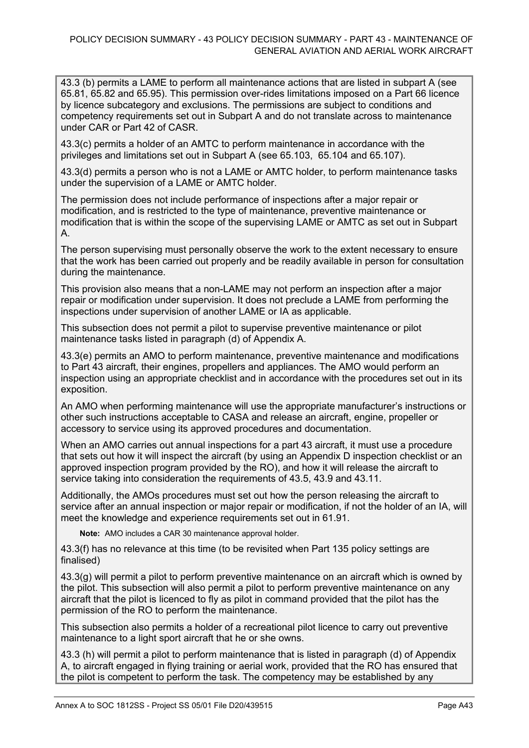43.3 (b) permits a LAME to perform all maintenance actions that are listed in subpart A (see 65.81, 65.82 and 65.95). This permission over-rides limitations imposed on a Part 66 licence by licence subcategory and exclusions. The permissions are subject to conditions and competency requirements set out in Subpart A and do not translate across to maintenance under CAR or Part 42 of CASR.

43.3(c) permits a holder of an AMTC to perform maintenance in accordance with the privileges and limitations set out in Subpart A (see 65.103, 65.104 and 65.107).

43.3(d) permits a person who is not a LAME or AMTC holder, to perform maintenance tasks under the supervision of a LAME or AMTC holder.

The permission does not include performance of inspections after a major repair or modification, and is restricted to the type of maintenance, preventive maintenance or modification that is within the scope of the supervising LAME or AMTC as set out in Subpart A.

The person supervising must personally observe the work to the extent necessary to ensure that the work has been carried out properly and be readily available in person for consultation during the maintenance.

This provision also means that a non-LAME may not perform an inspection after a major repair or modification under supervision. It does not preclude a LAME from performing the inspections under supervision of another LAME or IA as applicable.

This subsection does not permit a pilot to supervise preventive maintenance or pilot maintenance tasks listed in paragraph (d) of Appendix A.

43.3(e) permits an AMO to perform maintenance, preventive maintenance and modifications to Part 43 aircraft, their engines, propellers and appliances. The AMO would perform an inspection using an appropriate checklist and in accordance with the procedures set out in its exposition.

An AMO when performing maintenance will use the appropriate manufacturer's instructions or other such instructions acceptable to CASA and release an aircraft, engine, propeller or accessory to service using its approved procedures and documentation.

When an AMO carries out annual inspections for a part 43 aircraft, it must use a procedure that sets out how it will inspect the aircraft (by using an Appendix D inspection checklist or an approved inspection program provided by the RO), and how it will release the aircraft to service taking into consideration the requirements of 43.5, 43.9 and 43.11.

Additionally, the AMOs procedures must set out how the person releasing the aircraft to service after an annual inspection or major repair or modification, if not the holder of an IA, will meet the knowledge and experience requirements set out in 61.91.

**Note:** AMO includes a CAR 30 maintenance approval holder.

43.3(f) has no relevance at this time (to be revisited when Part 135 policy settings are finalised)

43.3(g) will permit a pilot to perform preventive maintenance on an aircraft which is owned by the pilot. This subsection will also permit a pilot to perform preventive maintenance on any aircraft that the pilot is licenced to fly as pilot in command provided that the pilot has the permission of the RO to perform the maintenance.

This subsection also permits a holder of a recreational pilot licence to carry out preventive maintenance to a light sport aircraft that he or she owns.

43.3 (h) will permit a pilot to perform maintenance that is listed in paragraph (d) of Appendix A, to aircraft engaged in flying training or aerial work, provided that the RO has ensured that the pilot is competent to perform the task. The competency may be established by any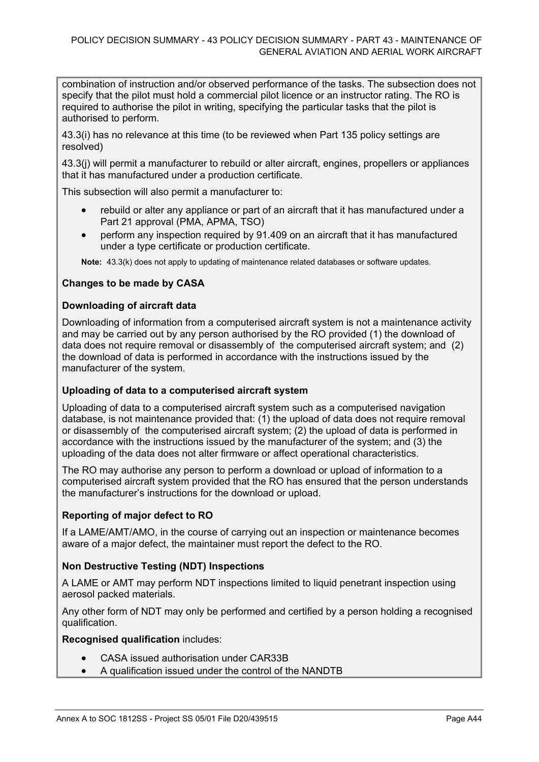combination of instruction and/or observed performance of the tasks. The subsection does not specify that the pilot must hold a commercial pilot licence or an instructor rating. The RO is required to authorise the pilot in writing, specifying the particular tasks that the pilot is authorised to perform.

43.3(i) has no relevance at this time (to be reviewed when Part 135 policy settings are resolved)

43.3(j) will permit a manufacturer to rebuild or alter aircraft, engines, propellers or appliances that it has manufactured under a production certificate.

This subsection will also permit a manufacturer to:

- rebuild or alter any appliance or part of an aircraft that it has manufactured under a Part 21 approval (PMA, APMA, TSO)
- perform any inspection required by 91.409 on an aircraft that it has manufactured under a type certificate or production certificate.

**Note:** 43.3(k) does not apply to updating of maintenance related databases or software updates.

**Changes to be made by CASA**

**Downloading of aircraft data**

Downloading of information from a computerised aircraft system is not a maintenance activity and may be carried out by any person authorised by the RO provided (1) the download of data does not require removal or disassembly of the computerised aircraft system; and (2) the download of data is performed in accordance with the instructions issued by the manufacturer of the system.

**Uploading of data to a computerised aircraft system**

Uploading of data to a computerised aircraft system such as a computerised navigation database, is not maintenance provided that: (1) the upload of data does not require removal or disassembly of the computerised aircraft system; (2) the upload of data is performed in accordance with the instructions issued by the manufacturer of the system; and (3) the uploading of the data does not alter firmware or affect operational characteristics.

The RO may authorise any person to perform a download or upload of information to a computerised aircraft system provided that the RO has ensured that the person understands the manufacturer's instructions for the download or upload.

**Reporting of major defect to RO**

If a LAME/AMT/AMO, in the course of carrying out an inspection or maintenance becomes aware of a major defect, the maintainer must report the defect to the RO.

**Non Destructive Testing (NDT) Inspections**

A LAME or AMT may perform NDT inspections limited to liquid penetrant inspection using aerosol packed materials.

Any other form of NDT may only be performed and certified by a person holding a recognised qualification.

**Recognised qualification** includes:

- CASA issued authorisation under CAR33B
- A qualification issued under the control of the NANDTB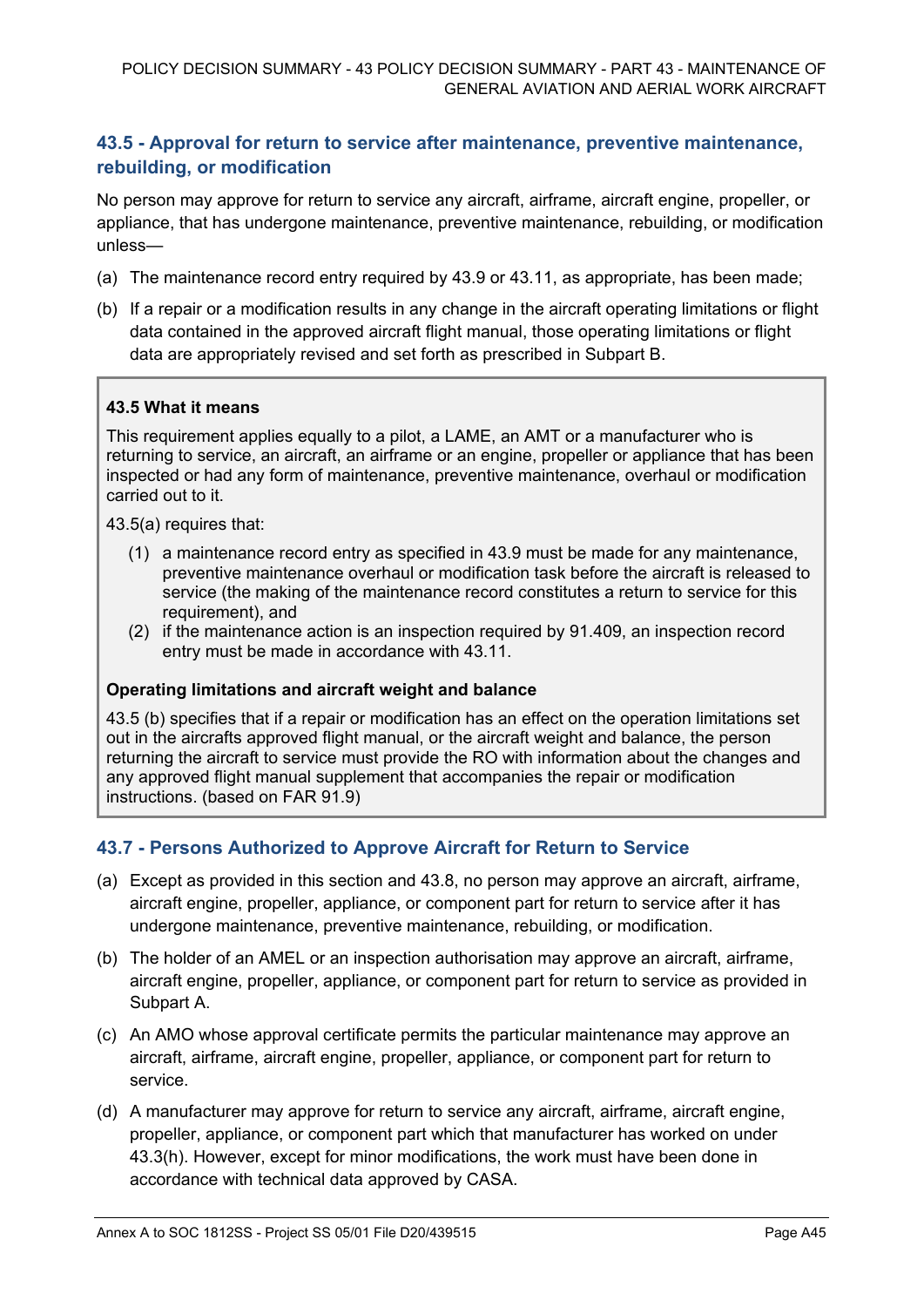## 43.5 - Approval for return to service after maintenance, preventive maintenance, rebuilding, or modification

No person may approve for return to service any aircraft, airframe, aircraft engine, propeller, or appliance, that has undergone maintenance, preventive maintenance, rebuilding, or modification unless—

(a) The maintenance record entry required by 43.9 or 43.11, as appropriate, has been made;

(b) If a repair or a modification results in any change in the aircraft operating limitations or flight data contained in the approved aircraft flight manual, those operating limitations or flight data are appropriately revised and set forth as prescribed in Subpart B.

**43.5 What it means**

This requirement applies equally to a pilot, a LAME, an AMT or a manufacturer who is returning to service, an aircraft, an airframe or an engine, propeller or appliance that has been inspected or had any form of maintenance, preventive maintenance, overhaul or modification carried out to it.

43.5(a) requires that:

(1) a maintenance record entry as specified in 43.9 must be made for any maintenance, preventive maintenance overhaul or modification task before the aircraft is released to service (the making of the maintenance record constitutes a return to service for this requirement), and

(2) if the maintenance action is an inspection required by 91.409, an inspection record entry must be made in accordance with 43.11.

**Operating limitations and aircraft weight and balance**

43.5 (b) specifies that if a repair or modification has an effect on the operation limitations set out in the aircrafts approved flight manual, or the aircraft weight and balance, the person returning the aircraft to service must provide the RO with information about the changes and any approved flight manual supplement that accompanies the repair or modification instructions. (based on FAR 91.9)

## 43.7 - Persons Authorized to Approve Aircraft for Return to Service

(a) Except as provided in this section and 43.8, no person may approve an aircraft, airframe, aircraft engine, propeller, appliance, or component part for return to service after it has undergone maintenance, preventive maintenance, rebuilding, or modification.

(b) The holder of an AMEL or an inspection authorisation may approve an aircraft, airframe, aircraft engine, propeller, appliance, or component part for return to service as provided in Subpart A.

(c) An AMO whose approval certificate permits the particular maintenance may approve an aircraft, airframe, aircraft engine, propeller, appliance, or component part for return to service.

(d) A manufacturer may approve for return to service any aircraft, airframe, aircraft engine, propeller, appliance, or component part which that manufacturer has worked on under 43.3(h). However, except for minor modifications, the work must have been done in accordance with technical data approved by CASA.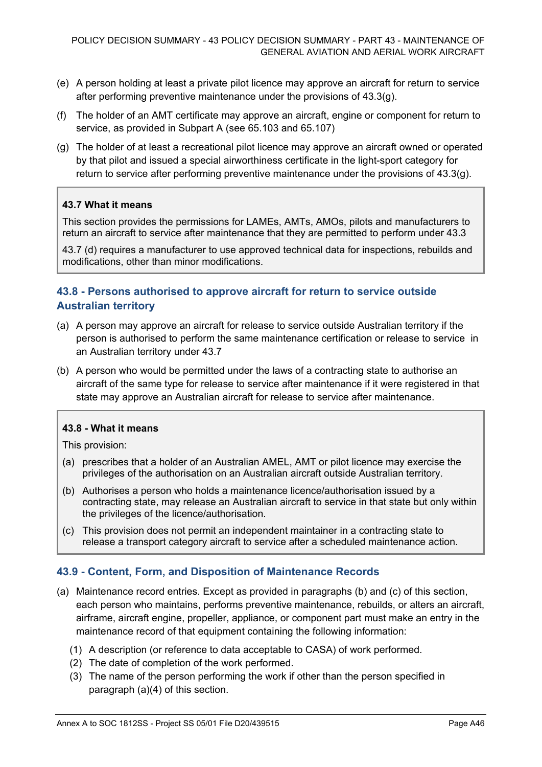(e) A person holding at least a private pilot licence may approve an aircraft for return to service after performing preventive maintenance under the provisions of 43.3(g).

(f) The holder of an AMT certificate may approve an aircraft, engine or component for return to service, as provided in Subpart A (see 65.103 and 65.107)

(g) The holder of at least a recreational pilot licence may approve an aircraft owned or operated by that pilot and issued a special airworthiness certificate in the light-sport category for return to service after performing preventive maintenance under the provisions of 43.3(g).

> **43.7 What it means**
>
> This section provides the permissions for LAMEs, AMTs, AMOs, pilots and manufacturers to return an aircraft to service after maintenance that they are permitted to perform under 43.3
>
> 43.7 (d) requires a manufacturer to use approved technical data for inspections, rebuilds and modifications, other than minor modifications.

## 43.8 - Persons authorised to approve aircraft for return to service outside Australian territory

(a) A person may approve an aircraft for release to service outside Australian territory if the person is authorised to perform the same maintenance certification or release to service in an Australian territory under 43.7

(b) A person who would be permitted under the laws of a contracting state to authorise an aircraft of the same type for release to service after maintenance if it were registered in that state may approve an Australian aircraft for release to service after maintenance.

> **43.8 - What it means**
>
> This provision:
>
> (a) prescribes that a holder of an Australian AMEL, AMT or pilot licence may exercise the privileges of the authorisation on an Australian aircraft outside Australian territory.
>
> (b) Authorises a person who holds a maintenance licence/authorisation issued by a contracting state, may release an Australian aircraft to service in that state but only within the privileges of the licence/authorisation.
>
> (c) This provision does not permit an independent maintainer in a contracting state to release a transport category aircraft to service after a scheduled maintenance action.

## 43.9 - Content, Form, and Disposition of Maintenance Records

(a) Maintenance record entries. Except as provided in paragraphs (b) and (c) of this section, each person who maintains, performs preventive maintenance, rebuilds, or alters an aircraft, airframe, aircraft engine, propeller, appliance, or component part must make an entry in the maintenance record of that equipment containing the following information:

  (1) A description (or reference to data acceptable to CASA) of work performed.
  (2) The date of completion of the work performed.
  (3) The name of the person performing the work if other than the person specified in paragraph (a)(4) of this section.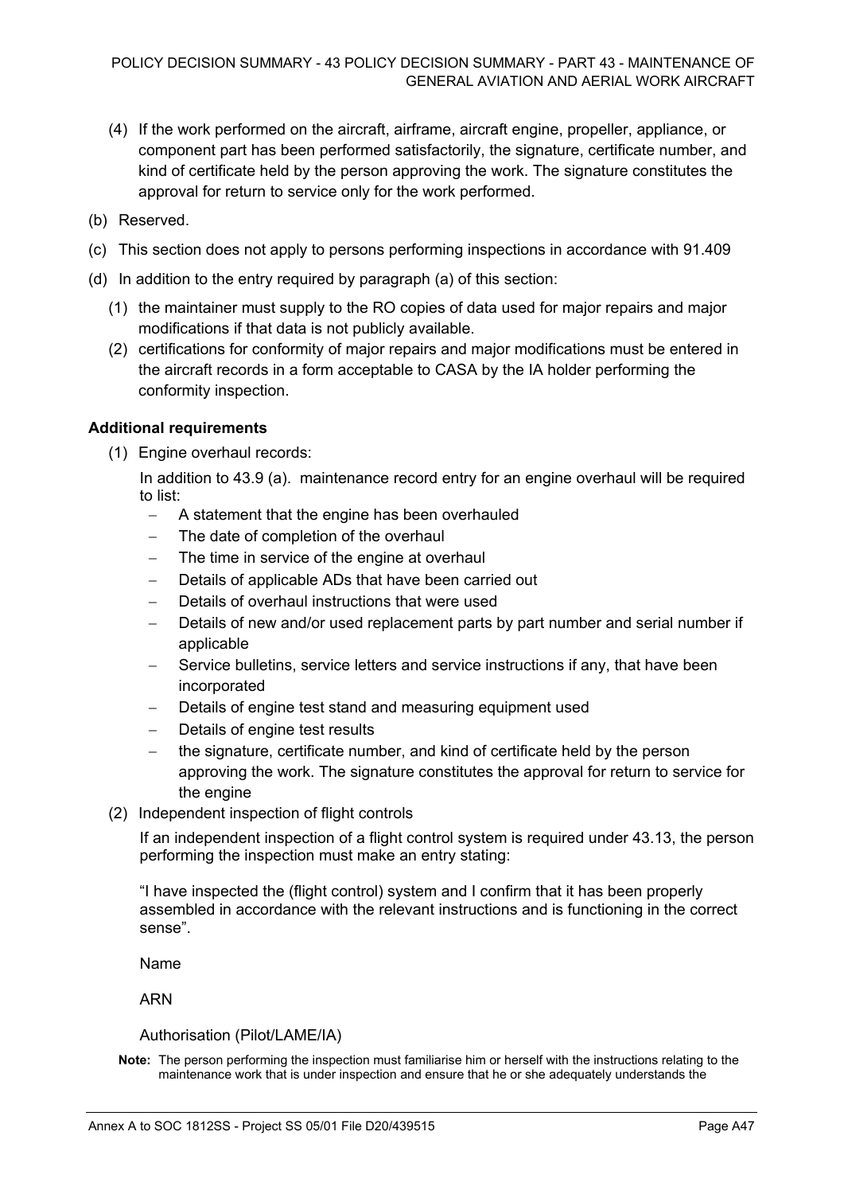(4) If the work performed on the aircraft, airframe, aircraft engine, propeller, appliance, or component part has been performed satisfactorily, the signature, certificate number, and kind of certificate held by the person approving the work. The signature constitutes the approval for return to service only for the work performed.

(b) Reserved.

(c) This section does not apply to persons performing inspections in accordance with 91.409

(d) In addition to the entry required by paragraph (a) of this section:

(1) the maintainer must supply to the RO copies of data used for major repairs and major modifications if that data is not publicly available.

(2) certifications for conformity of major repairs and major modifications must be entered in the aircraft records in a form acceptable to CASA by the IA holder performing the conformity inspection.

**Additional requirements**

(1) Engine overhaul records:

In addition to 43.9 (a). maintenance record entry for an engine overhaul will be required to list:

- A statement that the engine has been overhauled
- The date of completion of the overhaul
- The time in service of the engine at overhaul
- Details of applicable ADs that have been carried out
- Details of overhaul instructions that were used
- Details of new and/or used replacement parts by part number and serial number if applicable
- Service bulletins, service letters and service instructions if any, that have been incorporated
- Details of engine test stand and measuring equipment used
- Details of engine test results
- the signature, certificate number, and kind of certificate held by the person approving the work. The signature constitutes the approval for return to service for the engine

(2) Independent inspection of flight controls

If an independent inspection of a flight control system is required under 43.13, the person performing the inspection must make an entry stating:

"I have inspected the (flight control) system and I confirm that it has been properly assembled in accordance with the relevant instructions and is functioning in the correct sense".

Name

ARN

Authorisation (Pilot/LAME/IA)

**Note:** The person performing the inspection must familiarise him or herself with the instructions relating to the maintenance work that is under inspection and ensure that he or she adequately understands the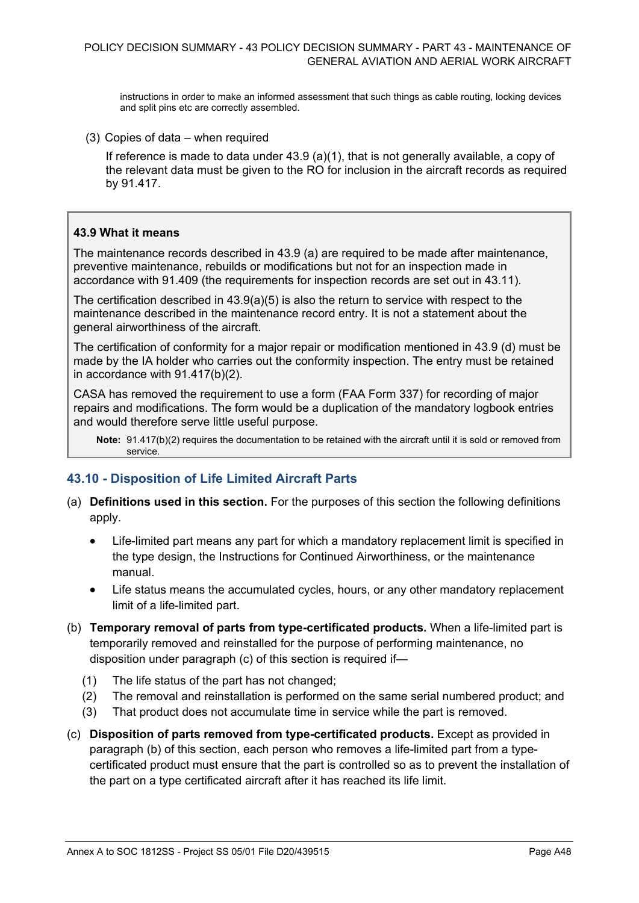instructions in order to make an informed assessment that such things as cable routing, locking devices and split pins etc are correctly assembled.

(3) Copies of data – when required

If reference is made to data under 43.9 (a)(1), that is not generally available, a copy of the relevant data must be given to the RO for inclusion in the aircraft records as required by 91.417.

**43.9 What it means**

The maintenance records described in 43.9 (a) are required to be made after maintenance, preventive maintenance, rebuilds or modifications but not for an inspection made in accordance with 91.409 (the requirements for inspection records are set out in 43.11).

The certification described in 43.9(a)(5) is also the return to service with respect to the maintenance described in the maintenance record entry. It is not a statement about the general airworthiness of the aircraft.

The certification of conformity for a major repair or modification mentioned in 43.9 (d) must be made by the IA holder who carries out the conformity inspection. The entry must be retained in accordance with 91.417(b)(2).

CASA has removed the requirement to use a form (FAA Form 337) for recording of major repairs and modifications. The form would be a duplication of the mandatory logbook entries and would therefore serve little useful purpose.

**Note:** 91.417(b)(2) requires the documentation to be retained with the aircraft until it is sold or removed from service.

## 43.10 - Disposition of Life Limited Aircraft Parts

(a) **Definitions used in this section.** For the purposes of this section the following definitions apply.

- Life-limited part means any part for which a mandatory replacement limit is specified in the type design, the Instructions for Continued Airworthiness, or the maintenance manual.
- Life status means the accumulated cycles, hours, or any other mandatory replacement limit of a life-limited part.

(b) **Temporary removal of parts from type-certificated products.** When a life-limited part is temporarily removed and reinstalled for the purpose of performing maintenance, no disposition under paragraph (c) of this section is required if—

(1) The life status of the part has not changed;
(2) The removal and reinstallation is performed on the same serial numbered product; and
(3) That product does not accumulate time in service while the part is removed.

(c) **Disposition of parts removed from type-certificated products.** Except as provided in paragraph (b) of this section, each person who removes a life-limited part from a type-certificated product must ensure that the part is controlled so as to prevent the installation of the part on a type certificated aircraft after it has reached its life limit.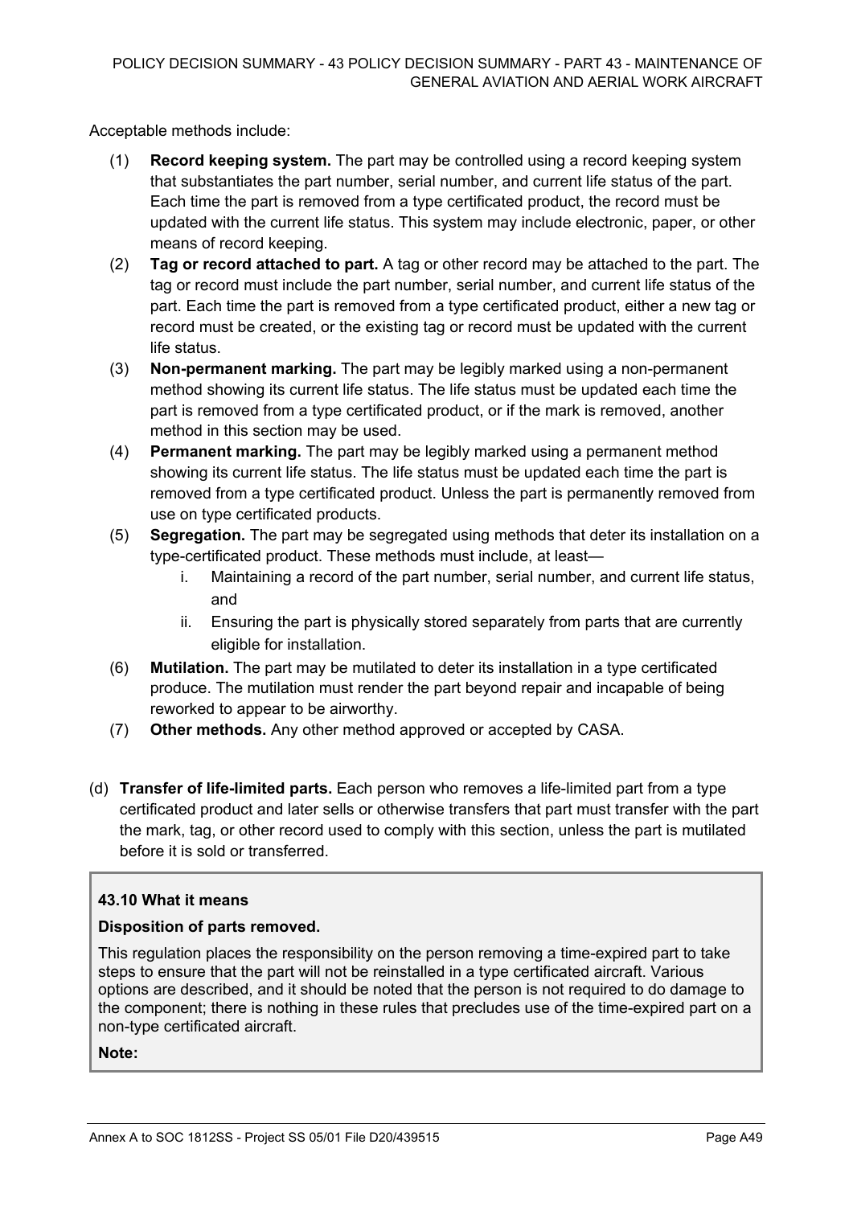Acceptable methods include:

1. (1) **Record keeping system.** The part may be controlled using a record keeping system that substantiates the part number, serial number, and current life status of the part. Each time the part is removed from a type certificated product, the record must be updated with the current life status. This system may include electronic, paper, or other means of record keeping.
2. (2) **Tag or record attached to part.** A tag or other record may be attached to the part. The tag or record must include the part number, serial number, and current life status of the part. Each time the part is removed from a type certificated product, either a new tag or record must be created, or the existing tag or record must be updated with the current life status.
3. (3) **Non-permanent marking.** The part may be legibly marked using a non-permanent method showing its current life status. The life status must be updated each time the part is removed from a type certificated product, or if the mark is removed, another method in this section may be used.
4. (4) **Permanent marking.** The part may be legibly marked using a permanent method showing its current life status. The life status must be updated each time the part is removed from a type certificated product. Unless the part is permanently removed from use on type certificated products.
5. (5) **Segregation.** The part may be segregated using methods that deter its installation on a type-certificated product. These methods must include, at least—
   1. i. Maintaining a record of the part number, serial number, and current life status, and
   2. ii. Ensuring the part is physically stored separately from parts that are currently eligible for installation.
6. (6) **Mutilation.** The part may be mutilated to deter its installation in a type certificated produce. The mutilation must render the part beyond repair and incapable of being reworked to appear to be airworthy.
7. (7) **Other methods.** Any other method approved or accepted by CASA.

(d) **Transfer of life-limited parts.** Each person who removes a life-limited part from a type certificated product and later sells or otherwise transfers that part must transfer with the part the mark, tag, or other record used to comply with this section, unless the part is mutilated before it is sold or transferred.

**43.10 What it means**

**Disposition of parts removed.**

This regulation places the responsibility on the person removing a time-expired part to take steps to ensure that the part will not be reinstalled in a type certificated aircraft. Various options are described, and it should be noted that the person is not required to do damage to the component; there is nothing in these rules that precludes use of the time-expired part on a non-type certificated aircraft.

**Note:**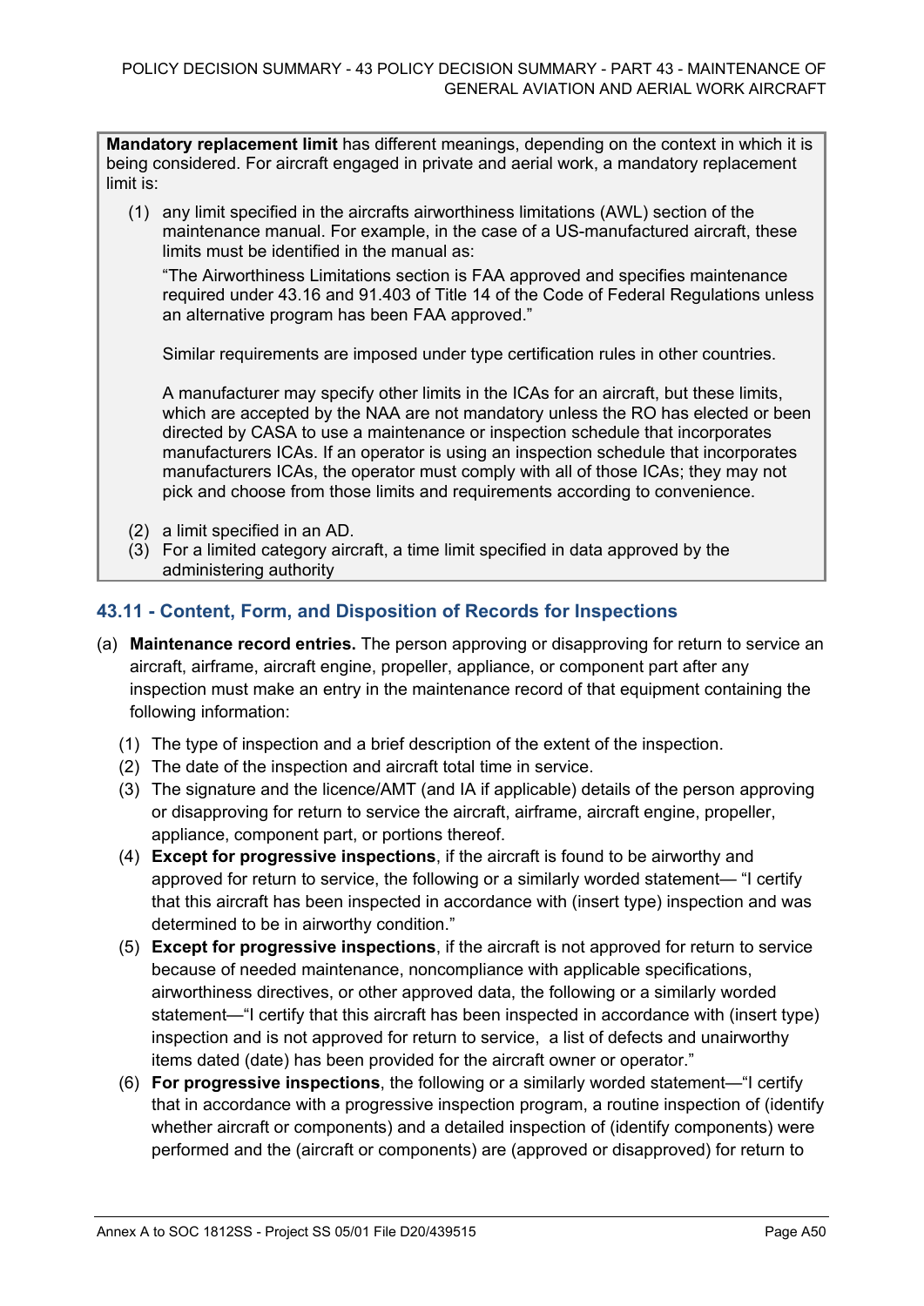**Mandatory replacement limit** has different meanings, depending on the context in which it is being considered. For aircraft engaged in private and aerial work, a mandatory replacement limit is:

(1) any limit specified in the aircrafts airworthiness limitations (AWL) section of the maintenance manual. For example, in the case of a US-manufactured aircraft, these limits must be identified in the manual as:

"The Airworthiness Limitations section is FAA approved and specifies maintenance required under 43.16 and 91.403 of Title 14 of the Code of Federal Regulations unless an alternative program has been FAA approved."

Similar requirements are imposed under type certification rules in other countries.

A manufacturer may specify other limits in the ICAs for an aircraft, but these limits, which are accepted by the NAA are not mandatory unless the RO has elected or been directed by CASA to use a maintenance or inspection schedule that incorporates manufacturers ICAs. If an operator is using an inspection schedule that incorporates manufacturers ICAs, the operator must comply with all of those ICAs; they may not pick and choose from those limits and requirements according to convenience.

(2) a limit specified in an AD.

(3) For a limited category aircraft, a time limit specified in data approved by the administering authority

## 43.11 - Content, Form, and Disposition of Records for Inspections

(a) **Maintenance record entries.** The person approving or disapproving for return to service an aircraft, airframe, aircraft engine, propeller, appliance, or component part after any inspection must make an entry in the maintenance record of that equipment containing the following information:

(1) The type of inspection and a brief description of the extent of the inspection.

(2) The date of the inspection and aircraft total time in service.

(3) The signature and the licence/AMT (and IA if applicable) details of the person approving or disapproving for return to service the aircraft, airframe, aircraft engine, propeller, appliance, component part, or portions thereof.

(4) **Except for progressive inspections**, if the aircraft is found to be airworthy and approved for return to service, the following or a similarly worded statement— "I certify that this aircraft has been inspected in accordance with (insert type) inspection and was determined to be in airworthy condition."

(5) **Except for progressive inspections**, if the aircraft is not approved for return to service because of needed maintenance, noncompliance with applicable specifications, airworthiness directives, or other approved data, the following or a similarly worded statement—"I certify that this aircraft has been inspected in accordance with (insert type) inspection and is not approved for return to service, a list of defects and unairworthy items dated (date) has been provided for the aircraft owner or operator."

(6) **For progressive inspections**, the following or a similarly worded statement—"I certify that in accordance with a progressive inspection program, a routine inspection of (identify whether aircraft or components) and a detailed inspection of (identify components) were performed and the (aircraft or components) are (approved or disapproved) for return to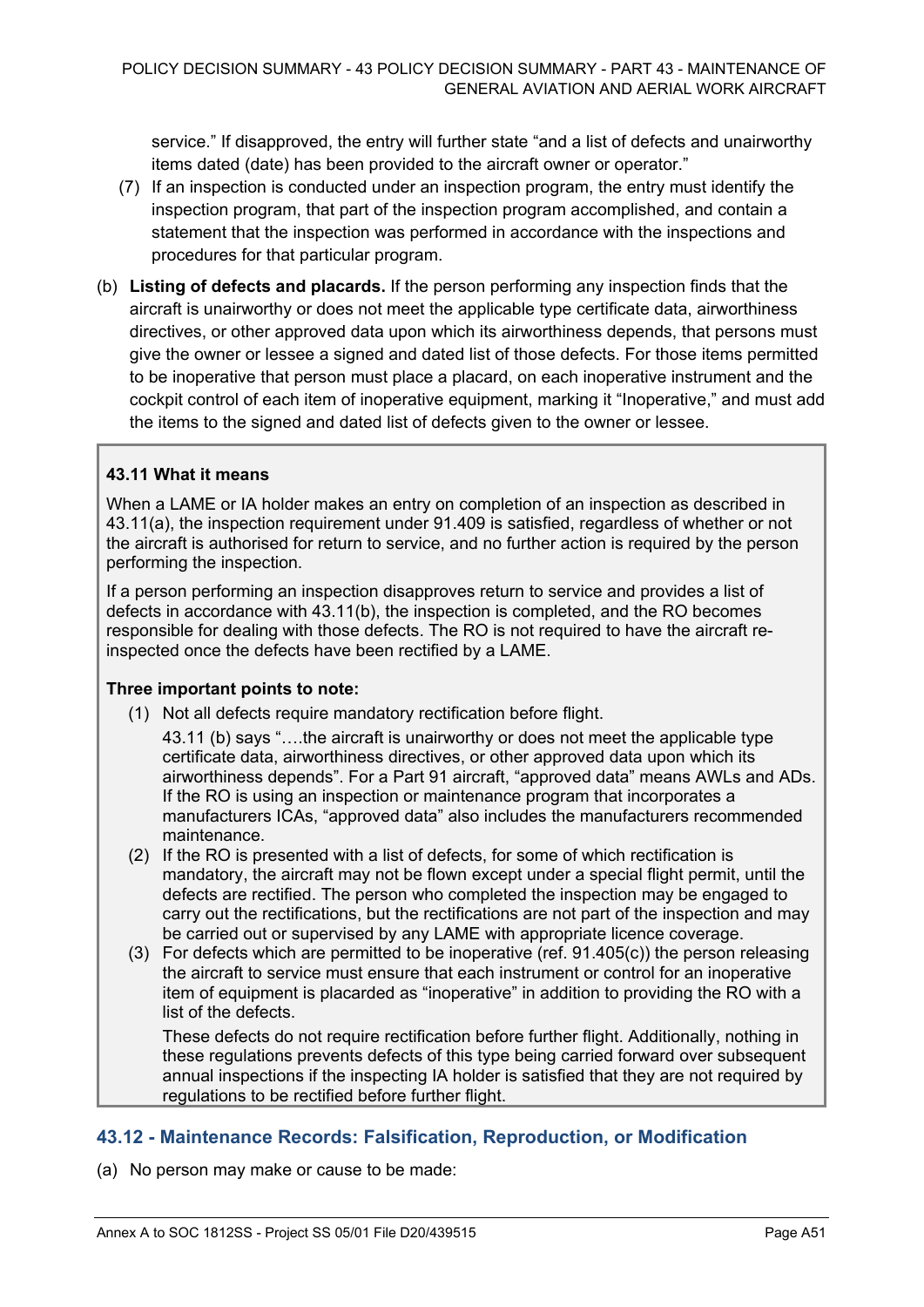service." If disapproved, the entry will further state "and a list of defects and unairworthy items dated (date) has been provided to the aircraft owner or operator."

(7) If an inspection is conducted under an inspection program, the entry must identify the inspection program, that part of the inspection program accomplished, and contain a statement that the inspection was performed in accordance with the inspections and procedures for that particular program.

(b) **Listing of defects and placards.** If the person performing any inspection finds that the aircraft is unairworthy or does not meet the applicable type certificate data, airworthiness directives, or other approved data upon which its airworthiness depends, that persons must give the owner or lessee a signed and dated list of those defects. For those items permitted to be inoperative that person must place a placard, on each inoperative instrument and the cockpit control of each item of inoperative equipment, marking it "Inoperative," and must add the items to the signed and dated list of defects given to the owner or lessee.

> **43.11 What it means**
>
> When a LAME or IA holder makes an entry on completion of an inspection as described in 43.11(a), the inspection requirement under 91.409 is satisfied, regardless of whether or not the aircraft is authorised for return to service, and no further action is required by the person performing the inspection.
>
> If a person performing an inspection disapproves return to service and provides a list of defects in accordance with 43.11(b), the inspection is completed, and the RO becomes responsible for dealing with those defects. The RO is not required to have the aircraft re-inspected once the defects have been rectified by a LAME.
>
> **Three important points to note:**
>
> (1) Not all defects require mandatory rectification before flight.
>
> 43.11 (b) says "….the aircraft is unairworthy or does not meet the applicable type certificate data, airworthiness directives, or other approved data upon which its airworthiness depends". For a Part 91 aircraft, "approved data" means AWLs and ADs. If the RO is using an inspection or maintenance program that incorporates a manufacturers ICAs, "approved data" also includes the manufacturers recommended maintenance.
>
> (2) If the RO is presented with a list of defects, for some of which rectification is mandatory, the aircraft may not be flown except under a special flight permit, until the defects are rectified. The person who completed the inspection may be engaged to carry out the rectifications, but the rectifications are not part of the inspection and may be carried out or supervised by any LAME with appropriate licence coverage.
>
> (3) For defects which are permitted to be inoperative (ref. 91.405(c)) the person releasing the aircraft to service must ensure that each instrument or control for an inoperative item of equipment is placarded as "inoperative" in addition to providing the RO with a list of the defects.
>
> These defects do not require rectification before further flight. Additionally, nothing in these regulations prevents defects of this type being carried forward over subsequent annual inspections if the inspecting IA holder is satisfied that they are not required by regulations to be rectified before further flight.

### 43.12 - Maintenance Records: Falsification, Reproduction, or Modification

(a) No person may make or cause to be made: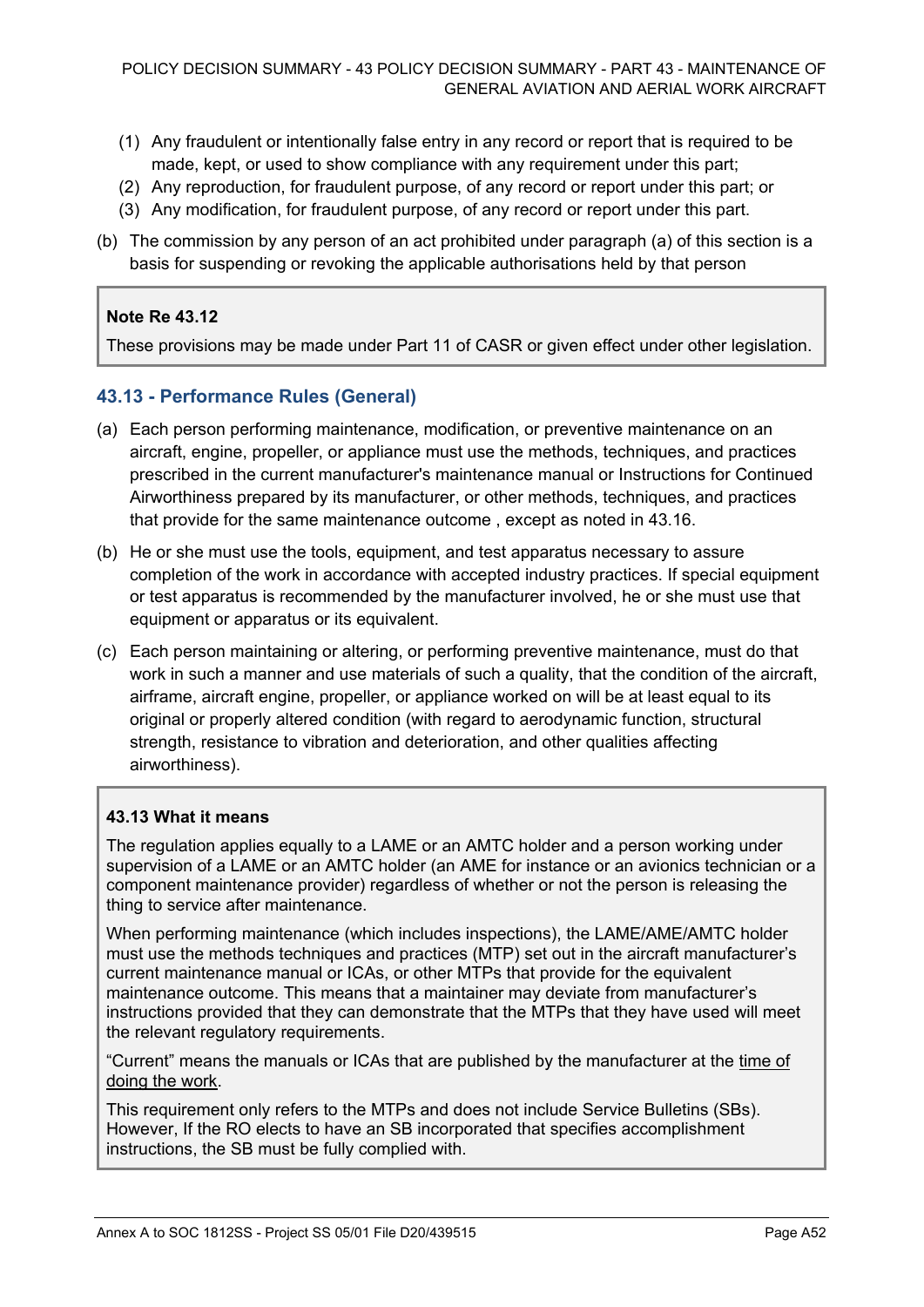(1) Any fraudulent or intentionally false entry in any record or report that is required to be made, kept, or used to show compliance with any requirement under this part;
(2) Any reproduction, for fraudulent purpose, of any record or report under this part; or
(3) Any modification, for fraudulent purpose, of any record or report under this part.

(b) The commission by any person of an act prohibited under paragraph (a) of this section is a basis for suspending or revoking the applicable authorisations held by that person

> **Note Re 43.12**
>
> These provisions may be made under Part 11 of CASR or given effect under other legislation.

### 43.13 - Performance Rules (General)

(a) Each person performing maintenance, modification, or preventive maintenance on an aircraft, engine, propeller, or appliance must use the methods, techniques, and practices prescribed in the current manufacturer's maintenance manual or Instructions for Continued Airworthiness prepared by its manufacturer, or other methods, techniques, and practices that provide for the same maintenance outcome , except as noted in 43.16.

(b) He or she must use the tools, equipment, and test apparatus necessary to assure completion of the work in accordance with accepted industry practices. If special equipment or test apparatus is recommended by the manufacturer involved, he or she must use that equipment or apparatus or its equivalent.

(c) Each person maintaining or altering, or performing preventive maintenance, must do that work in such a manner and use materials of such a quality, that the condition of the aircraft, airframe, aircraft engine, propeller, or appliance worked on will be at least equal to its original or properly altered condition (with regard to aerodynamic function, structural strength, resistance to vibration and deterioration, and other qualities affecting airworthiness).

> **43.13 What it means**
>
> The regulation applies equally to a LAME or an AMTC holder and a person working under supervision of a LAME or an AMTC holder (an AME for instance or an avionics technician or a component maintenance provider) regardless of whether or not the person is releasing the thing to service after maintenance.
>
> When performing maintenance (which includes inspections), the LAME/AME/AMTC holder must use the methods techniques and practices (MTP) set out in the aircraft manufacturer's current maintenance manual or ICAs, or other MTPs that provide for the equivalent maintenance outcome. This means that a maintainer may deviate from manufacturer's instructions provided that they can demonstrate that the MTPs that they have used will meet the relevant regulatory requirements.
>
> "Current" means the manuals or ICAs that are published by the manufacturer at the time of doing the work.
>
> This requirement only refers to the MTPs and does not include Service Bulletins (SBs). However, If the RO elects to have an SB incorporated that specifies accomplishment instructions, the SB must be fully complied with.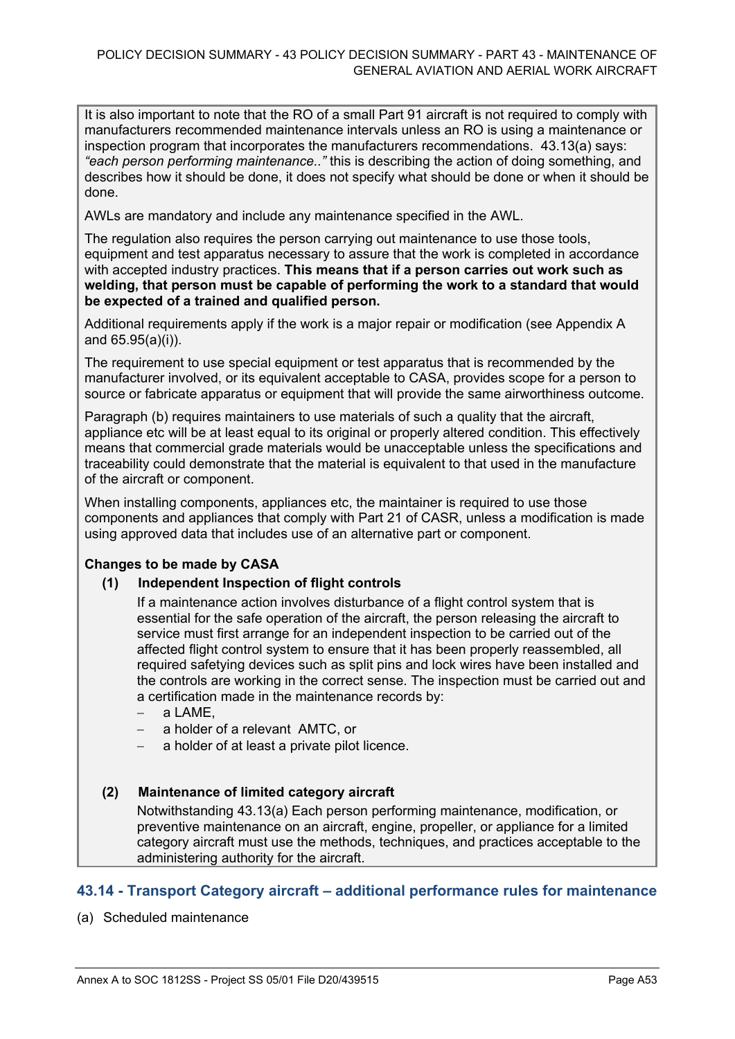It is also important to note that the RO of a small Part 91 aircraft is not required to comply with manufacturers recommended maintenance intervals unless an RO is using a maintenance or inspection program that incorporates the manufacturers recommendations. 43.13(a) says: *"each person performing maintenance.."* this is describing the action of doing something, and describes how it should be done, it does not specify what should be done or when it should be done.

AWLs are mandatory and include any maintenance specified in the AWL.

The regulation also requires the person carrying out maintenance to use those tools, equipment and test apparatus necessary to assure that the work is completed in accordance with accepted industry practices. **This means that if a person carries out work such as welding, that person must be capable of performing the work to a standard that would be expected of a trained and qualified person.**

Additional requirements apply if the work is a major repair or modification (see Appendix A and 65.95(a)(i)).

The requirement to use special equipment or test apparatus that is recommended by the manufacturer involved, or its equivalent acceptable to CASA, provides scope for a person to source or fabricate apparatus or equipment that will provide the same airworthiness outcome.

Paragraph (b) requires maintainers to use materials of such a quality that the aircraft, appliance etc will be at least equal to its original or properly altered condition. This effectively means that commercial grade materials would be unacceptable unless the specifications and traceability could demonstrate that the material is equivalent to that used in the manufacture of the aircraft or component.

When installing components, appliances etc, the maintainer is required to use those components and appliances that comply with Part 21 of CASR, unless a modification is made using approved data that includes use of an alternative part or component.

**Changes to be made by CASA**

**(1) Independent Inspection of flight controls**

If a maintenance action involves disturbance of a flight control system that is essential for the safe operation of the aircraft, the person releasing the aircraft to service must first arrange for an independent inspection to be carried out of the affected flight control system to ensure that it has been properly reassembled, all required safetying devices such as split pins and lock wires have been installed and the controls are working in the correct sense. The inspection must be carried out and a certification made in the maintenance records by:

- a LAME,
- a holder of a relevant AMTC, or
- a holder of at least a private pilot licence.

**(2) Maintenance of limited category aircraft**

Notwithstanding 43.13(a) Each person performing maintenance, modification, or preventive maintenance on an aircraft, engine, propeller, or appliance for a limited category aircraft must use the methods, techniques, and practices acceptable to the administering authority for the aircraft.

## 43.14 - Transport Category aircraft – additional performance rules for maintenance

(a) Scheduled maintenance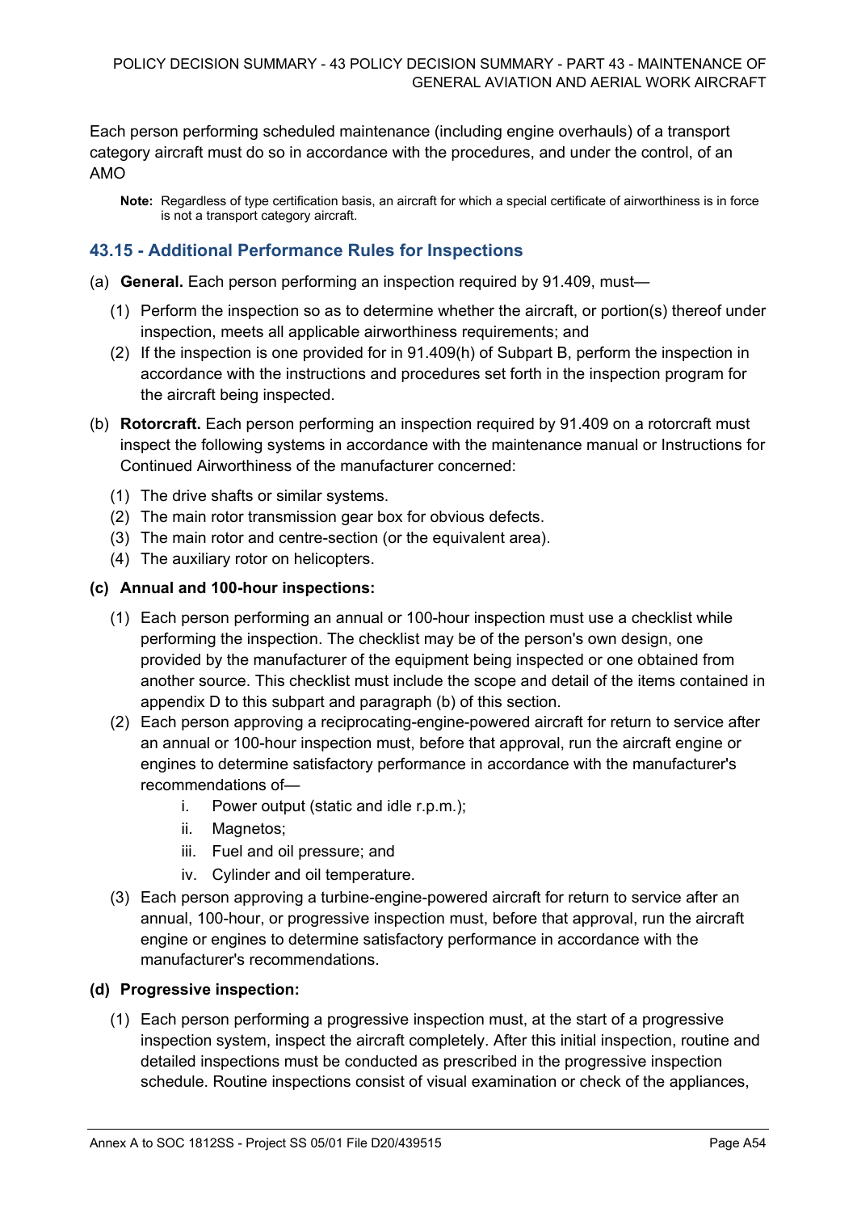Each person performing scheduled maintenance (including engine overhauls) of a transport category aircraft must do so in accordance with the procedures, and under the control, of an AMO

**Note:** Regardless of type certification basis, an aircraft for which a special certificate of airworthiness is in force is not a transport category aircraft.

## 43.15 - Additional Performance Rules for Inspections

(a) **General.** Each person performing an inspection required by 91.409, must—

  (1) Perform the inspection so as to determine whether the aircraft, or portion(s) thereof under inspection, meets all applicable airworthiness requirements; and

  (2) If the inspection is one provided for in 91.409(h) of Subpart B, perform the inspection in accordance with the instructions and procedures set forth in the inspection program for the aircraft being inspected.

(b) **Rotorcraft.** Each person performing an inspection required by 91.409 on a rotorcraft must inspect the following systems in accordance with the maintenance manual or Instructions for Continued Airworthiness of the manufacturer concerned:

  (1) The drive shafts or similar systems.

  (2) The main rotor transmission gear box for obvious defects.

  (3) The main rotor and centre-section (or the equivalent area).

  (4) The auxiliary rotor on helicopters.

**(c) Annual and 100-hour inspections:**

  (1) Each person performing an annual or 100-hour inspection must use a checklist while performing the inspection. The checklist may be of the person's own design, one provided by the manufacturer of the equipment being inspected or one obtained from another source. This checklist must include the scope and detail of the items contained in appendix D to this subpart and paragraph (b) of this section.

  (2) Each person approving a reciprocating-engine-powered aircraft for return to service after an annual or 100-hour inspection must, before that approval, run the aircraft engine or engines to determine satisfactory performance in accordance with the manufacturer's recommendations of—

    i. Power output (static and idle r.p.m.);

    ii. Magnetos;

    iii. Fuel and oil pressure; and

    iv. Cylinder and oil temperature.

  (3) Each person approving a turbine-engine-powered aircraft for return to service after an annual, 100-hour, or progressive inspection must, before that approval, run the aircraft engine or engines to determine satisfactory performance in accordance with the manufacturer's recommendations.

**(d) Progressive inspection:**

  (1) Each person performing a progressive inspection must, at the start of a progressive inspection system, inspect the aircraft completely. After this initial inspection, routine and detailed inspections must be conducted as prescribed in the progressive inspection schedule. Routine inspections consist of visual examination or check of the appliances,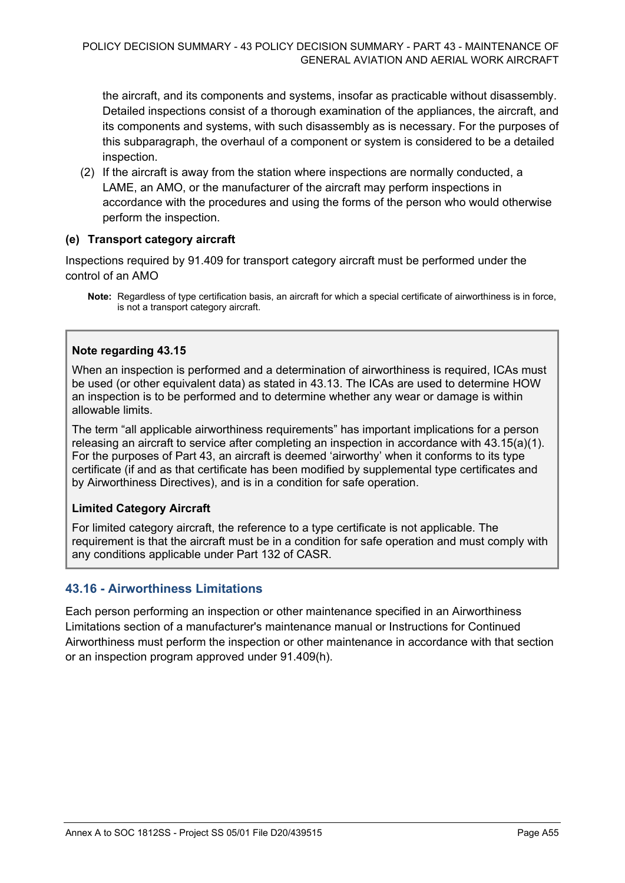the aircraft, and its components and systems, insofar as practicable without disassembly. Detailed inspections consist of a thorough examination of the appliances, the aircraft, and its components and systems, with such disassembly as is necessary. For the purposes of this subparagraph, the overhaul of a component or system is considered to be a detailed inspection.

(2) If the aircraft is away from the station where inspections are normally conducted, a LAME, an AMO, or the manufacturer of the aircraft may perform inspections in accordance with the procedures and using the forms of the person who would otherwise perform the inspection.

**(e) Transport category aircraft**

Inspections required by 91.409 for transport category aircraft must be performed under the control of an AMO

**Note:** Regardless of type certification basis, an aircraft for which a special certificate of airworthiness is in force, is not a transport category aircraft.

**Note regarding 43.15**

When an inspection is performed and a determination of airworthiness is required, ICAs must be used (or other equivalent data) as stated in 43.13. The ICAs are used to determine HOW an inspection is to be performed and to determine whether any wear or damage is within allowable limits.

The term "all applicable airworthiness requirements" has important implications for a person releasing an aircraft to service after completing an inspection in accordance with 43.15(a)(1). For the purposes of Part 43, an aircraft is deemed 'airworthy' when it conforms to its type certificate (if and as that certificate has been modified by supplemental type certificates and by Airworthiness Directives), and is in a condition for safe operation.

**Limited Category Aircraft**

For limited category aircraft, the reference to a type certificate is not applicable. The requirement is that the aircraft must be in a condition for safe operation and must comply with any conditions applicable under Part 132 of CASR.

## 43.16 - Airworthiness Limitations

Each person performing an inspection or other maintenance specified in an Airworthiness Limitations section of a manufacturer's maintenance manual or Instructions for Continued Airworthiness must perform the inspection or other maintenance in accordance with that section or an inspection program approved under 91.409(h).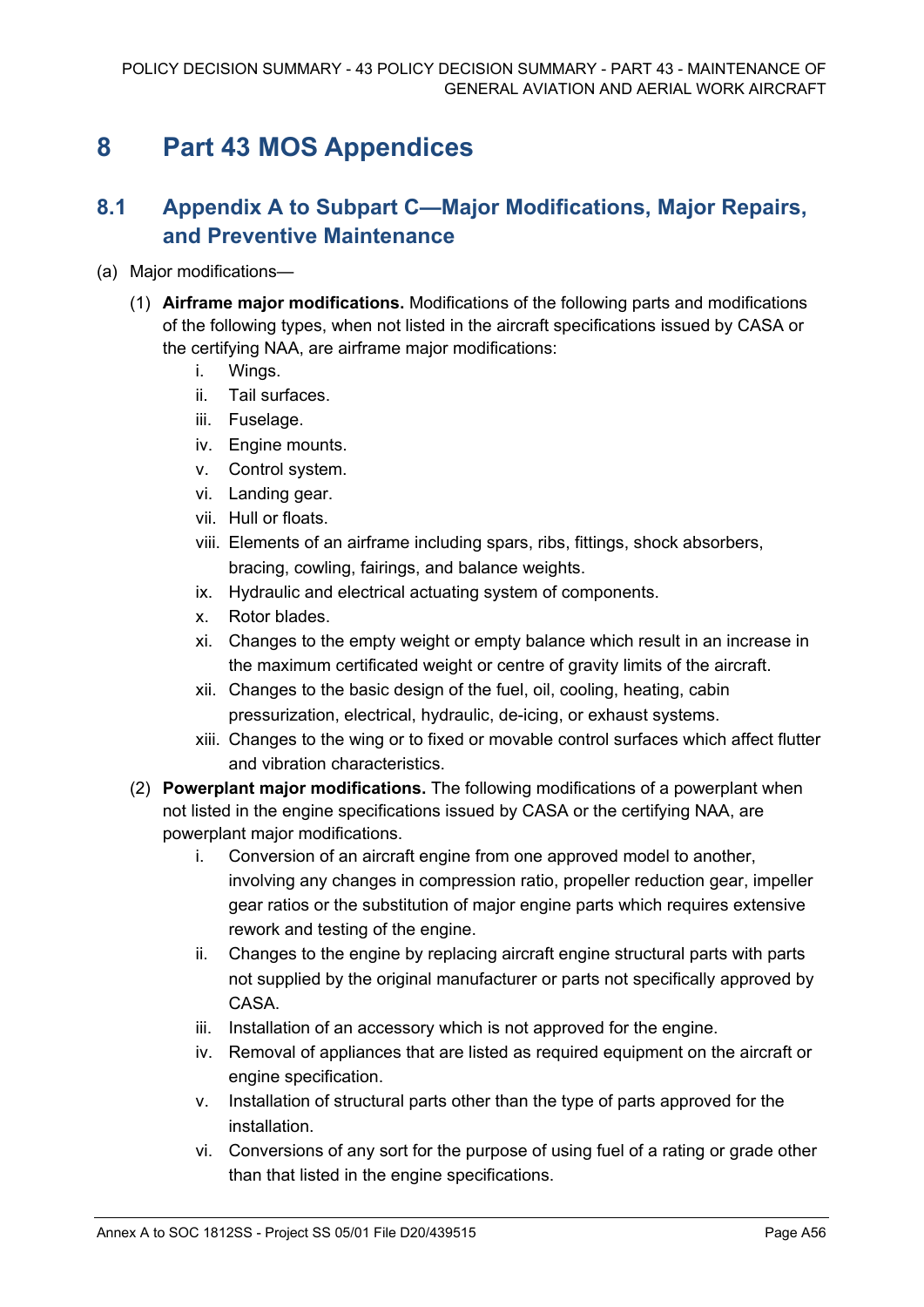# 8 Part 43 MOS Appendices

## 8.1 Appendix A to Subpart C—Major Modifications, Major Repairs, and Preventive Maintenance

(a) Major modifications—

(1) **Airframe major modifications.** Modifications of the following parts and modifications of the following types, when not listed in the aircraft specifications issued by CASA or the certifying NAA, are airframe major modifications:

i. Wings.
ii. Tail surfaces.
iii. Fuselage.
iv. Engine mounts.
v. Control system.
vi. Landing gear.
vii. Hull or floats.
viii. Elements of an airframe including spars, ribs, fittings, shock absorbers, bracing, cowling, fairings, and balance weights.
ix. Hydraulic and electrical actuating system of components.
x. Rotor blades.
xi. Changes to the empty weight or empty balance which result in an increase in the maximum certificated weight or centre of gravity limits of the aircraft.
xii. Changes to the basic design of the fuel, oil, cooling, heating, cabin pressurization, electrical, hydraulic, de-icing, or exhaust systems.
xiii. Changes to the wing or to fixed or movable control surfaces which affect flutter and vibration characteristics.

(2) **Powerplant major modifications.** The following modifications of a powerplant when not listed in the engine specifications issued by CASA or the certifying NAA, are powerplant major modifications.

i. Conversion of an aircraft engine from one approved model to another, involving any changes in compression ratio, propeller reduction gear, impeller gear ratios or the substitution of major engine parts which requires extensive rework and testing of the engine.
ii. Changes to the engine by replacing aircraft engine structural parts with parts not supplied by the original manufacturer or parts not specifically approved by CASA.
iii. Installation of an accessory which is not approved for the engine.
iv. Removal of appliances that are listed as required equipment on the aircraft or engine specification.
v. Installation of structural parts other than the type of parts approved for the installation.
vi. Conversions of any sort for the purpose of using fuel of a rating or grade other than that listed in the engine specifications.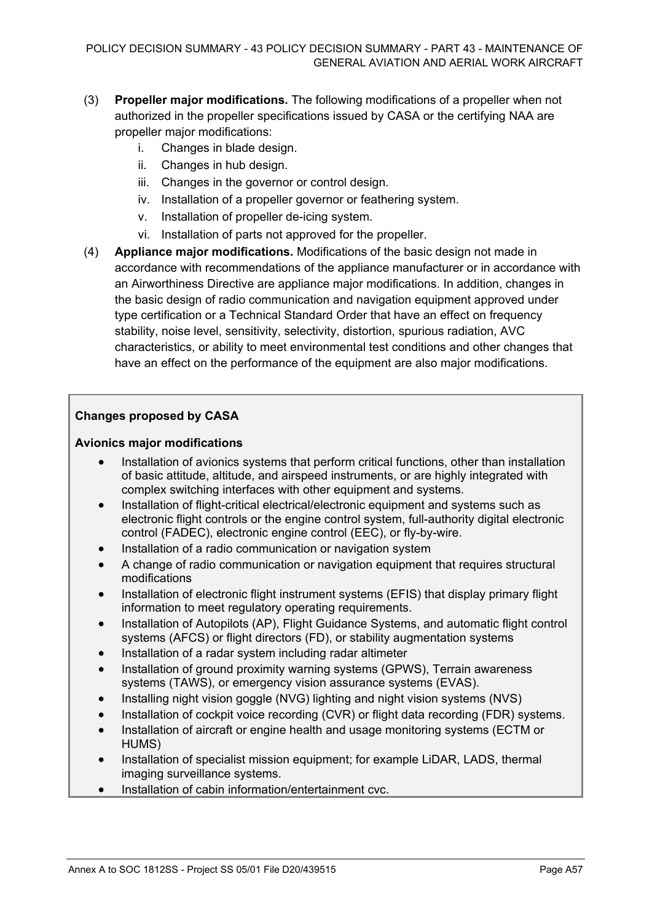(3) **Propeller major modifications.** The following modifications of a propeller when not authorized in the propeller specifications issued by CASA or the certifying NAA are propeller major modifications:

   i. Changes in blade design.
   ii. Changes in hub design.
   iii. Changes in the governor or control design.
   iv. Installation of a propeller governor or feathering system.
   v. Installation of propeller de-icing system.
   vi. Installation of parts not approved for the propeller.

(4) **Appliance major modifications.** Modifications of the basic design not made in accordance with recommendations of the appliance manufacturer or in accordance with an Airworthiness Directive are appliance major modifications. In addition, changes in the basic design of radio communication and navigation equipment approved under type certification or a Technical Standard Order that have an effect on frequency stability, noise level, sensitivity, selectivity, distortion, spurious radiation, AVC characteristics, or ability to meet environmental test conditions and other changes that have an effect on the performance of the equipment are also major modifications.

**Changes proposed by CASA**

**Avionics major modifications**

- Installation of avionics systems that perform critical functions, other than installation of basic attitude, altitude, and airspeed instruments, or are highly integrated with complex switching interfaces with other equipment and systems.
- Installation of flight-critical electrical/electronic equipment and systems such as electronic flight controls or the engine control system, full-authority digital electronic control (FADEC), electronic engine control (EEC), or fly-by-wire.
- Installation of a radio communication or navigation system
- A change of radio communication or navigation equipment that requires structural modifications
- Installation of electronic flight instrument systems (EFIS) that display primary flight information to meet regulatory operating requirements.
- Installation of Autopilots (AP), Flight Guidance Systems, and automatic flight control systems (AFCS) or flight directors (FD), or stability augmentation systems
- Installation of a radar system including radar altimeter
- Installation of ground proximity warning systems (GPWS), Terrain awareness systems (TAWS), or emergency vision assurance systems (EVAS).
- Installing night vision goggle (NVG) lighting and night vision systems (NVS)
- Installation of cockpit voice recording (CVR) or flight data recording (FDR) systems.
- Installation of aircraft or engine health and usage monitoring systems (ECTM or HUMS)
- Installation of specialist mission equipment; for example LiDAR, LADS, thermal imaging surveillance systems.
- Installation of cabin information/entertainment cvc.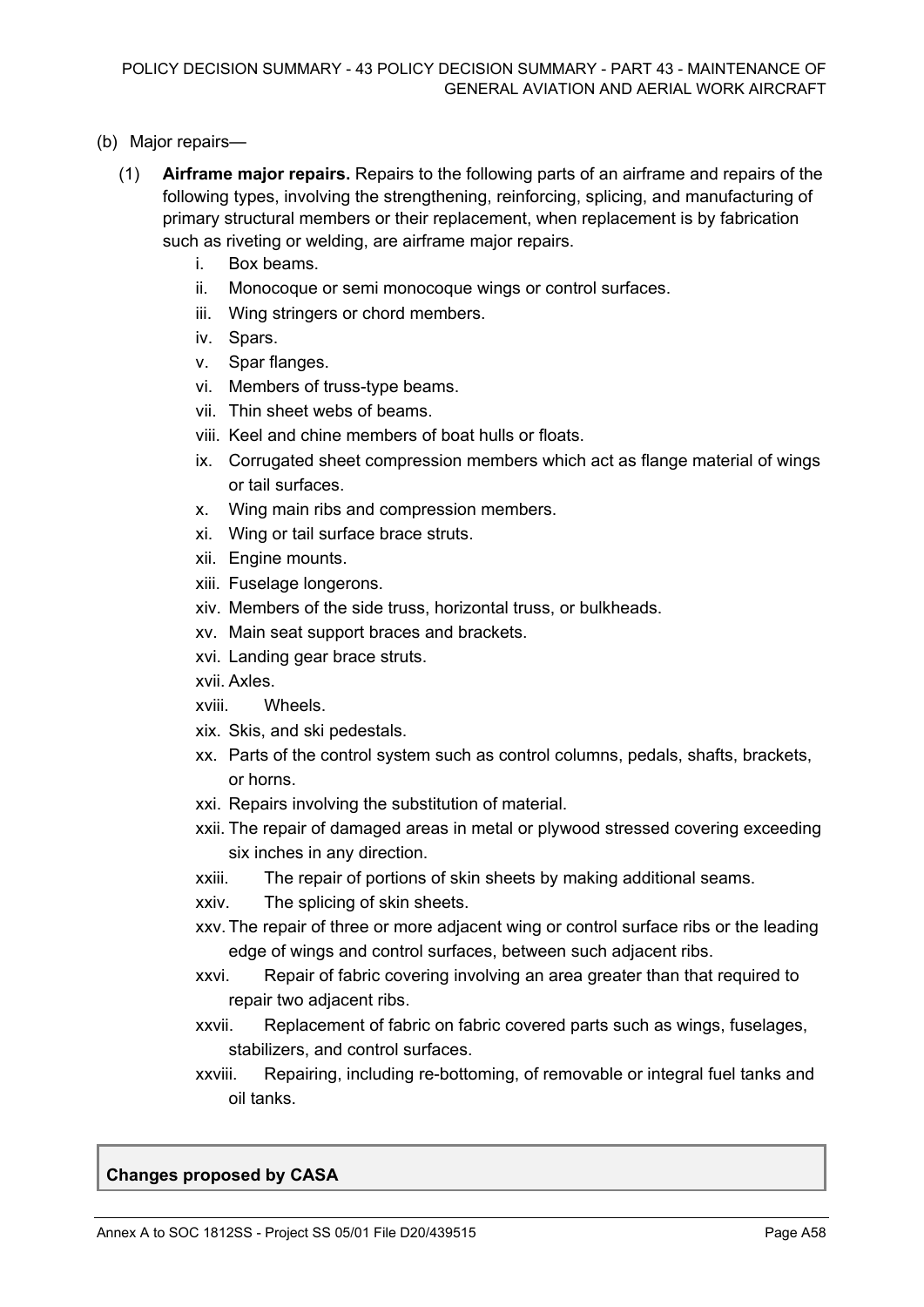(b) Major repairs—

(1) **Airframe major repairs.** Repairs to the following parts of an airframe and repairs of the following types, involving the strengthening, reinforcing, splicing, and manufacturing of primary structural members or their replacement, when replacement is by fabrication such as riveting or welding, are airframe major repairs.

i. Box beams.
ii. Monocoque or semi monocoque wings or control surfaces.
iii. Wing stringers or chord members.
iv. Spars.
v. Spar flanges.
vi. Members of truss-type beams.
vii. Thin sheet webs of beams.
viii. Keel and chine members of boat hulls or floats.
ix. Corrugated sheet compression members which act as flange material of wings or tail surfaces.
x. Wing main ribs and compression members.
xi. Wing or tail surface brace struts.
xii. Engine mounts.
xiii. Fuselage longerons.
xiv. Members of the side truss, horizontal truss, or bulkheads.
xv. Main seat support braces and brackets.
xvi. Landing gear brace struts.
xvii. Axles.
xviii. Wheels.
xix. Skis, and ski pedestals.
xx. Parts of the control system such as control columns, pedals, shafts, brackets, or horns.
xxi. Repairs involving the substitution of material.
xxii. The repair of damaged areas in metal or plywood stressed covering exceeding six inches in any direction.
xxiii. The repair of portions of skin sheets by making additional seams.
xxiv. The splicing of skin sheets.
xxv. The repair of three or more adjacent wing or control surface ribs or the leading edge of wings and control surfaces, between such adjacent ribs.
xxvi. Repair of fabric covering involving an area greater than that required to repair two adjacent ribs.
xxvii. Replacement of fabric on fabric covered parts such as wings, fuselages, stabilizers, and control surfaces.
xxviii. Repairing, including re-bottoming, of removable or integral fuel tanks and oil tanks.

**Changes proposed by CASA**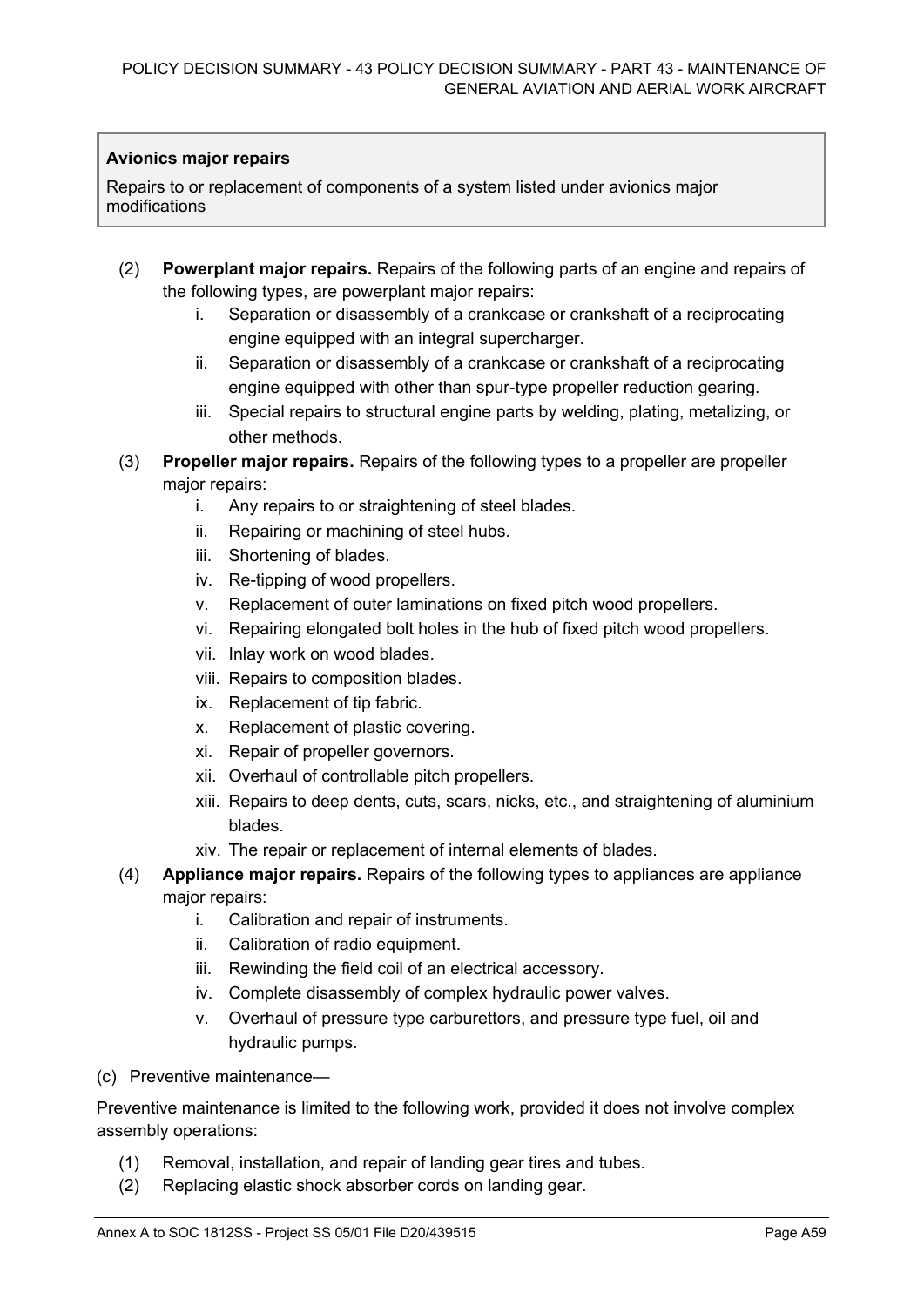> **Avionics major repairs**
>
> Repairs to or replacement of components of a system listed under avionics major modifications

(2) **Powerplant major repairs.** Repairs of the following parts of an engine and repairs of the following types, are powerplant major repairs:

  i. Separation or disassembly of a crankcase or crankshaft of a reciprocating engine equipped with an integral supercharger.
  ii. Separation or disassembly of a crankcase or crankshaft of a reciprocating engine equipped with other than spur-type propeller reduction gearing.
  iii. Special repairs to structural engine parts by welding, plating, metalizing, or other methods.

(3) **Propeller major repairs.** Repairs of the following types to a propeller are propeller major repairs:

  i. Any repairs to or straightening of steel blades.
  ii. Repairing or machining of steel hubs.
  iii. Shortening of blades.
  iv. Re-tipping of wood propellers.
  v. Replacement of outer laminations on fixed pitch wood propellers.
  vi. Repairing elongated bolt holes in the hub of fixed pitch wood propellers.
  vii. Inlay work on wood blades.
  viii. Repairs to composition blades.
  ix. Replacement of tip fabric.
  x. Replacement of plastic covering.
  xi. Repair of propeller governors.
  xii. Overhaul of controllable pitch propellers.
  xiii. Repairs to deep dents, cuts, scars, nicks, etc., and straightening of aluminium blades.
  xiv. The repair or replacement of internal elements of blades.

(4) **Appliance major repairs.** Repairs of the following types to appliances are appliance major repairs:

  i. Calibration and repair of instruments.
  ii. Calibration of radio equipment.
  iii. Rewinding the field coil of an electrical accessory.
  iv. Complete disassembly of complex hydraulic power valves.
  v. Overhaul of pressure type carburettors, and pressure type fuel, oil and hydraulic pumps.

(c) Preventive maintenance—

Preventive maintenance is limited to the following work, provided it does not involve complex assembly operations:

(1) Removal, installation, and repair of landing gear tires and tubes.
(2) Replacing elastic shock absorber cords on landing gear.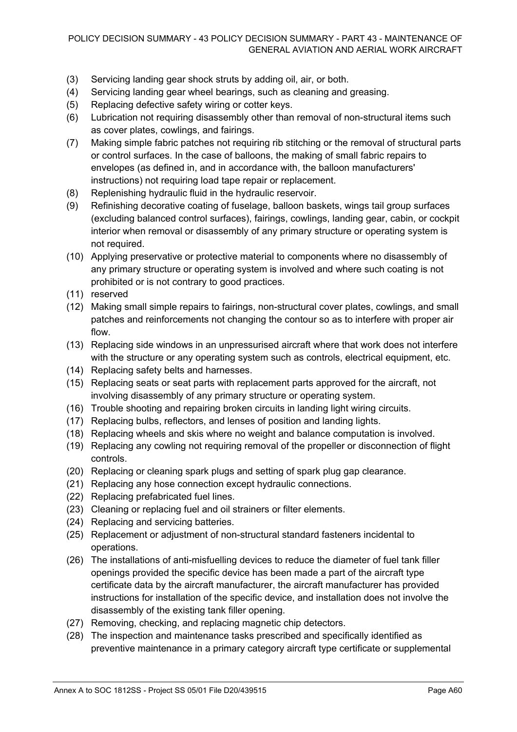(3) Servicing landing gear shock struts by adding oil, air, or both.

(4) Servicing landing gear wheel bearings, such as cleaning and greasing.

(5) Replacing defective safety wiring or cotter keys.

(6) Lubrication not requiring disassembly other than removal of non-structural items such as cover plates, cowlings, and fairings.

(7) Making simple fabric patches not requiring rib stitching or the removal of structural parts or control surfaces. In the case of balloons, the making of small fabric repairs to envelopes (as defined in, and in accordance with, the balloon manufacturers' instructions) not requiring load tape repair or replacement.

(8) Replenishing hydraulic fluid in the hydraulic reservoir.

(9) Refinishing decorative coating of fuselage, balloon baskets, wings tail group surfaces (excluding balanced control surfaces), fairings, cowlings, landing gear, cabin, or cockpit interior when removal or disassembly of any primary structure or operating system is not required.

(10) Applying preservative or protective material to components where no disassembly of any primary structure or operating system is involved and where such coating is not prohibited or is not contrary to good practices.

(11) reserved

(12) Making small simple repairs to fairings, non-structural cover plates, cowlings, and small patches and reinforcements not changing the contour so as to interfere with proper air flow.

(13) Replacing side windows in an unpressurised aircraft where that work does not interfere with the structure or any operating system such as controls, electrical equipment, etc.

(14) Replacing safety belts and harnesses.

(15) Replacing seats or seat parts with replacement parts approved for the aircraft, not involving disassembly of any primary structure or operating system.

(16) Trouble shooting and repairing broken circuits in landing light wiring circuits.

(17) Replacing bulbs, reflectors, and lenses of position and landing lights.

(18) Replacing wheels and skis where no weight and balance computation is involved.

(19) Replacing any cowling not requiring removal of the propeller or disconnection of flight controls.

(20) Replacing or cleaning spark plugs and setting of spark plug gap clearance.

(21) Replacing any hose connection except hydraulic connections.

(22) Replacing prefabricated fuel lines.

(23) Cleaning or replacing fuel and oil strainers or filter elements.

(24) Replacing and servicing batteries.

(25) Replacement or adjustment of non-structural standard fasteners incidental to operations.

(26) The installations of anti-misfuelling devices to reduce the diameter of fuel tank filler openings provided the specific device has been made a part of the aircraft type certificate data by the aircraft manufacturer, the aircraft manufacturer has provided instructions for installation of the specific device, and installation does not involve the disassembly of the existing tank filler opening.

(27) Removing, checking, and replacing magnetic chip detectors.

(28) The inspection and maintenance tasks prescribed and specifically identified as preventive maintenance in a primary category aircraft type certificate or supplemental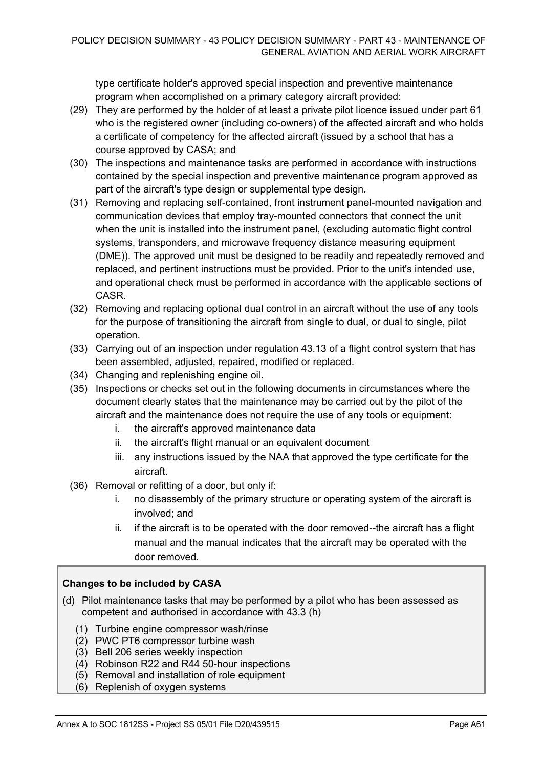type certificate holder's approved special inspection and preventive maintenance program when accomplished on a primary category aircraft provided:

(29) They are performed by the holder of at least a private pilot licence issued under part 61 who is the registered owner (including co-owners) of the affected aircraft and who holds a certificate of competency for the affected aircraft (issued by a school that has a course approved by CASA; and

(30) The inspections and maintenance tasks are performed in accordance with instructions contained by the special inspection and preventive maintenance program approved as part of the aircraft's type design or supplemental type design.

(31) Removing and replacing self-contained, front instrument panel-mounted navigation and communication devices that employ tray-mounted connectors that connect the unit when the unit is installed into the instrument panel, (excluding automatic flight control systems, transponders, and microwave frequency distance measuring equipment (DME)). The approved unit must be designed to be readily and repeatedly removed and replaced, and pertinent instructions must be provided. Prior to the unit's intended use, and operational check must be performed in accordance with the applicable sections of CASR.

(32) Removing and replacing optional dual control in an aircraft without the use of any tools for the purpose of transitioning the aircraft from single to dual, or dual to single, pilot operation.

(33) Carrying out of an inspection under regulation 43.13 of a flight control system that has been assembled, adjusted, repaired, modified or replaced.

(34) Changing and replenishing engine oil.

(35) Inspections or checks set out in the following documents in circumstances where the document clearly states that the maintenance may be carried out by the pilot of the aircraft and the maintenance does not require the use of any tools or equipment:

  i. the aircraft's approved maintenance data
  ii. the aircraft's flight manual or an equivalent document
  iii. any instructions issued by the NAA that approved the type certificate for the aircraft.

(36) Removal or refitting of a door, but only if:

  i. no disassembly of the primary structure or operating system of the aircraft is involved; and
  ii. if the aircraft is to be operated with the door removed--the aircraft has a flight manual and the manual indicates that the aircraft may be operated with the door removed.

**Changes to be included by CASA**

(d) Pilot maintenance tasks that may be performed by a pilot who has been assessed as competent and authorised in accordance with 43.3 (h)

  (1) Turbine engine compressor wash/rinse
  (2) PWC PT6 compressor turbine wash
  (3) Bell 206 series weekly inspection
  (4) Robinson R22 and R44 50-hour inspections
  (5) Removal and installation of role equipment
  (6) Replenish of oxygen systems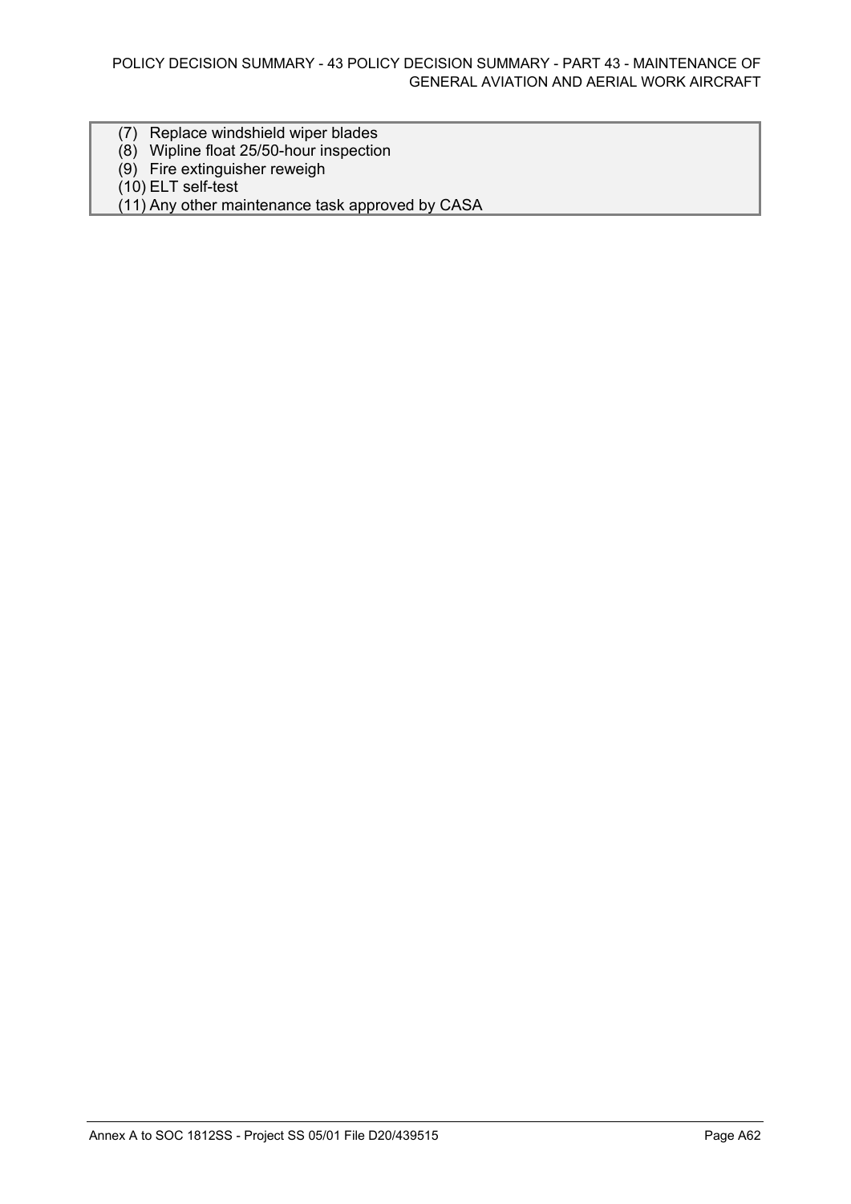(7) Replace windshield wiper blades
(8) Wipline float 25/50-hour inspection
(9) Fire extinguisher reweigh
(10) ELT self-test
(11) Any other maintenance task approved by CASA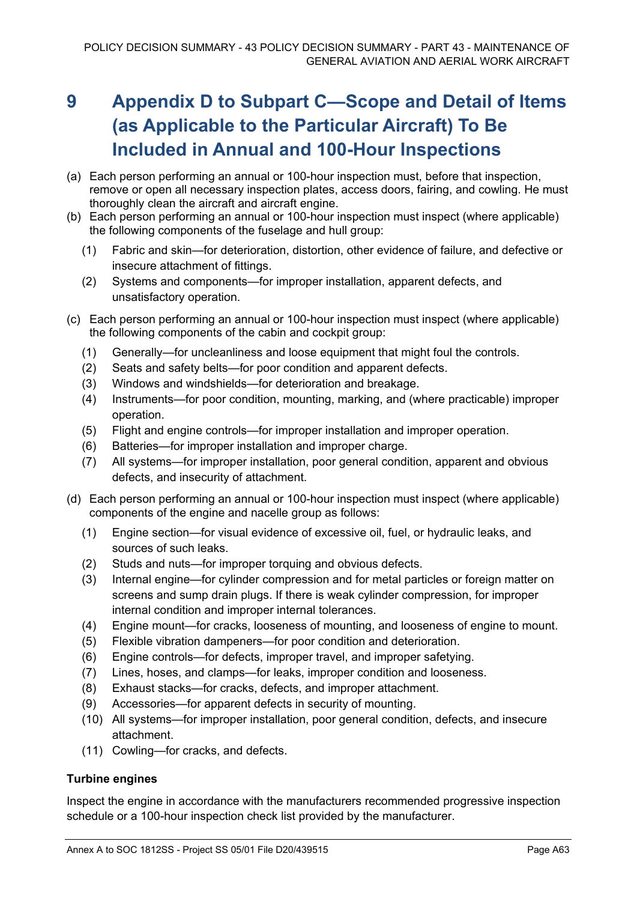# 9 Appendix D to Subpart C—Scope and Detail of Items (as Applicable to the Particular Aircraft) To Be Included in Annual and 100-Hour Inspections

(a) Each person performing an annual or 100-hour inspection must, before that inspection, remove or open all necessary inspection plates, access doors, fairing, and cowling. He must thoroughly clean the aircraft and aircraft engine.

(b) Each person performing an annual or 100-hour inspection must inspect (where applicable) the following components of the fuselage and hull group:

  (1) Fabric and skin—for deterioration, distortion, other evidence of failure, and defective or insecure attachment of fittings.
  
  (2) Systems and components—for improper installation, apparent defects, and unsatisfactory operation.

(c) Each person performing an annual or 100-hour inspection must inspect (where applicable) the following components of the cabin and cockpit group:

  (1) Generally—for uncleanliness and loose equipment that might foul the controls.
  
  (2) Seats and safety belts—for poor condition and apparent defects.
  
  (3) Windows and windshields—for deterioration and breakage.
  
  (4) Instruments—for poor condition, mounting, marking, and (where practicable) improper operation.
  
  (5) Flight and engine controls—for improper installation and improper operation.
  
  (6) Batteries—for improper installation and improper charge.
  
  (7) All systems—for improper installation, poor general condition, apparent and obvious defects, and insecurity of attachment.

(d) Each person performing an annual or 100-hour inspection must inspect (where applicable) components of the engine and nacelle group as follows:

  (1) Engine section—for visual evidence of excessive oil, fuel, or hydraulic leaks, and sources of such leaks.
  
  (2) Studs and nuts—for improper torquing and obvious defects.
  
  (3) Internal engine—for cylinder compression and for metal particles or foreign matter on screens and sump drain plugs. If there is weak cylinder compression, for improper internal condition and improper internal tolerances.
  
  (4) Engine mount—for cracks, looseness of mounting, and looseness of engine to mount.
  
  (5) Flexible vibration dampeners—for poor condition and deterioration.
  
  (6) Engine controls—for defects, improper travel, and improper safetying.
  
  (7) Lines, hoses, and clamps—for leaks, improper condition and looseness.
  
  (8) Exhaust stacks—for cracks, defects, and improper attachment.
  
  (9) Accessories—for apparent defects in security of mounting.
  
  (10) All systems—for improper installation, poor general condition, defects, and insecure attachment.
  
  (11) Cowling—for cracks, and defects.

**Turbine engines**

Inspect the engine in accordance with the manufacturers recommended progressive inspection schedule or a 100-hour inspection check list provided by the manufacturer.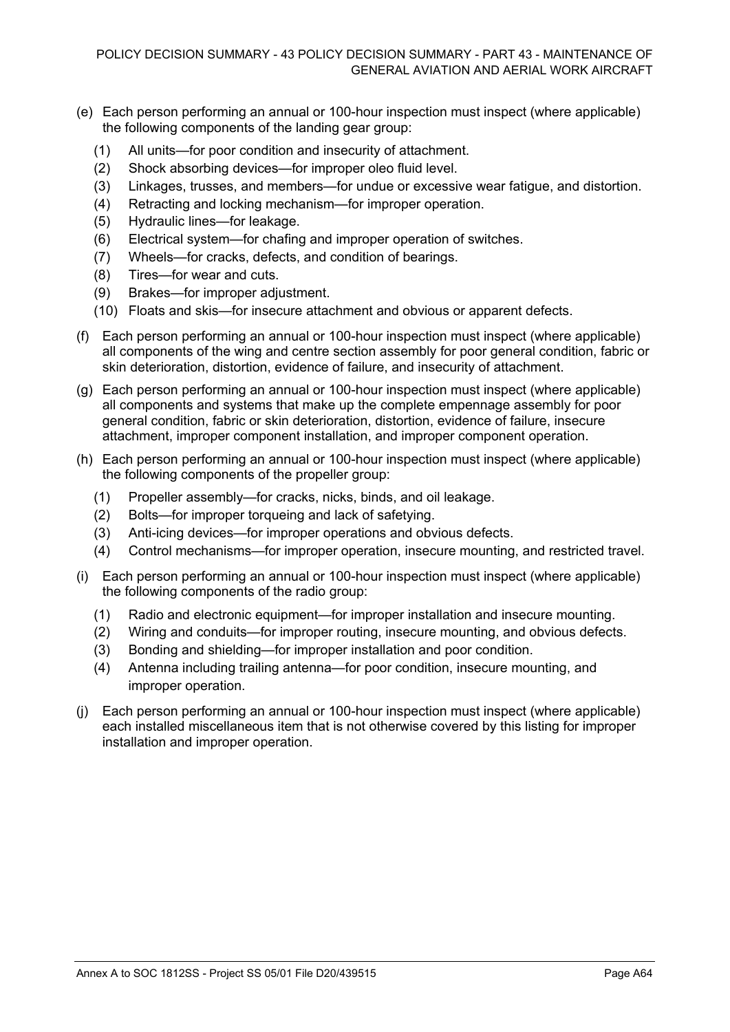(e) Each person performing an annual or 100-hour inspection must inspect (where applicable) the following components of the landing gear group:

   (1) All units—for poor condition and insecurity of attachment.
   (2) Shock absorbing devices—for improper oleo fluid level.
   (3) Linkages, trusses, and members—for undue or excessive wear fatigue, and distortion.
   (4) Retracting and locking mechanism—for improper operation.
   (5) Hydraulic lines—for leakage.
   (6) Electrical system—for chafing and improper operation of switches.
   (7) Wheels—for cracks, defects, and condition of bearings.
   (8) Tires—for wear and cuts.
   (9) Brakes—for improper adjustment.
   (10) Floats and skis—for insecure attachment and obvious or apparent defects.

(f) Each person performing an annual or 100-hour inspection must inspect (where applicable) all components of the wing and centre section assembly for poor general condition, fabric or skin deterioration, distortion, evidence of failure, and insecurity of attachment.

(g) Each person performing an annual or 100-hour inspection must inspect (where applicable) all components and systems that make up the complete empennage assembly for poor general condition, fabric or skin deterioration, distortion, evidence of failure, insecure attachment, improper component installation, and improper component operation.

(h) Each person performing an annual or 100-hour inspection must inspect (where applicable) the following components of the propeller group:

   (1) Propeller assembly—for cracks, nicks, binds, and oil leakage.
   (2) Bolts—for improper torqueing and lack of safetying.
   (3) Anti-icing devices—for improper operations and obvious defects.
   (4) Control mechanisms—for improper operation, insecure mounting, and restricted travel.

(i) Each person performing an annual or 100-hour inspection must inspect (where applicable) the following components of the radio group:

   (1) Radio and electronic equipment—for improper installation and insecure mounting.
   (2) Wiring and conduits—for improper routing, insecure mounting, and obvious defects.
   (3) Bonding and shielding—for improper installation and poor condition.
   (4) Antenna including trailing antenna—for poor condition, insecure mounting, and improper operation.

(j) Each person performing an annual or 100-hour inspection must inspect (where applicable) each installed miscellaneous item that is not otherwise covered by this listing for improper installation and improper operation.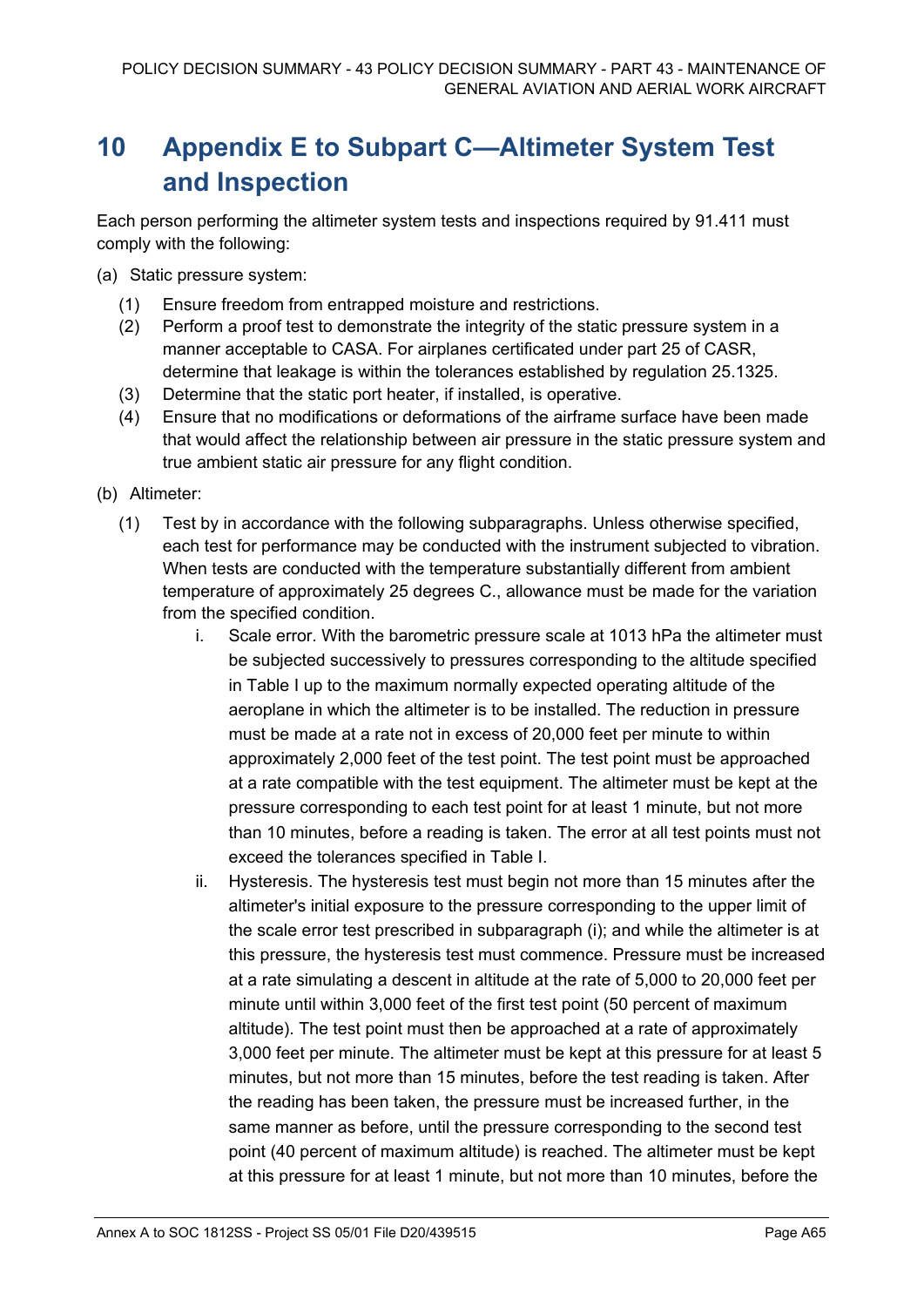# 10 Appendix E to Subpart C—Altimeter System Test and Inspection

Each person performing the altimeter system tests and inspections required by 91.411 must comply with the following:

(a) Static pressure system:

(1) Ensure freedom from entrapped moisture and restrictions.

(2) Perform a proof test to demonstrate the integrity of the static pressure system in a manner acceptable to CASA. For airplanes certificated under part 25 of CASR, determine that leakage is within the tolerances established by regulation 25.1325.

(3) Determine that the static port heater, if installed, is operative.

(4) Ensure that no modifications or deformations of the airframe surface have been made that would affect the relationship between air pressure in the static pressure system and true ambient static air pressure for any flight condition.

(b) Altimeter:

(1) Test by in accordance with the following subparagraphs. Unless otherwise specified, each test for performance may be conducted with the instrument subjected to vibration. When tests are conducted with the temperature substantially different from ambient temperature of approximately 25 degrees C., allowance must be made for the variation from the specified condition.

i. Scale error. With the barometric pressure scale at 1013 hPa the altimeter must be subjected successively to pressures corresponding to the altitude specified in Table I up to the maximum normally expected operating altitude of the aeroplane in which the altimeter is to be installed. The reduction in pressure must be made at a rate not in excess of 20,000 feet per minute to within approximately 2,000 feet of the test point. The test point must be approached at a rate compatible with the test equipment. The altimeter must be kept at the pressure corresponding to each test point for at least 1 minute, but not more than 10 minutes, before a reading is taken. The error at all test points must not exceed the tolerances specified in Table I.

ii. Hysteresis. The hysteresis test must begin not more than 15 minutes after the altimeter's initial exposure to the pressure corresponding to the upper limit of the scale error test prescribed in subparagraph (i); and while the altimeter is at this pressure, the hysteresis test must commence. Pressure must be increased at a rate simulating a descent in altitude at the rate of 5,000 to 20,000 feet per minute until within 3,000 feet of the first test point (50 percent of maximum altitude). The test point must then be approached at a rate of approximately 3,000 feet per minute. The altimeter must be kept at this pressure for at least 5 minutes, but not more than 15 minutes, before the test reading is taken. After the reading has been taken, the pressure must be increased further, in the same manner as before, until the pressure corresponding to the second test point (40 percent of maximum altitude) is reached. The altimeter must be kept at this pressure for at least 1 minute, but not more than 10 minutes, before the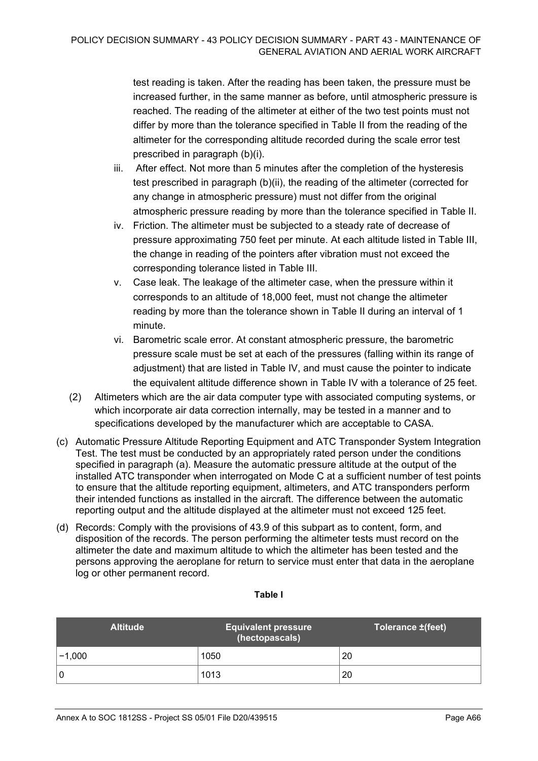test reading is taken. After the reading has been taken, the pressure must be increased further, in the same manner as before, until atmospheric pressure is reached. The reading of the altimeter at either of the two test points must not differ by more than the tolerance specified in Table II from the reading of the altimeter for the corresponding altitude recorded during the scale error test prescribed in paragraph (b)(i).

iii. After effect. Not more than 5 minutes after the completion of the hysteresis test prescribed in paragraph (b)(ii), the reading of the altimeter (corrected for any change in atmospheric pressure) must not differ from the original atmospheric pressure reading by more than the tolerance specified in Table II.

iv. Friction. The altimeter must be subjected to a steady rate of decrease of pressure approximating 750 feet per minute. At each altitude listed in Table III, the change in reading of the pointers after vibration must not exceed the corresponding tolerance listed in Table III.

v. Case leak. The leakage of the altimeter case, when the pressure within it corresponds to an altitude of 18,000 feet, must not change the altimeter reading by more than the tolerance shown in Table II during an interval of 1 minute.

vi. Barometric scale error. At constant atmospheric pressure, the barometric pressure scale must be set at each of the pressures (falling within its range of adjustment) that are listed in Table IV, and must cause the pointer to indicate the equivalent altitude difference shown in Table IV with a tolerance of 25 feet.

(2) Altimeters which are the air data computer type with associated computing systems, or which incorporate air data correction internally, may be tested in a manner and to specifications developed by the manufacturer which are acceptable to CASA.

(c) Automatic Pressure Altitude Reporting Equipment and ATC Transponder System Integration Test. The test must be conducted by an appropriately rated person under the conditions specified in paragraph (a). Measure the automatic pressure altitude at the output of the installed ATC transponder when interrogated on Mode C at a sufficient number of test points to ensure that the altitude reporting equipment, altimeters, and ATC transponders perform their intended functions as installed in the aircraft. The difference between the automatic reporting output and the altitude displayed at the altimeter must not exceed 125 feet.

(d) Records: Comply with the provisions of 43.9 of this subpart as to content, form, and disposition of the records. The person performing the altimeter tests must record on the altimeter the date and maximum altitude to which the altimeter has been tested and the persons approving the aeroplane for return to service must enter that data in the aeroplane log or other permanent record.

**Table I**

| Altitude | Equivalent pressure (hectopascals) | Tolerance ±(feet) |
|---|---|---|
| −1,000 | 1050 | 20 |
| 0 | 1013 | 20 |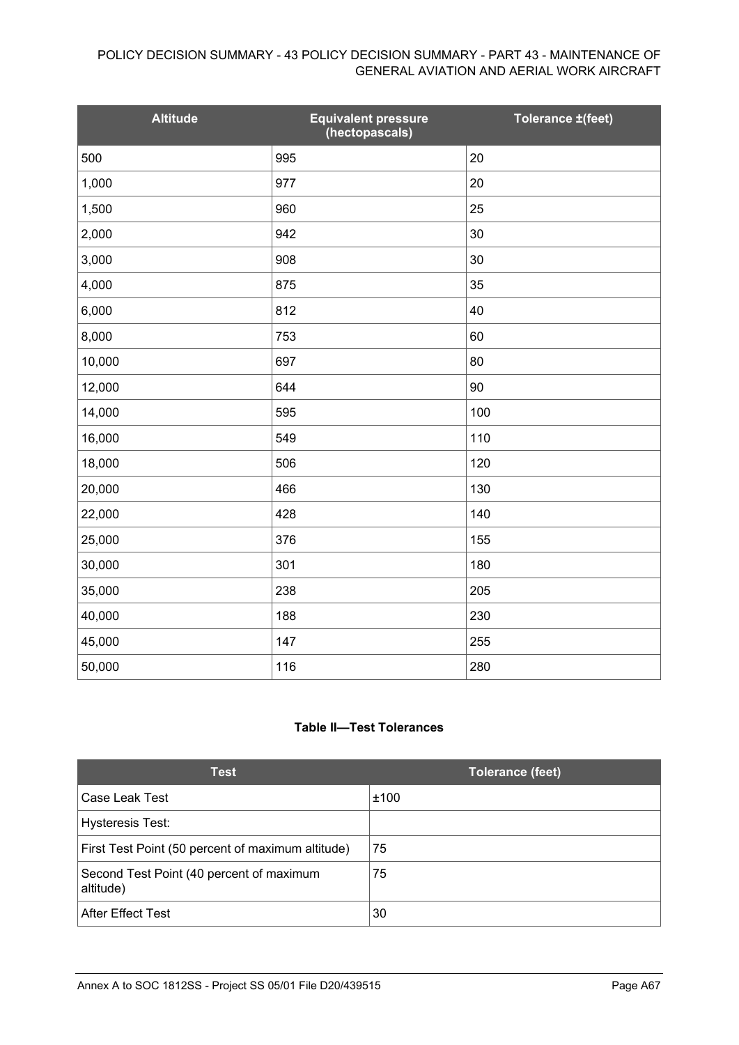| Altitude | Equivalent pressure (hectopascals) | Tolerance ±(feet) |
|---|---|---|
| 500 | 995 | 20 |
| 1,000 | 977 | 20 |
| 1,500 | 960 | 25 |
| 2,000 | 942 | 30 |
| 3,000 | 908 | 30 |
| 4,000 | 875 | 35 |
| 6,000 | 812 | 40 |
| 8,000 | 753 | 60 |
| 10,000 | 697 | 80 |
| 12,000 | 644 | 90 |
| 14,000 | 595 | 100 |
| 16,000 | 549 | 110 |
| 18,000 | 506 | 120 |
| 20,000 | 466 | 130 |
| 22,000 | 428 | 140 |
| 25,000 | 376 | 155 |
| 30,000 | 301 | 180 |
| 35,000 | 238 | 205 |
| 40,000 | 188 | 230 |
| 45,000 | 147 | 255 |
| 50,000 | 116 | 280 |

**Table II—Test Tolerances**

| Test | Tolerance (feet) |
|---|---|
| Case Leak Test | ±100 |
| Hysteresis Test: | |
| First Test Point (50 percent of maximum altitude) | 75 |
| Second Test Point (40 percent of maximum altitude) | 75 |
| After Effect Test | 30 |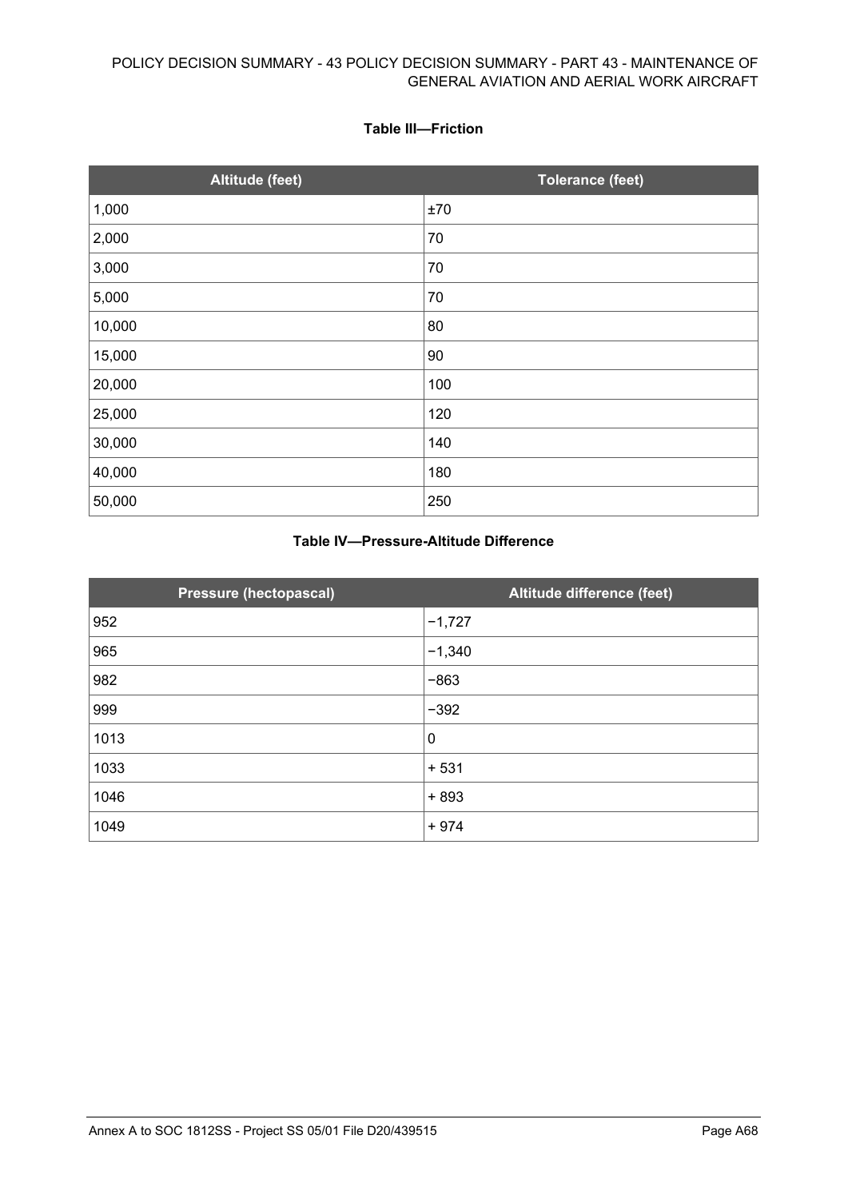**Table III—Friction**

| Altitude (feet) | Tolerance (feet) |
| --- | --- |
| 1,000 | ±70 |
| 2,000 | 70 |
| 3,000 | 70 |
| 5,000 | 70 |
| 10,000 | 80 |
| 15,000 | 90 |
| 20,000 | 100 |
| 25,000 | 120 |
| 30,000 | 140 |
| 40,000 | 180 |
| 50,000 | 250 |

**Table IV—Pressure-Altitude Difference**

| Pressure (hectopascal) | Altitude difference (feet) |
| --- | --- |
| 952 | −1,727 |
| 965 | −1,340 |
| 982 | −863 |
| 999 | −392 |
| 1013 | 0 |
| 1033 | + 531 |
| 1046 | + 893 |
| 1049 | + 974 |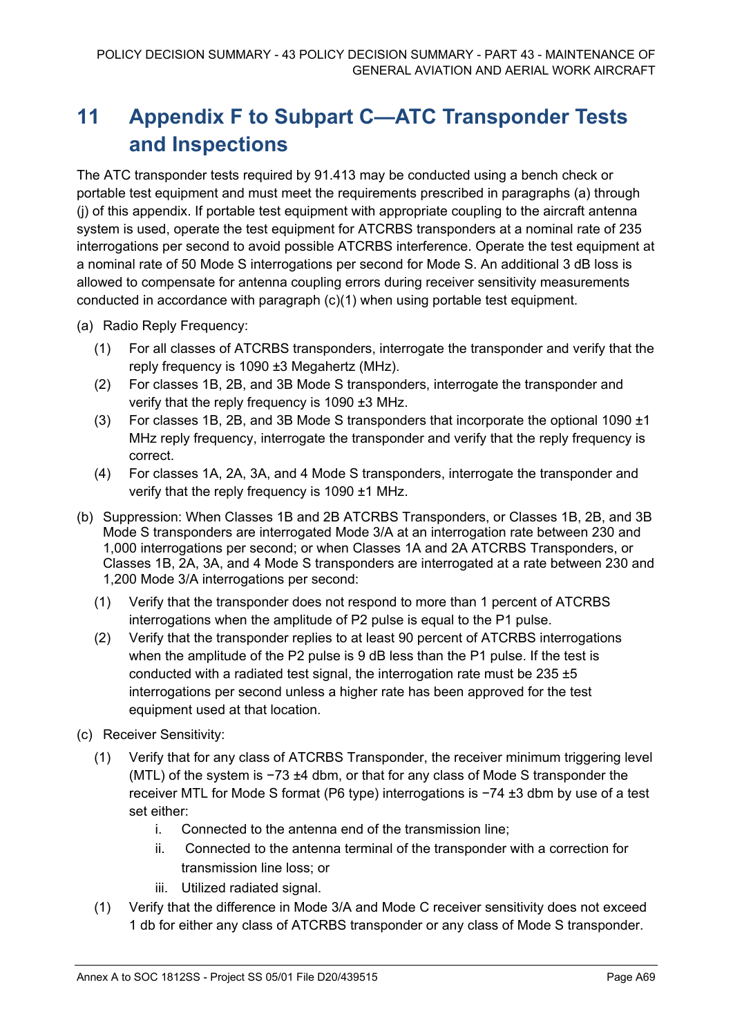# 11 Appendix F to Subpart C—ATC Transponder Tests and Inspections

The ATC transponder tests required by 91.413 may be conducted using a bench check or portable test equipment and must meet the requirements prescribed in paragraphs (a) through (j) of this appendix. If portable test equipment with appropriate coupling to the aircraft antenna system is used, operate the test equipment for ATCRBS transponders at a nominal rate of 235 interrogations per second to avoid possible ATCRBS interference. Operate the test equipment at a nominal rate of 50 Mode S interrogations per second for Mode S. An additional 3 dB loss is allowed to compensate for antenna coupling errors during receiver sensitivity measurements conducted in accordance with paragraph (c)(1) when using portable test equipment.

(a) Radio Reply Frequency:

- (1) For all classes of ATCRBS transponders, interrogate the transponder and verify that the reply frequency is 1090 ±3 Megahertz (MHz).
- (2) For classes 1B, 2B, and 3B Mode S transponders, interrogate the transponder and verify that the reply frequency is 1090 ±3 MHz.
- (3) For classes 1B, 2B, and 3B Mode S transponders that incorporate the optional 1090 ±1 MHz reply frequency, interrogate the transponder and verify that the reply frequency is correct.
- (4) For classes 1A, 2A, 3A, and 4 Mode S transponders, interrogate the transponder and verify that the reply frequency is 1090 ±1 MHz.

(b) Suppression: When Classes 1B and 2B ATCRBS Transponders, or Classes 1B, 2B, and 3B Mode S transponders are interrogated Mode 3/A at an interrogation rate between 230 and 1,000 interrogations per second; or when Classes 1A and 2A ATCRBS Transponders, or Classes 1B, 2A, 3A, and 4 Mode S transponders are interrogated at a rate between 230 and 1,200 Mode 3/A interrogations per second:

- (1) Verify that the transponder does not respond to more than 1 percent of ATCRBS interrogations when the amplitude of P2 pulse is equal to the P1 pulse.
- (2) Verify that the transponder replies to at least 90 percent of ATCRBS interrogations when the amplitude of the P2 pulse is 9 dB less than the P1 pulse. If the test is conducted with a radiated test signal, the interrogation rate must be 235 ±5 interrogations per second unless a higher rate has been approved for the test equipment used at that location.

(c) Receiver Sensitivity:

- (1) Verify that for any class of ATCRBS Transponder, the receiver minimum triggering level (MTL) of the system is −73 ±4 dbm, or that for any class of Mode S transponder the receiver MTL for Mode S format (P6 type) interrogations is −74 ±3 dbm by use of a test set either:
  - i. Connected to the antenna end of the transmission line;
  - ii. Connected to the antenna terminal of the transponder with a correction for transmission line loss; or
  - iii. Utilized radiated signal.
- (1) Verify that the difference in Mode 3/A and Mode C receiver sensitivity does not exceed 1 db for either any class of ATCRBS transponder or any class of Mode S transponder.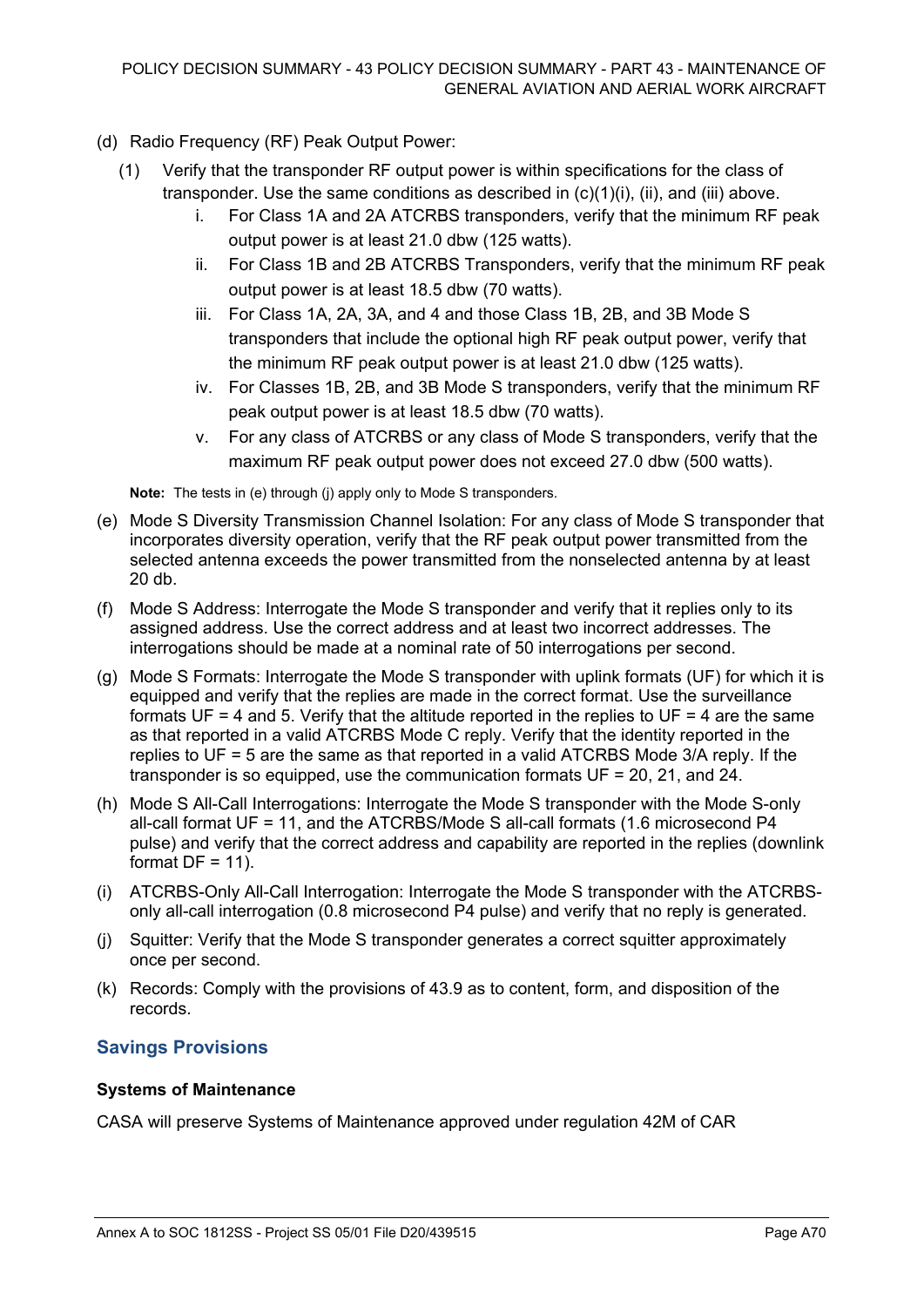(d) Radio Frequency (RF) Peak Output Power:

(1) Verify that the transponder RF output power is within specifications for the class of transponder. Use the same conditions as described in (c)(1)(i), (ii), and (iii) above.

i. For Class 1A and 2A ATCRBS transponders, verify that the minimum RF peak output power is at least 21.0 dbw (125 watts).

ii. For Class 1B and 2B ATCRBS Transponders, verify that the minimum RF peak output power is at least 18.5 dbw (70 watts).

iii. For Class 1A, 2A, 3A, and 4 and those Class 1B, 2B, and 3B Mode S transponders that include the optional high RF peak output power, verify that the minimum RF peak output power is at least 21.0 dbw (125 watts).

iv. For Classes 1B, 2B, and 3B Mode S transponders, verify that the minimum RF peak output power is at least 18.5 dbw (70 watts).

v. For any class of ATCRBS or any class of Mode S transponders, verify that the maximum RF peak output power does not exceed 27.0 dbw (500 watts).

**Note:** The tests in (e) through (j) apply only to Mode S transponders.

(e) Mode S Diversity Transmission Channel Isolation: For any class of Mode S transponder that incorporates diversity operation, verify that the RF peak output power transmitted from the selected antenna exceeds the power transmitted from the nonselected antenna by at least 20 db.

(f) Mode S Address: Interrogate the Mode S transponder and verify that it replies only to its assigned address. Use the correct address and at least two incorrect addresses. The interrogations should be made at a nominal rate of 50 interrogations per second.

(g) Mode S Formats: Interrogate the Mode S transponder with uplink formats (UF) for which it is equipped and verify that the replies are made in the correct format. Use the surveillance formats UF = 4 and 5. Verify that the altitude reported in the replies to UF = 4 are the same as that reported in a valid ATCRBS Mode C reply. Verify that the identity reported in the replies to UF = 5 are the same as that reported in a valid ATCRBS Mode 3/A reply. If the transponder is so equipped, use the communication formats UF = 20, 21, and 24.

(h) Mode S All-Call Interrogations: Interrogate the Mode S transponder with the Mode S-only all-call format UF = 11, and the ATCRBS/Mode S all-call formats (1.6 microsecond P4 pulse) and verify that the correct address and capability are reported in the replies (downlink format DF = 11).

(i) ATCRBS-Only All-Call Interrogation: Interrogate the Mode S transponder with the ATCRBS-only all-call interrogation (0.8 microsecond P4 pulse) and verify that no reply is generated.

(j) Squitter: Verify that the Mode S transponder generates a correct squitter approximately once per second.

(k) Records: Comply with the provisions of 43.9 as to content, form, and disposition of the records.

## Savings Provisions

### Systems of Maintenance

CASA will preserve Systems of Maintenance approved under regulation 42M of CAR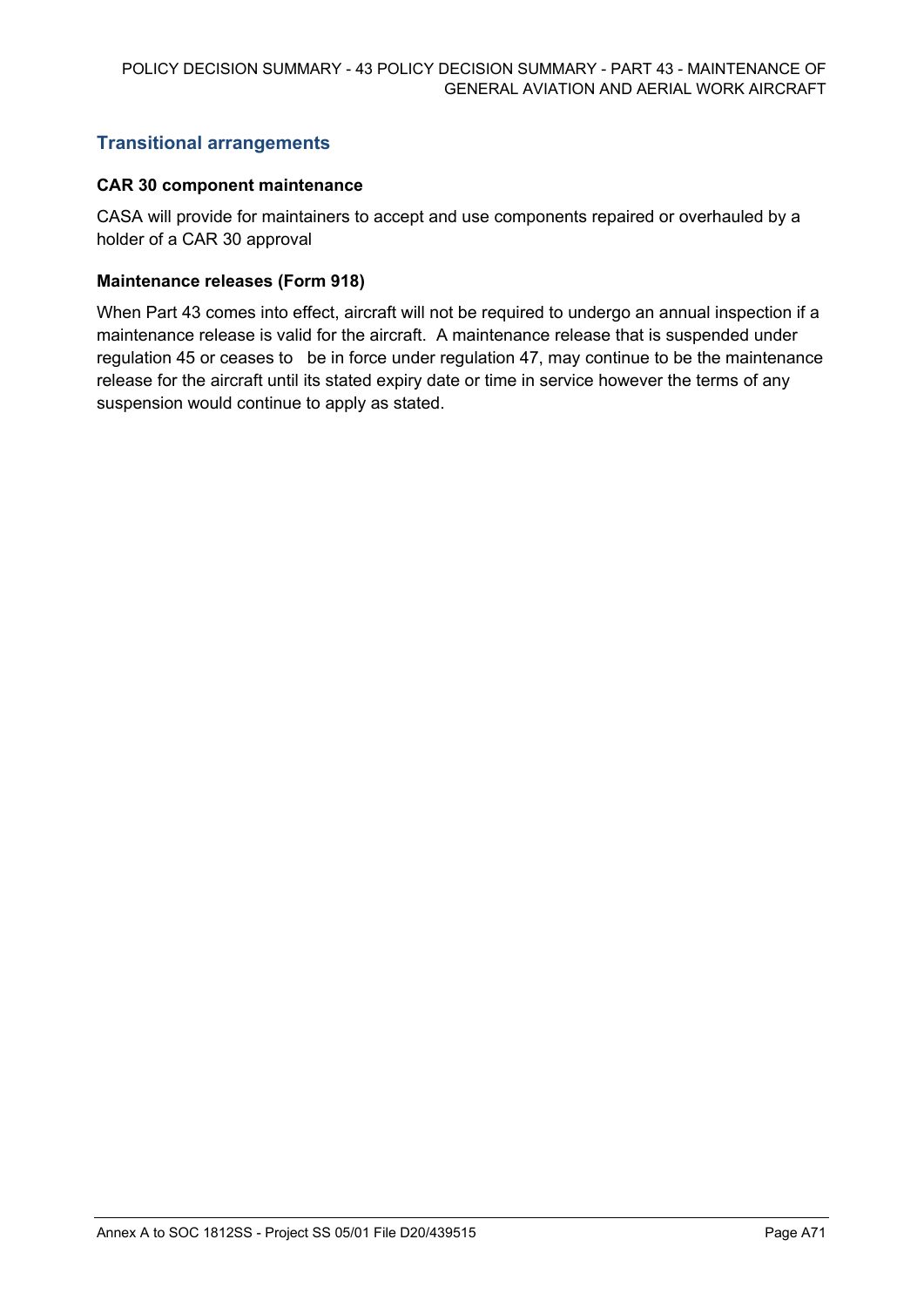## Transitional arrangements

### CAR 30 component maintenance

CASA will provide for maintainers to accept and use components repaired or overhauled by a holder of a CAR 30 approval

### Maintenance releases (Form 918)

When Part 43 comes into effect, aircraft will not be required to undergo an annual inspection if a maintenance release is valid for the aircraft. A maintenance release that is suspended under regulation 45 or ceases to be in force under regulation 47, may continue to be the maintenance release for the aircraft until its stated expiry date or time in service however the terms of any suspension would continue to apply as stated.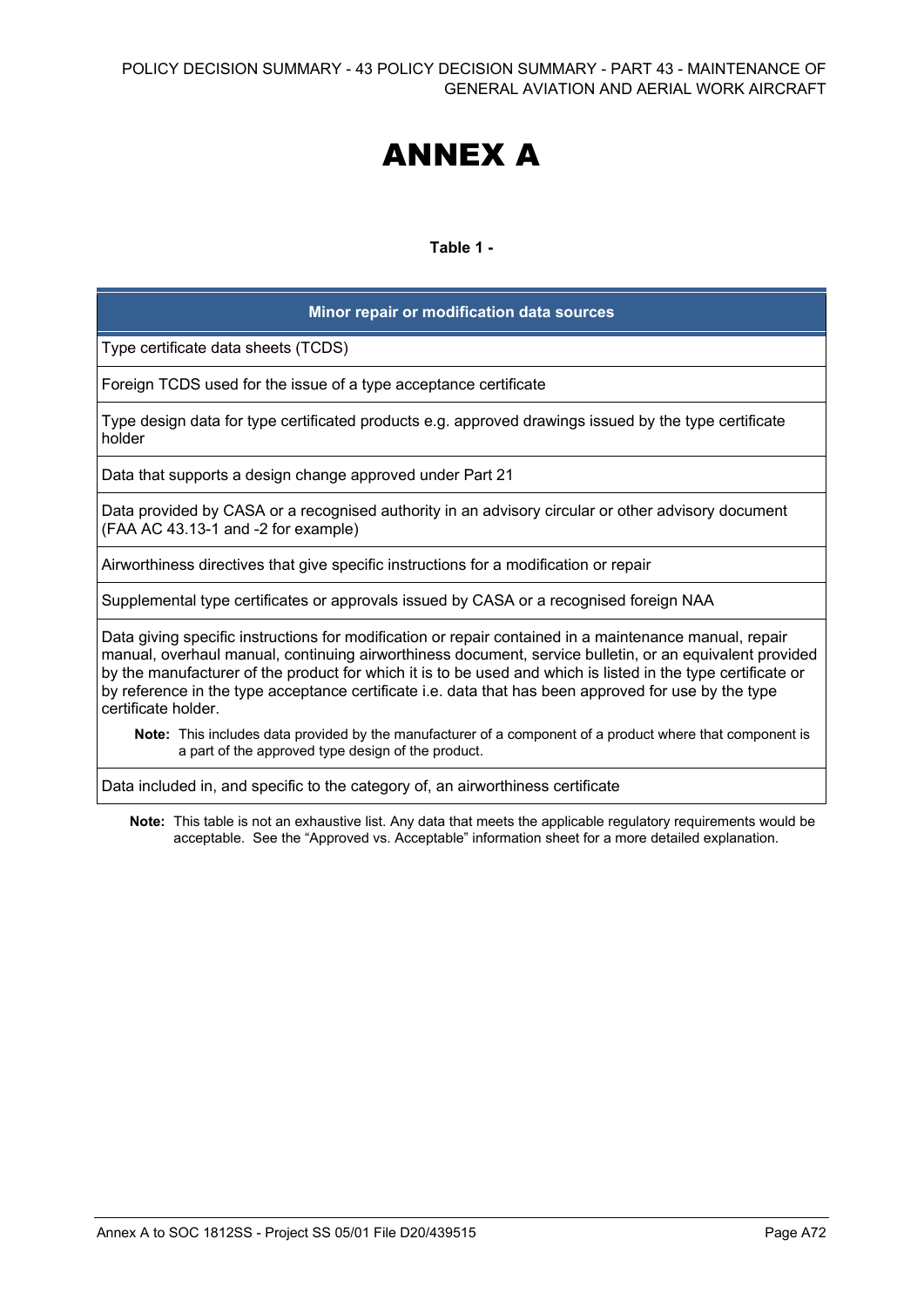# ANNEX A

**Table 1 -**

| Minor repair or modification data sources |
|---|
| Type certificate data sheets (TCDS) |
| Foreign TCDS used for the issue of a type acceptance certificate |
| Type design data for type certificated products e.g. approved drawings issued by the type certificate holder |
| Data that supports a design change approved under Part 21 |
| Data provided by CASA or a recognised authority in an advisory circular or other advisory document (FAA AC 43.13-1 and -2 for example) |
| Airworthiness directives that give specific instructions for a modification or repair |
| Supplemental type certificates or approvals issued by CASA or a recognised foreign NAA |
| Data giving specific instructions for modification or repair contained in a maintenance manual, repair manual, overhaul manual, continuing airworthiness document, service bulletin, or an equivalent provided by the manufacturer of the product for which it is to be used and which is listed in the type certificate or by reference in the type acceptance certificate i.e. data that has been approved for use by the type certificate holder. **Note:** This includes data provided by the manufacturer of a component of a product where that component is a part of the approved type design of the product. |
| Data included in, and specific to the category of, an airworthiness certificate |

**Note:** This table is not an exhaustive list. Any data that meets the applicable regulatory requirements would be acceptable. See the "Approved vs. Acceptable" information sheet for a more detailed explanation.